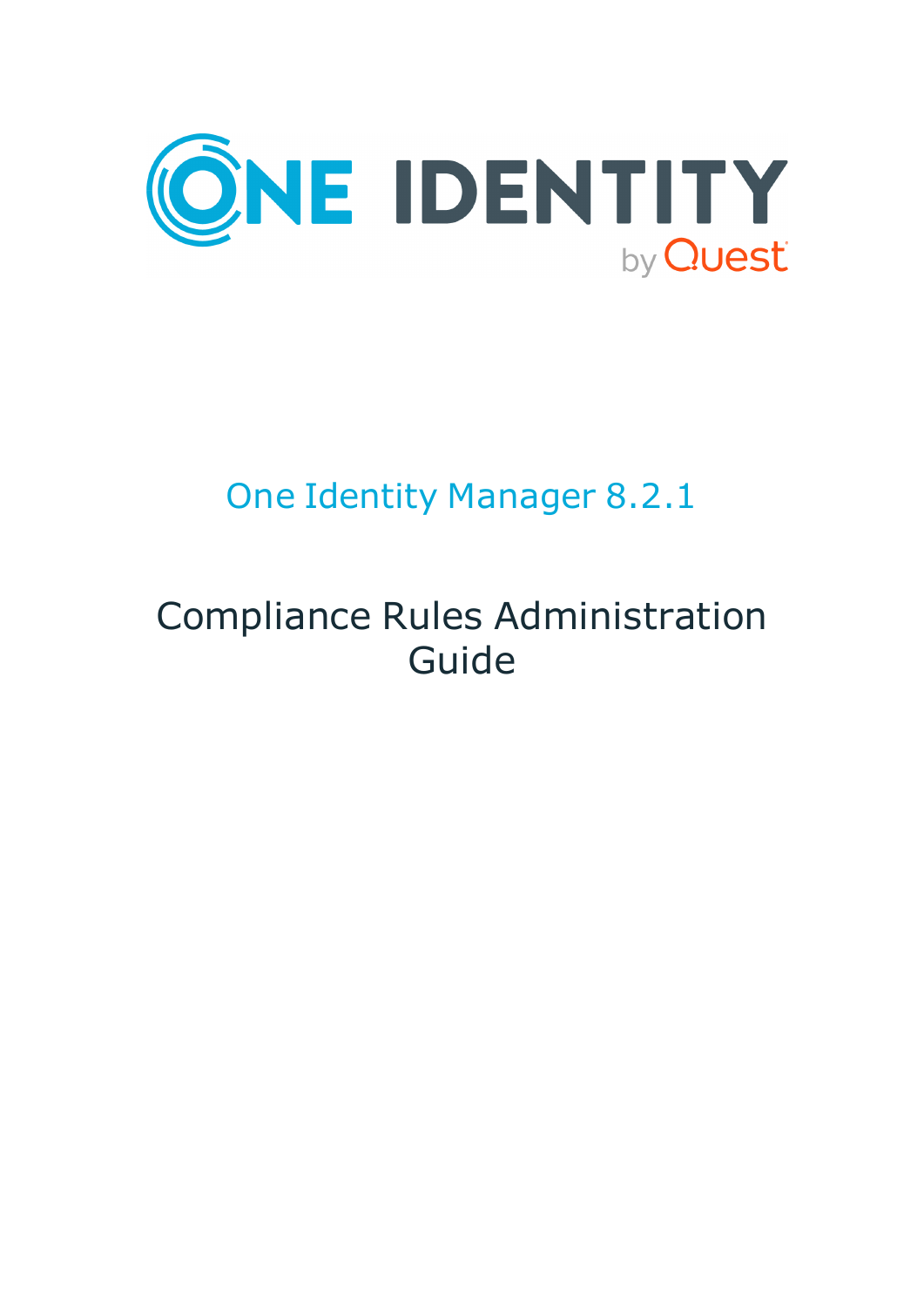# One Identity Manager 8.2.1

# Compliance Rules Administration Guide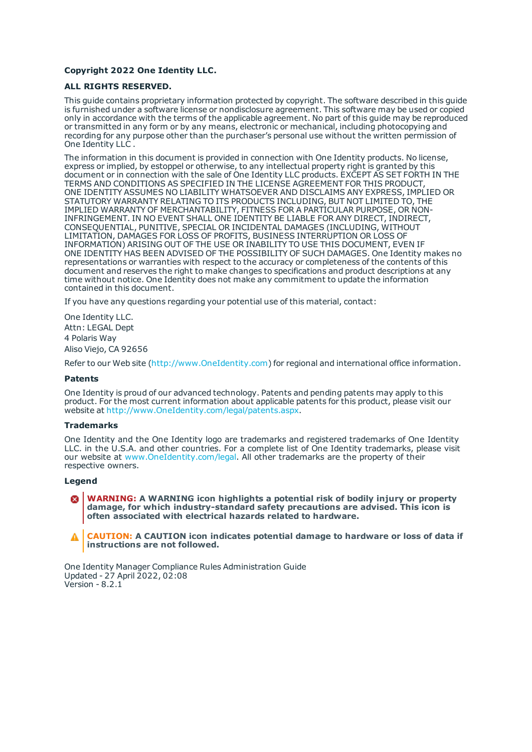**Copyright 2022 One Identity LLC.**

**ALL RIGHTS RESERVED.**

This guide contains proprietary information protected by copyright. The software described in this guide is furnished under a software license or nondisclosure agreement. This software may be used or copied only in accordance with the terms of the applicable agreement. No part of this guide may be reproduced or transmitted in any form or by any means, electronic or mechanical, including photocopying and recording for any purpose other than the purchaser's personal use without the written permission of One Identity LLC .

The information in this document is provided in connection with One Identity products. No license, express or implied, by estoppel or otherwise, to any intellectual property right is granted by this document or in connection with the sale of One Identity LLC products. EXCEPT AS SET FORTH IN THE TERMS AND CONDITIONS AS SPECIFIED IN THE LICENSE AGREEMENT FOR THIS PRODUCT, ONE IDENTITY ASSUMES NO LIABILITY WHATSOEVER AND DISCLAIMS ANY EXPRESS, IMPLIED OR STATUTORY WARRANTY RELATING TO ITS PRODUCTS INCLUDING, BUT NOT LIMITED TO, THE IMPLIED WARRANTY OF MERCHANTABILITY, FITNESS FOR A PARTICULAR PURPOSE, OR NON-INFRINGEMENT. IN NO EVENT SHALL ONE IDENTITY BE LIABLE FOR ANY DIRECT, INDIRECT, CONSEQUENTIAL, PUNITIVE, SPECIAL OR INCIDENTAL DAMAGES (INCLUDING, WITHOUT LIMITATION, DAMAGES FOR LOSS OF PROFITS, BUSINESS INTERRUPTION OR LOSS OF INFORMATION) ARISING OUT OF THE USE OR INABILITY TO USE THIS DOCUMENT, EVEN IF ONE IDENTITY HAS BEEN ADVISED OF THE POSSIBILITY OF SUCH DAMAGES. One Identity makes no representations or warranties with respect to the accuracy or completeness of the contents of this document and reserves the right to make changes to specifications and product descriptions at any time without notice. One Identity does not make any commitment to update the information contained in this document.

If you have any questions regarding your potential use of this material, contact:

One Identity LLC.
Attn: LEGAL Dept
4 Polaris Way
Aliso Viejo, CA 92656

Refer to our Web site (http://www.OneIdentity.com) for regional and international office information.

### Patents

One Identity is proud of our advanced technology. Patents and pending patents may apply to this product. For the most current information about applicable patents for this product, please visit our website at http://www.OneIdentity.com/legal/patents.aspx.

### Trademarks

One Identity and the One Identity logo are trademarks and registered trademarks of One Identity LLC. in the U.S.A. and other countries. For a complete list of One Identity trademarks, please visit our website at www.OneIdentity.com/legal. All other trademarks are the property of their respective owners.

### Legend

**WARNING: A WARNING icon highlights a potential risk of bodily injury or property damage, for which industry-standard safety precautions are advised. This icon is often associated with electrical hazards related to hardware.**

**CAUTION: A CAUTION icon indicates potential damage to hardware or loss of data if instructions are not followed.**

One Identity Manager Compliance Rules Administration Guide
Updated - 27 April 2022, 02:08
Version - 8.2.1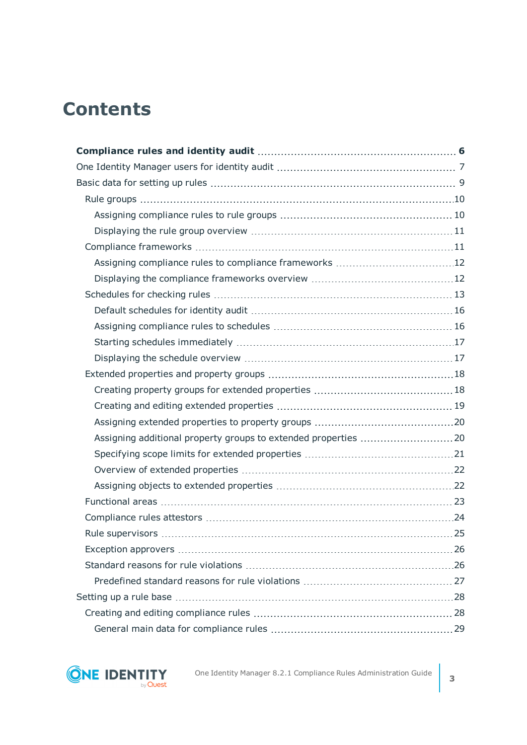# Contents

**Compliance rules and identity audit** 6

One Identity Manager users for identity audit 7

Basic data for setting up rules 9

- Rule groups 10
  - Assigning compliance rules to rule groups 10
  - Displaying the rule group overview 11
- Compliance frameworks 11
  - Assigning compliance rules to compliance frameworks 12
  - Displaying the compliance frameworks overview 12
- Schedules for checking rules 13
  - Default schedules for identity audit 16
  - Assigning compliance rules to schedules 16
  - Starting schedules immediately 17
  - Displaying the schedule overview 17
- Extended properties and property groups 18
  - Creating property groups for extended properties 18
  - Creating and editing extended properties 19
  - Assigning extended properties to property groups 20
  - Assigning additional property groups to extended properties 20
  - Specifying scope limits for extended properties 21
  - Overview of extended properties 22
  - Assigning objects to extended properties 22
- Functional areas 23
- Compliance rules attestors 24
- Rule supervisors 25
- Exception approvers 26
- Standard reasons for rule violations 26
  - Predefined standard reasons for rule violations 27

Setting up a rule base 28

- Creating and editing compliance rules 28
  - General main data for compliance rules 29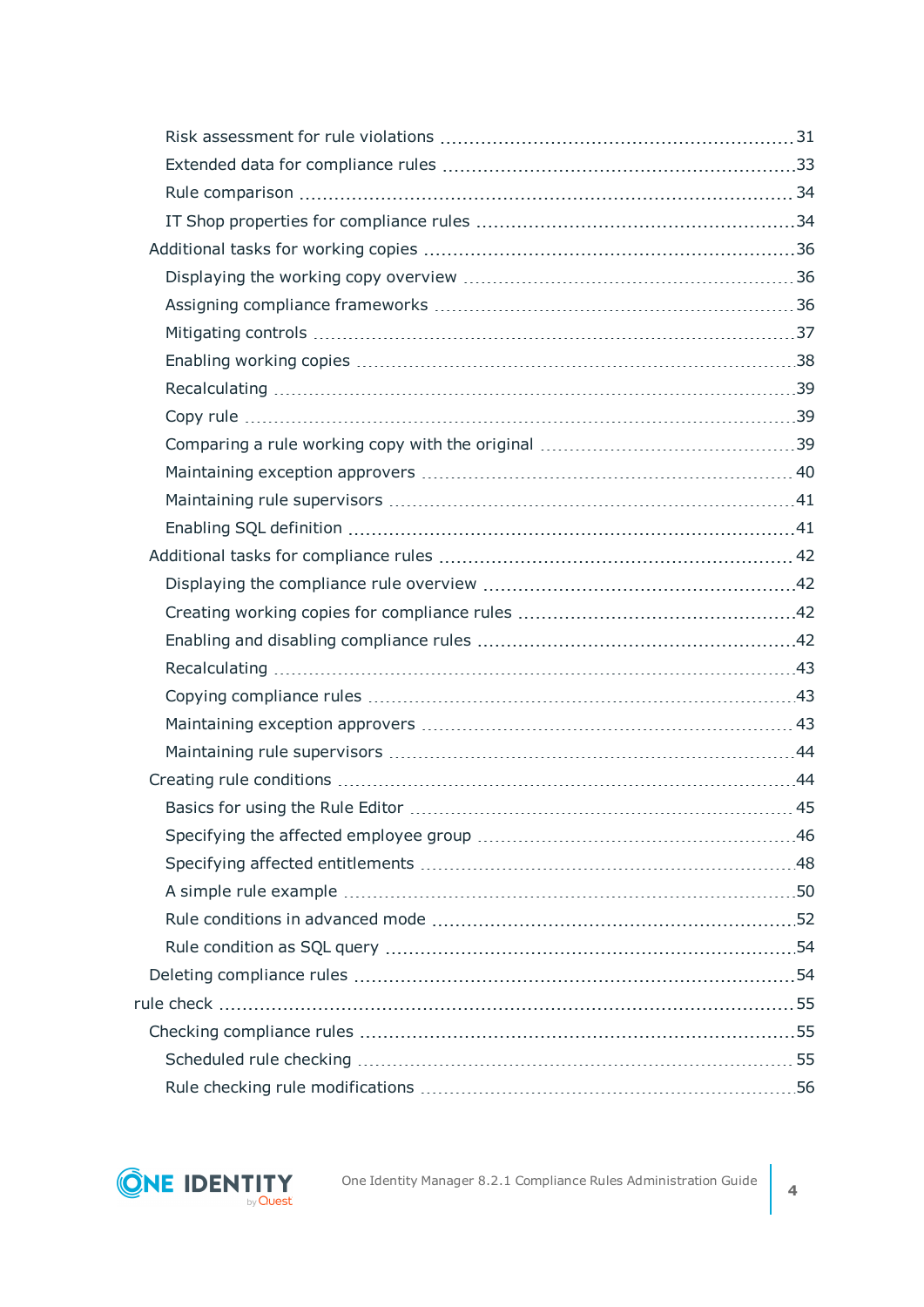- Risk assessment for rule violations ... 31
- Extended data for compliance rules ... 33
- Rule comparison ... 34
- IT Shop properties for compliance rules ... 34
- Additional tasks for working copies ... 36
  - Displaying the working copy overview ... 36
  - Assigning compliance frameworks ... 36
  - Mitigating controls ... 37
  - Enabling working copies ... 38
  - Recalculating ... 39
  - Copy rule ... 39
  - Comparing a rule working copy with the original ... 39
  - Maintaining exception approvers ... 40
  - Maintaining rule supervisors ... 41
  - Enabling SQL definition ... 41
- Additional tasks for compliance rules ... 42
  - Displaying the compliance rule overview ... 42
  - Creating working copies for compliance rules ... 42
  - Enabling and disabling compliance rules ... 42
  - Recalculating ... 43
  - Copying compliance rules ... 43
  - Maintaining exception approvers ... 43
  - Maintaining rule supervisors ... 44
- Creating rule conditions ... 44
  - Basics for using the Rule Editor ... 45
  - Specifying the affected employee group ... 46
  - Specifying affected entitlements ... 48
  - A simple rule example ... 50
  - Rule conditions in advanced mode ... 52
  - Rule condition as SQL query ... 54
- Deleting compliance rules ... 54

rule check ... 55

- Checking compliance rules ... 55
  - Scheduled rule checking ... 55
  - Rule checking rule modifications ... 56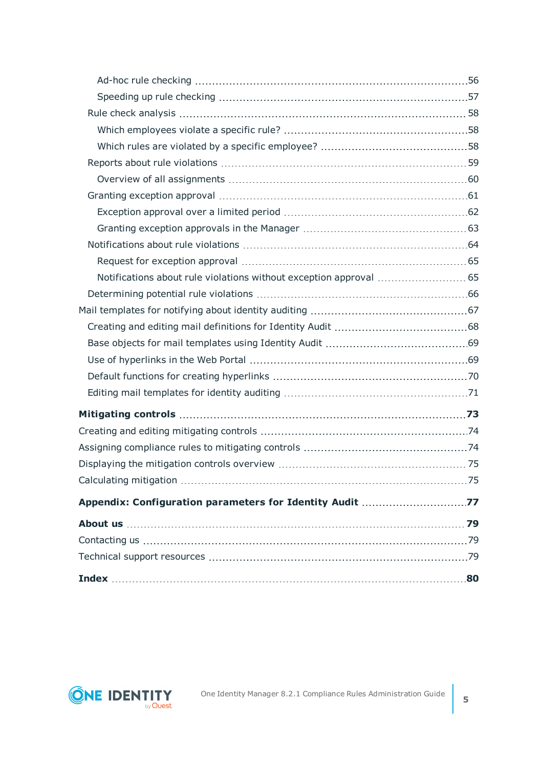- Ad-hoc rule checking ... 56
- Speeding up rule checking ... 57
- Rule check analysis ... 58
  - Which employees violate a specific rule? ... 58
  - Which rules are violated by a specific employee? ... 58
- Reports about rule violations ... 59
  - Overview of all assignments ... 60
- Granting exception approval ... 61
  - Exception approval over a limited period ... 62
  - Granting exception approvals in the Manager ... 63
- Notifications about rule violations ... 64
  - Request for exception approval ... 65
  - Notifications about rule violations without exception approval ... 65
- Determining potential rule violations ... 66

Mail templates for notifying about identity auditing ... 67

- Creating and editing mail definitions for Identity Audit ... 68
- Base objects for mail templates using Identity Audit ... 69
- Use of hyperlinks in the Web Portal ... 69
- Default functions for creating hyperlinks ... 70
- Editing mail templates for identity auditing ... 71

**Mitigating controls ... 73**

Creating and editing mitigating controls ... 74

Assigning compliance rules to mitigating controls ... 74

Displaying the mitigation controls overview ... 75

Calculating mitigation ... 75

**Appendix: Configuration parameters for Identity Audit ... 77**

**About us ... 79**

Contacting us ... 79

Technical support resources ... 79

**Index ... 80**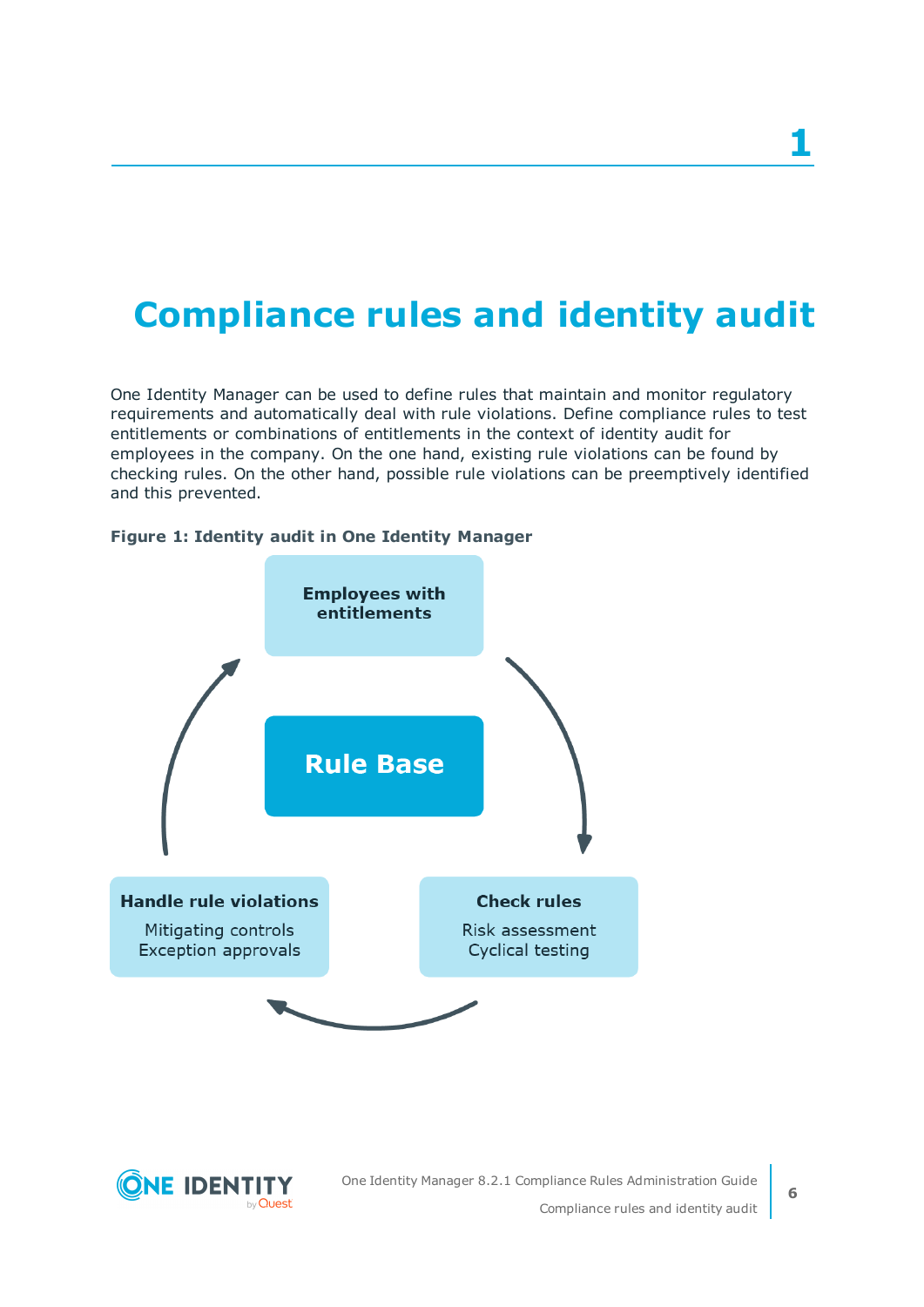# 1 Compliance rules and identity audit

One Identity Manager can be used to define rules that maintain and monitor regulatory requirements and automatically deal with rule violations. Define compliance rules to test entitlements or combinations of entitlements in the context of identity audit for employees in the company. On the one hand, existing rule violations can be found by checking rules. On the other hand, possible rule violations can be preemptively identified and this prevented.

**Figure 1: Identity audit in One Identity Manager**

**Employees with entitlements**

**Rule Base**

**Handle rule violations**

Mitigating controls
Exception approvals

**Check rules**

Risk assessment
Cyclical testing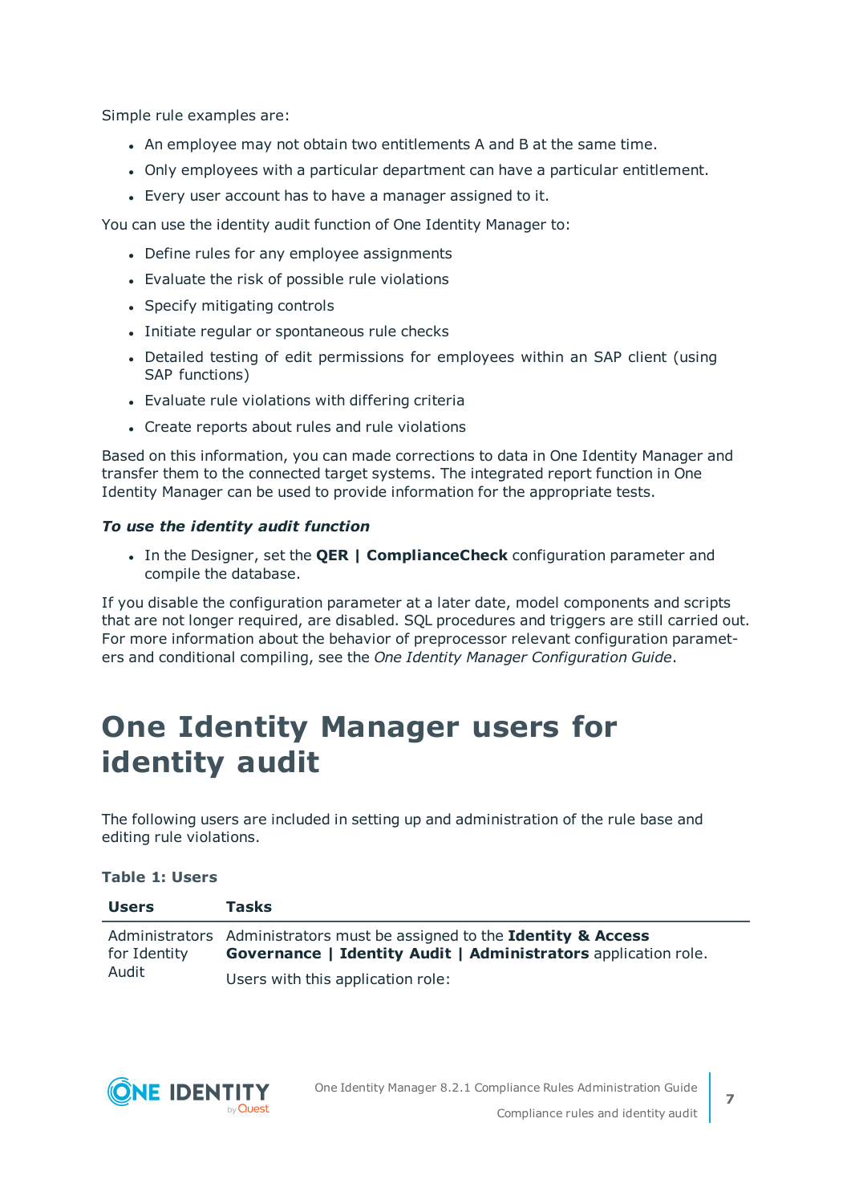Simple rule examples are:

- An employee may not obtain two entitlements A and B at the same time.
- Only employees with a particular department can have a particular entitlement.
- Every user account has to have a manager assigned to it.

You can use the identity audit function of One Identity Manager to:

- Define rules for any employee assignments
- Evaluate the risk of possible rule violations
- Specify mitigating controls
- Initiate regular or spontaneous rule checks
- Detailed testing of edit permissions for employees within an SAP client (using SAP functions)
- Evaluate rule violations with differing criteria
- Create reports about rules and rule violations

Based on this information, you can made corrections to data in One Identity Manager and transfer them to the connected target systems. The integrated report function in One Identity Manager can be used to provide information for the appropriate tests.

***To use the identity audit function***

- In the Designer, set the **QER | ComplianceCheck** configuration parameter and compile the database.

If you disable the configuration parameter at a later date, model components and scripts that are not longer required, are disabled. SQL procedures and triggers are still carried out. For more information about the behavior of preprocessor relevant configuration parameters and conditional compiling, see the *One Identity Manager Configuration Guide*.

# One Identity Manager users for identity audit

The following users are included in setting up and administration of the rule base and editing rule violations.

**Table 1: Users**

| Users | Tasks |
|---|---|
| Administrators for Identity Audit | Administrators must be assigned to the **Identity & Access Governance \| Identity Audit \| Administrators** application role.<br><br>Users with this application role: |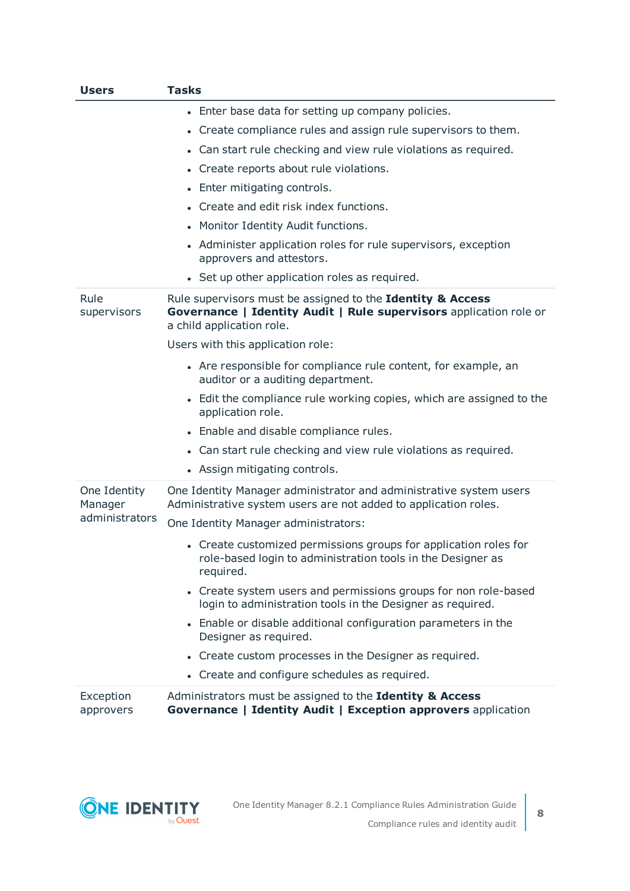| Users | Tasks |
|---|---|
| | • Enter base data for setting up company policies.<br>• Create compliance rules and assign rule supervisors to them.<br>• Can start rule checking and view rule violations as required.<br>• Create reports about rule violations.<br>• Enter mitigating controls.<br>• Create and edit risk index functions.<br>• Monitor Identity Audit functions.<br>• Administer application roles for rule supervisors, exception approvers and attestors.<br>• Set up other application roles as required. |
| Rule supervisors | Rule supervisors must be assigned to the **Identity & Access Governance \| Identity Audit \| Rule supervisors** application role or a child application role.<br>Users with this application role:<br>• Are responsible for compliance rule content, for example, an auditor or a auditing department.<br>• Edit the compliance rule working copies, which are assigned to the application role.<br>• Enable and disable compliance rules.<br>• Can start rule checking and view rule violations as required.<br>• Assign mitigating controls. |
| One Identity Manager administrators | One Identity Manager administrator and administrative system users Administrative system users are not added to application roles.<br>One Identity Manager administrators:<br>• Create customized permissions groups for application roles for role-based login to administration tools in the Designer as required.<br>• Create system users and permissions groups for non role-based login to administration tools in the Designer as required.<br>• Enable or disable additional configuration parameters in the Designer as required.<br>• Create custom processes in the Designer as required.<br>• Create and configure schedules as required. |
| Exception approvers | Administrators must be assigned to the **Identity & Access Governance \| Identity Audit \| Exception approvers** application |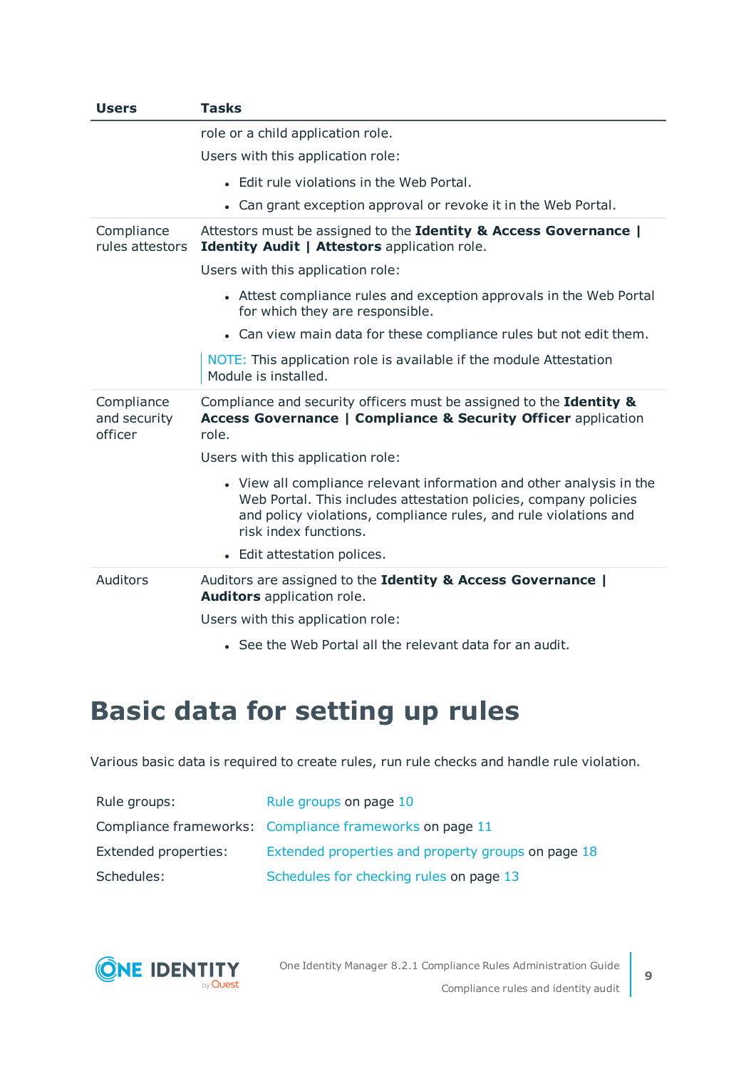| Users | Tasks |
|---|---|
| | role or a child application role.<br><br>Users with this application role:<br><br>- Edit rule violations in the Web Portal.<br>- Can grant exception approval or revoke it in the Web Portal. |
| Compliance rules attestors | Attestors must be assigned to the **Identity & Access Governance \| Identity Audit \| Attestors** application role.<br><br>Users with this application role:<br><br>- Attest compliance rules and exception approvals in the Web Portal for which they are responsible.<br>- Can view main data for these compliance rules but not edit them.<br><br>NOTE: This application role is available if the module Attestation Module is installed. |
| Compliance and security officer | Compliance and security officers must be assigned to the **Identity & Access Governance \| Compliance & Security Officer** application role.<br><br>Users with this application role:<br><br>- View all compliance relevant information and other analysis in the Web Portal. This includes attestation policies, company policies and policy violations, compliance rules, and rule violations and risk index functions.<br>- Edit attestation polices. |
| Auditors | Auditors are assigned to the **Identity & Access Governance \| Auditors** application role.<br><br>Users with this application role:<br><br>- See the Web Portal all the relevant data for an audit. |

# Basic data for setting up rules

Various basic data is required to create rules, run rule checks and handle rule violation.

| | |
|---|---|
| Rule groups: | Rule groups on page 10 |
| Compliance frameworks: | Compliance frameworks on page 11 |
| Extended properties: | Extended properties and property groups on page 18 |
| Schedules: | Schedules for checking rules on page 13 |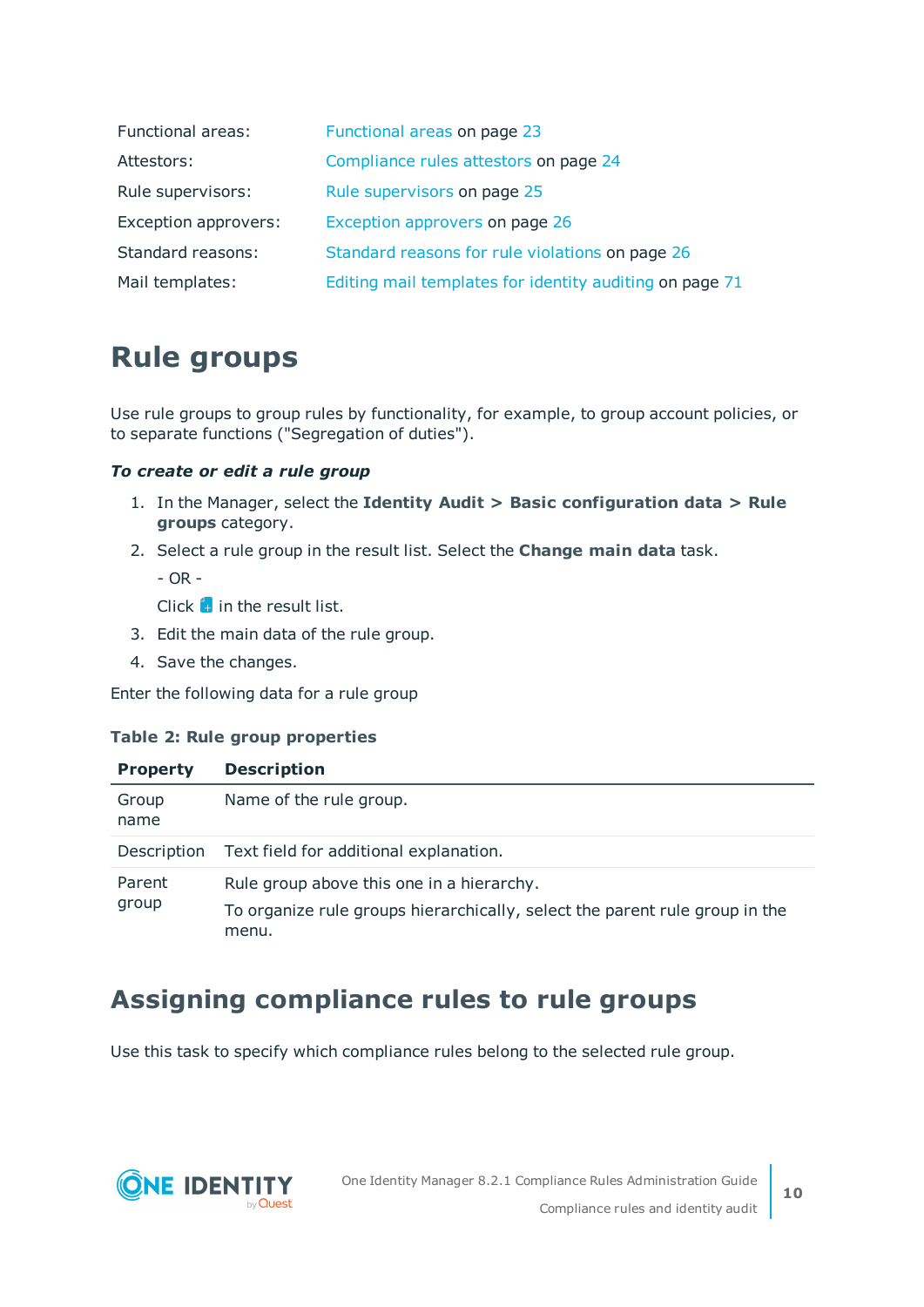| | |
|---|---|
| Functional areas: | Functional areas on page 23 |
| Attestors: | Compliance rules attestors on page 24 |
| Rule supervisors: | Rule supervisors on page 25 |
| Exception approvers: | Exception approvers on page 26 |
| Standard reasons: | Standard reasons for rule violations on page 26 |
| Mail templates: | Editing mail templates for identity auditing on page 71 |

# Rule groups

Use rule groups to group rules by functionality, for example, to group account policies, or to separate functions ("Segregation of duties").

***To create or edit a rule group***

1. In the Manager, select the **Identity Audit > Basic configuration data > Rule groups** category.
2. Select a rule group in the result list. Select the **Change main data** task.

   - OR -

   Click in the result list.
3. Edit the main data of the rule group.
4. Save the changes.

Enter the following data for a rule group

**Table 2: Rule group properties**

| Property | Description |
|---|---|
| Group name | Name of the rule group. |
| Description | Text field for additional explanation. |
| Parent group | Rule group above this one in a hierarchy.<br>To organize rule groups hierarchically, select the parent rule group in the menu. |

## Assigning compliance rules to rule groups

Use this task to specify which compliance rules belong to the selected rule group.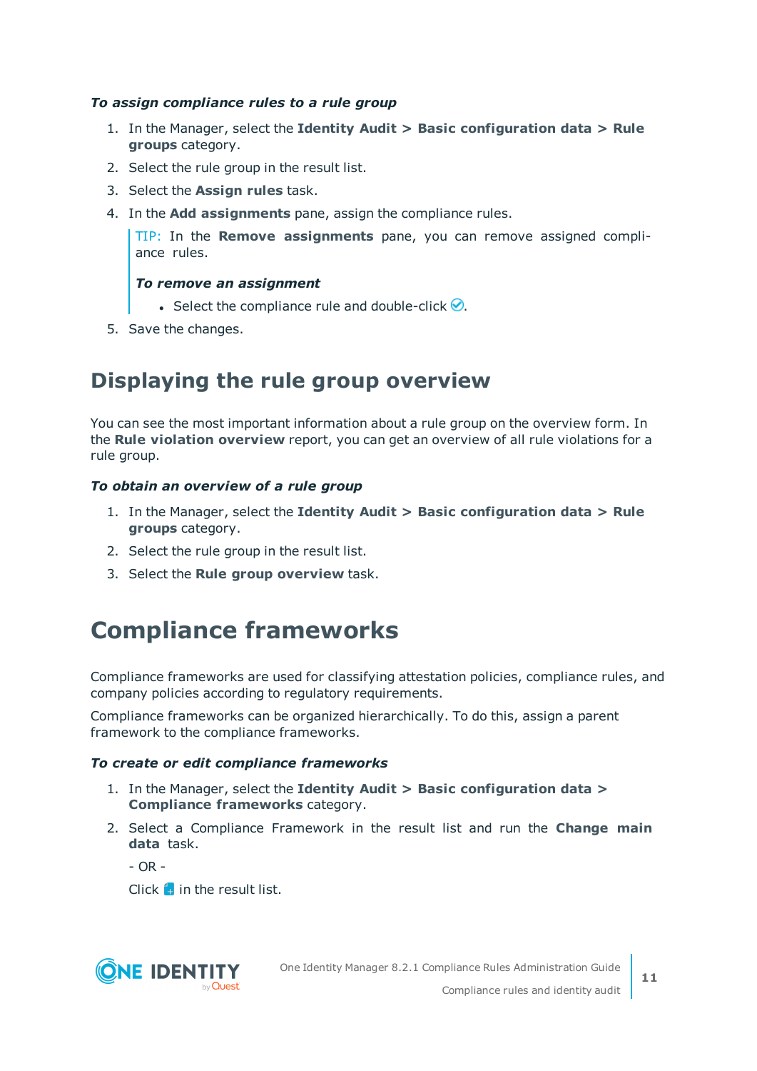***To assign compliance rules to a rule group***

1. In the Manager, select the **Identity Audit > Basic configuration data > Rule groups** category.
2. Select the rule group in the result list.
3. Select the **Assign rules** task.
4. In the **Add assignments** pane, assign the compliance rules.

   TIP: In the **Remove assignments** pane, you can remove assigned compliance rules.

   ***To remove an assignment***

   - Select the compliance rule and double-click ✓.
5. Save the changes.

## Displaying the rule group overview

You can see the most important information about a rule group on the overview form. In the **Rule violation overview** report, you can get an overview of all rule violations for a rule group.

***To obtain an overview of a rule group***

1. In the Manager, select the **Identity Audit > Basic configuration data > Rule groups** category.
2. Select the rule group in the result list.
3. Select the **Rule group overview** task.

# Compliance frameworks

Compliance frameworks are used for classifying attestation policies, compliance rules, and company policies according to regulatory requirements.

Compliance frameworks can be organized hierarchically. To do this, assign a parent framework to the compliance frameworks.

***To create or edit compliance frameworks***

1. In the Manager, select the **Identity Audit > Basic configuration data > Compliance frameworks** category.
2. Select a Compliance Framework in the result list and run the **Change main data** task.

   - OR -

   Click in the result list.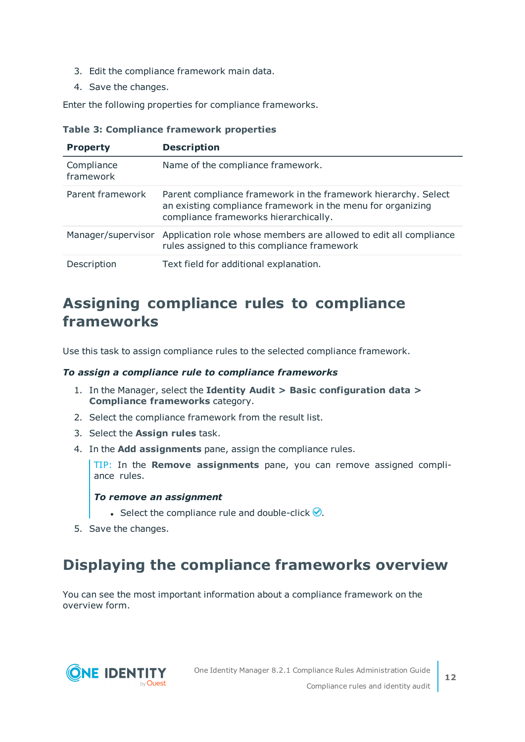3. Edit the compliance framework main data.
4. Save the changes.

Enter the following properties for compliance frameworks.

**Table 3: Compliance framework properties**

| Property | Description |
| --- | --- |
| Compliance framework | Name of the compliance framework. |
| Parent framework | Parent compliance framework in the framework hierarchy. Select an existing compliance framework in the menu for organizing compliance frameworks hierarchically. |
| Manager/supervisor | Application role whose members are allowed to edit all compliance rules assigned to this compliance framework |
| Description | Text field for additional explanation. |

## Assigning compliance rules to compliance frameworks

Use this task to assign compliance rules to the selected compliance framework.

***To assign a compliance rule to compliance frameworks***

1. In the Manager, select the **Identity Audit > Basic configuration data > Compliance frameworks** category.
2. Select the compliance framework from the result list.
3. Select the **Assign rules** task.
4. In the **Add assignments** pane, assign the compliance rules.

   TIP: In the **Remove assignments** pane, you can remove assigned compliance rules.

   ***To remove an assignment***

   - Select the compliance rule and double-click ✅.
5. Save the changes.

## Displaying the compliance frameworks overview

You can see the most important information about a compliance framework on the overview form.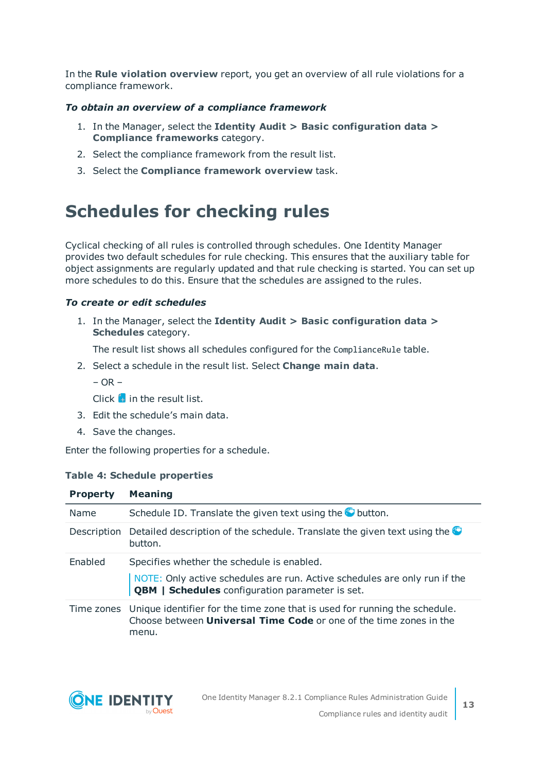In the **Rule violation overview** report, you get an overview of all rule violations for a compliance framework.

***To obtain an overview of a compliance framework***

1. In the Manager, select the **Identity Audit > Basic configuration data > Compliance frameworks** category.
2. Select the compliance framework from the result list.
3. Select the **Compliance framework overview** task.

# Schedules for checking rules

Cyclical checking of all rules is controlled through schedules. One Identity Manager provides two default schedules for rule checking. This ensures that the auxiliary table for object assignments are regularly updated and that rule checking is started. You can set up more schedules to do this. Ensure that the schedules are assigned to the rules.

***To create or edit schedules***

1. In the Manager, select the **Identity Audit > Basic configuration data > Schedules** category.

   The result list shows all schedules configured for the `ComplianceRule` table.
2. Select a schedule in the result list. Select **Change main data**.

   – OR –

   Click in the result list.
3. Edit the schedule's main data.
4. Save the changes.

Enter the following properties for a schedule.

**Table 4: Schedule properties**

| Property | Meaning |
|---|---|
| Name | Schedule ID. Translate the given text using the button. |
| Description | Detailed description of the schedule. Translate the given text using the button. |
| Enabled | Specifies whether the schedule is enabled. NOTE: Only active schedules are run. Active schedules are only run if the **QBM \| Schedules** configuration parameter is set. |
| Time zones | Unique identifier for the time zone that is used for running the schedule. Choose between **Universal Time Code** or one of the time zones in the menu. |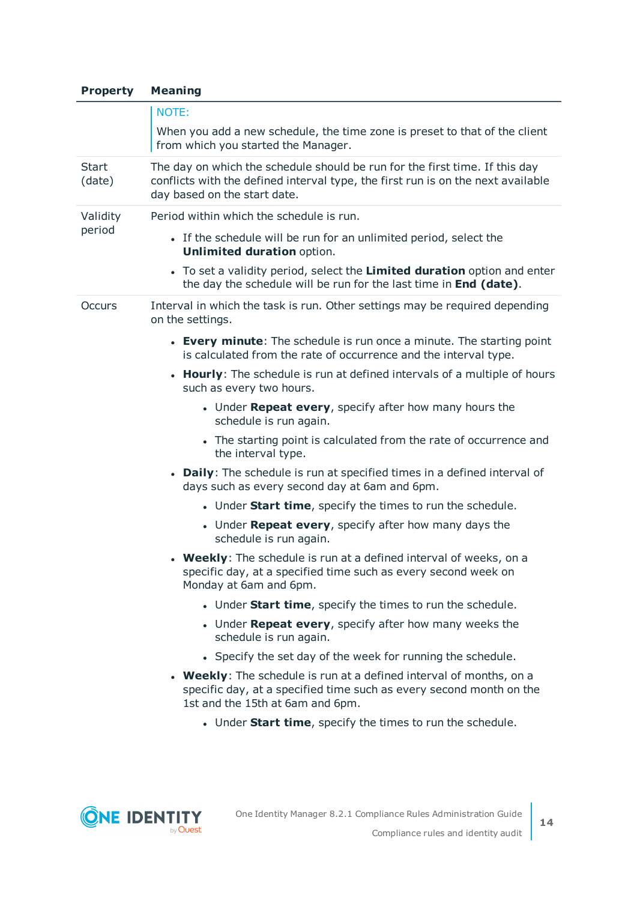| Property | Meaning |
| --- | --- |
| | NOTE:<br><br>When you add a new schedule, the time zone is preset to that of the client from which you started the Manager. |
| Start (date) | The day on which the schedule should be run for the first time. If this day conflicts with the defined interval type, the first run is on the next available day based on the start date. |
| Validity period | Period within which the schedule is run.<br><br>• If the schedule will be run for an unlimited period, select the **Unlimited duration** option.<br>• To set a validity period, select the **Limited duration** option and enter the day the schedule will be run for the last time in **End (date)**. |
| Occurs | Interval in which the task is run. Other settings may be required depending on the settings.<br><br>• **Every minute**: The schedule is run once a minute. The starting point is calculated from the rate of occurrence and the interval type.<br>• **Hourly**: The schedule is run at defined intervals of a multiple of hours such as every two hours.<br>&nbsp;&nbsp;&nbsp;&nbsp;• Under **Repeat every**, specify after how many hours the schedule is run again.<br>&nbsp;&nbsp;&nbsp;&nbsp;• The starting point is calculated from the rate of occurrence and the interval type.<br>• **Daily**: The schedule is run at specified times in a defined interval of days such as every second day at 6am and 6pm.<br>&nbsp;&nbsp;&nbsp;&nbsp;• Under **Start time**, specify the times to run the schedule.<br>&nbsp;&nbsp;&nbsp;&nbsp;• Under **Repeat every**, specify after how many days the schedule is run again.<br>• **Weekly**: The schedule is run at a defined interval of weeks, on a specific day, at a specified time such as every second week on Monday at 6am and 6pm.<br>&nbsp;&nbsp;&nbsp;&nbsp;• Under **Start time**, specify the times to run the schedule.<br>&nbsp;&nbsp;&nbsp;&nbsp;• Under **Repeat every**, specify after how many weeks the schedule is run again.<br>&nbsp;&nbsp;&nbsp;&nbsp;• Specify the set day of the week for running the schedule.<br>• **Weekly**: The schedule is run at a defined interval of months, on a specific day, at a specified time such as every second month on the 1st and the 15th at 6am and 6pm.<br>&nbsp;&nbsp;&nbsp;&nbsp;• Under **Start time**, specify the times to run the schedule. |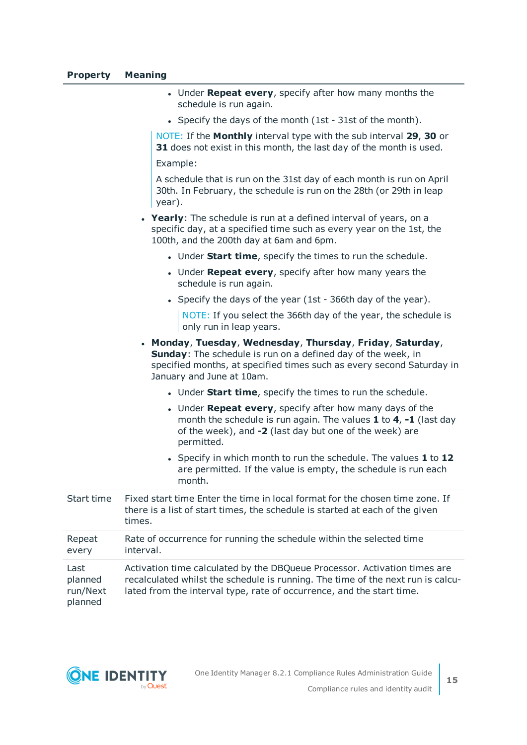| Property | Meaning |
|---|---|
| | <ul><li>Under **Repeat every**, specify after how many months the schedule is run again.</li><li>Specify the days of the month (1st - 31st of the month).</li></ul>NOTE: If the **Monthly** interval type with the sub interval **29**, **30** or **31** does not exist in this month, the last day of the month is used.<br><br>Example:<br><br>A schedule that is run on the 31st day of each month is run on April 30th. In February, the schedule is run on the 28th (or 29th in leap year).<ul><li>**Yearly**: The schedule is run at a defined interval of years, on a specific day, at a specified time such as every year on the 1st, the 100th, and the 200th day at 6am and 6pm.<ul><li>Under **Start time**, specify the times to run the schedule.</li><li>Under **Repeat every**, specify after how many years the schedule is run again.</li><li>Specify the days of the year (1st - 366th day of the year).</li></ul>NOTE: If you select the 366th day of the year, the schedule is only run in leap years.</li><li>**Monday**, **Tuesday**, **Wednesday**, **Thursday**, **Friday**, **Saturday**, **Sunday**: The schedule is run on a defined day of the week, in specified months, at specified times such as every second Saturday in January and June at 10am.<ul><li>Under **Start time**, specify the times to run the schedule.</li><li>Under **Repeat every**, specify after how many days of the month the schedule is run again. The values **1** to **4**, **-1** (last day of the week), and **-2** (last day but one of the week) are permitted.</li><li>Specify in which month to run the schedule. The values **1** to **12** are permitted. If the value is empty, the schedule is run each month.</li></ul></li></ul> |
| Start time | Fixed start time Enter the time in local format for the chosen time zone. If there is a list of start times, the schedule is started at each of the given times. |
| Repeat every | Rate of occurrence for running the schedule within the selected time interval. |
| Last planned run/Next planned | Activation time calculated by the DBQueue Processor. Activation times are recalculated whilst the schedule is running. The time of the next run is calculated from the interval type, rate of occurrence, and the start time. |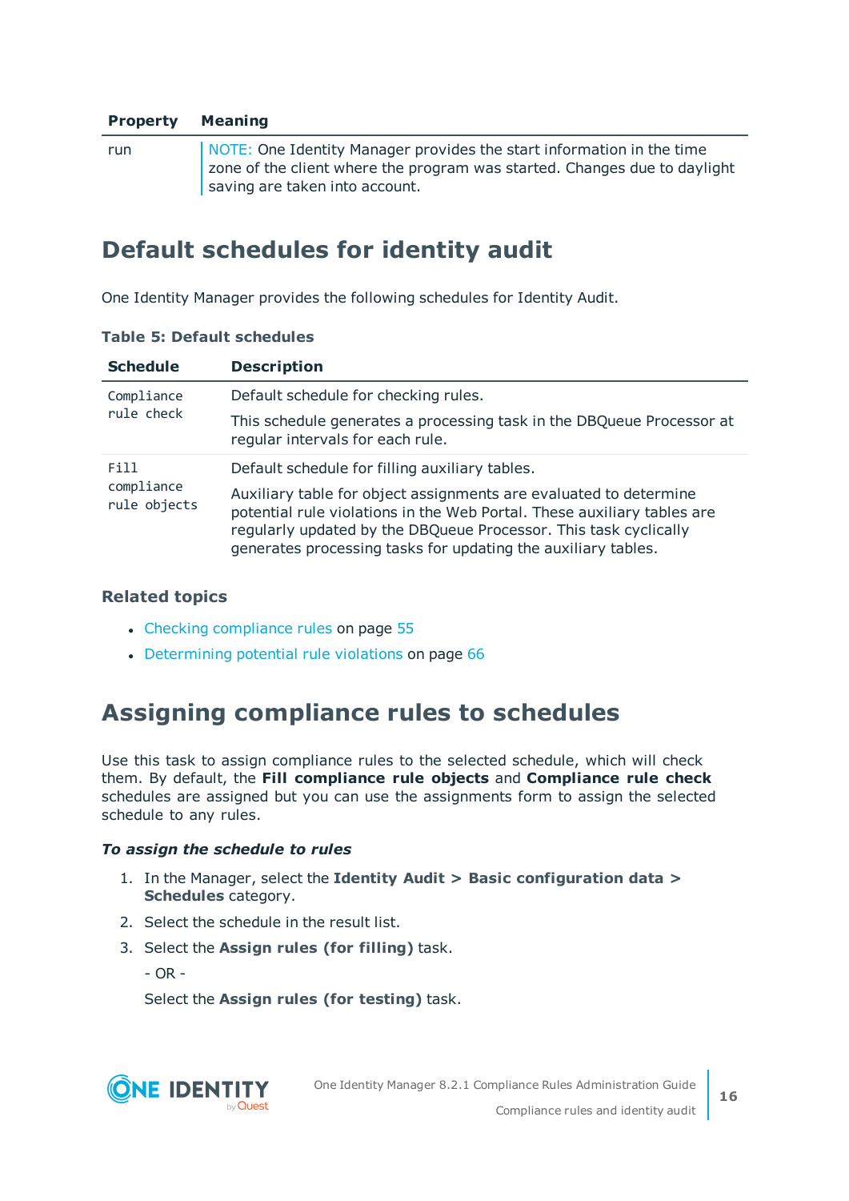| Property | Meaning |
|---|---|
| run | NOTE: One Identity Manager provides the start information in the time zone of the client where the program was started. Changes due to daylight saving are taken into account. |

## Default schedules for identity audit

One Identity Manager provides the following schedules for Identity Audit.

**Table 5: Default schedules**

| Schedule | Description |
|---|---|
| `Compliance rule check` | Default schedule for checking rules.<br><br>This schedule generates a processing task in the DBQueue Processor at regular intervals for each rule. |
| `Fill compliance rule objects` | Default schedule for filling auxiliary tables.<br><br>Auxiliary table for object assignments are evaluated to determine potential rule violations in the Web Portal. These auxiliary tables are regularly updated by the DBQueue Processor. This task cyclically generates processing tasks for updating the auxiliary tables. |

### Related topics

- Checking compliance rules on page 55
- Determining potential rule violations on page 66

## Assigning compliance rules to schedules

Use this task to assign compliance rules to the selected schedule, which will check them. By default, the **Fill compliance rule objects** and **Compliance rule check** schedules are assigned but you can use the assignments form to assign the selected schedule to any rules.

***To assign the schedule to rules***

1. In the Manager, select the **Identity Audit > Basic configuration data > Schedules** category.
2. Select the schedule in the result list.
3. Select the **Assign rules (for filling)** task.

   - OR -

   Select the **Assign rules (for testing)** task.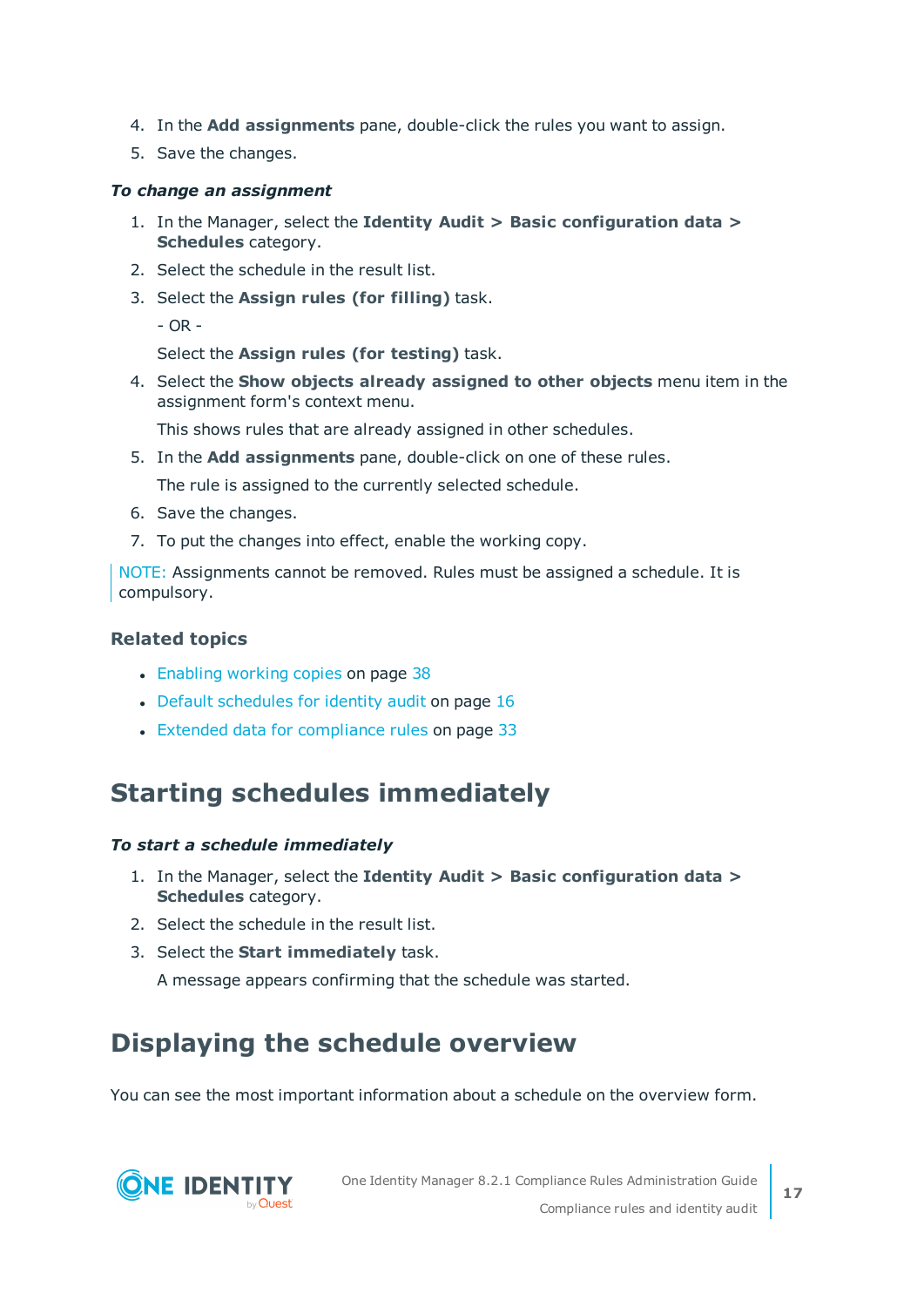4. In the **Add assignments** pane, double-click the rules you want to assign.
5. Save the changes.

***To change an assignment***

1. In the Manager, select the **Identity Audit > Basic configuration data > Schedules** category.
2. Select the schedule in the result list.
3. Select the **Assign rules (for filling)** task.

   - OR -

   Select the **Assign rules (for testing)** task.
4. Select the **Show objects already assigned to other objects** menu item in the assignment form's context menu.

   This shows rules that are already assigned in other schedules.
5. In the **Add assignments** pane, double-click on one of these rules.

   The rule is assigned to the currently selected schedule.
6. Save the changes.
7. To put the changes into effect, enable the working copy.

NOTE: Assignments cannot be removed. Rules must be assigned a schedule. It is compulsory.

### Related topics

- Enabling working copies on page 38
- Default schedules for identity audit on page 16
- Extended data for compliance rules on page 33

## Starting schedules immediately

***To start a schedule immediately***

1. In the Manager, select the **Identity Audit > Basic configuration data > Schedules** category.
2. Select the schedule in the result list.
3. Select the **Start immediately** task.

   A message appears confirming that the schedule was started.

## Displaying the schedule overview

You can see the most important information about a schedule on the overview form.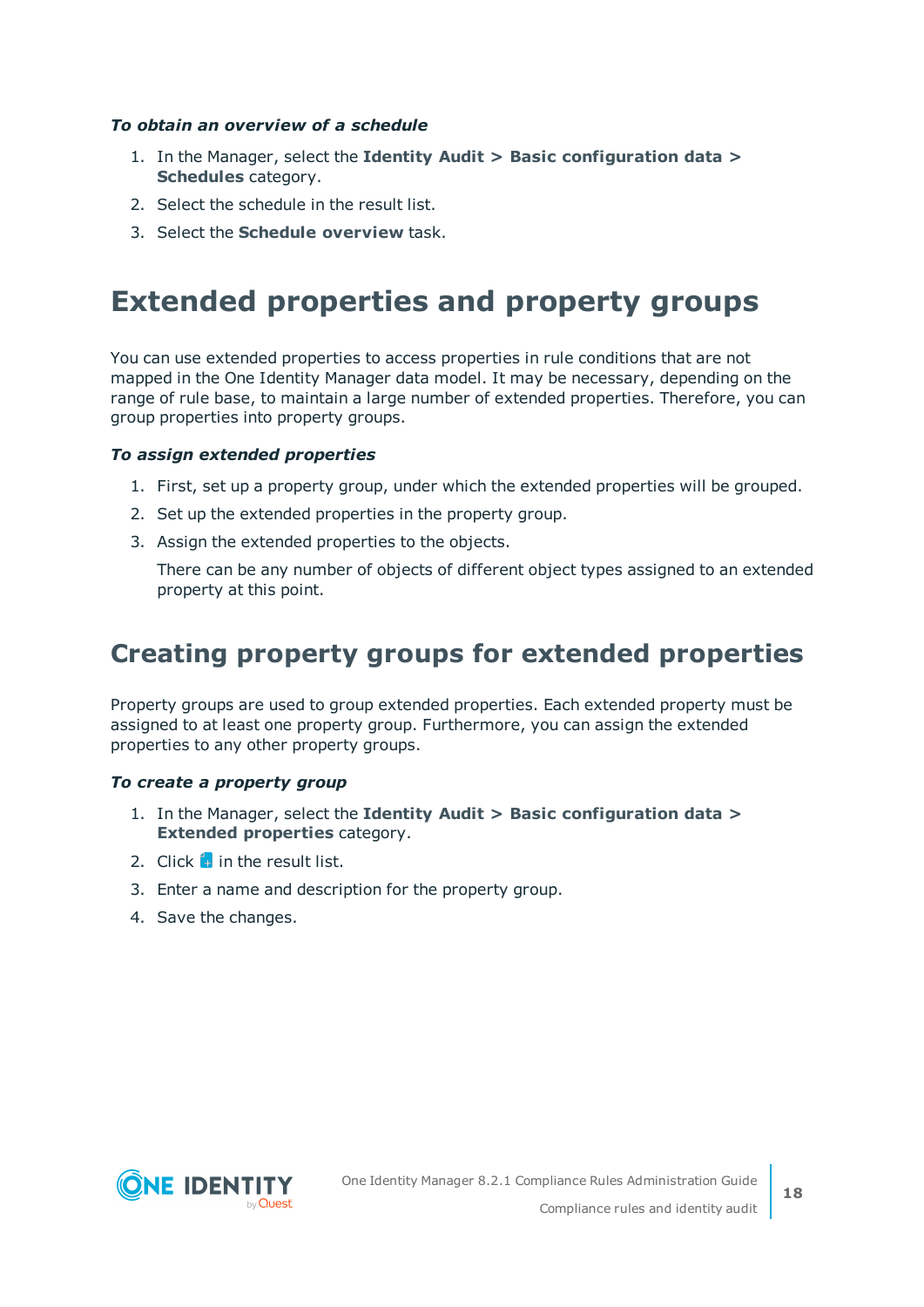***To obtain an overview of a schedule***

1. In the Manager, select the **Identity Audit > Basic configuration data > Schedules** category.
2. Select the schedule in the result list.
3. Select the **Schedule overview** task.

# Extended properties and property groups

You can use extended properties to access properties in rule conditions that are not mapped in the One Identity Manager data model. It may be necessary, depending on the range of rule base, to maintain a large number of extended properties. Therefore, you can group properties into property groups.

***To assign extended properties***

1. First, set up a property group, under which the extended properties will be grouped.
2. Set up the extended properties in the property group.
3. Assign the extended properties to the objects.

   There can be any number of objects of different object types assigned to an extended property at this point.

## Creating property groups for extended properties

Property groups are used to group extended properties. Each extended property must be assigned to at least one property group. Furthermore, you can assign the extended properties to any other property groups.

***To create a property group***

1. In the Manager, select the **Identity Audit > Basic configuration data > Extended properties** category.
2. Click in the result list.
3. Enter a name and description for the property group.
4. Save the changes.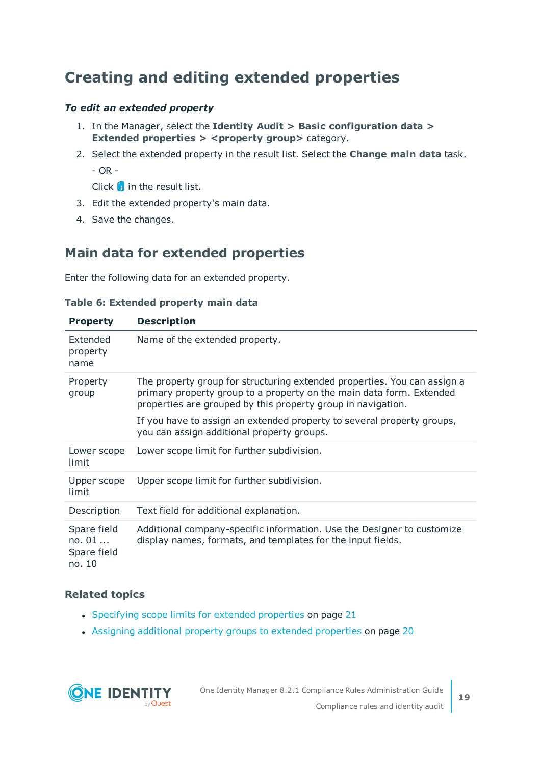# Creating and editing extended properties

***To edit an extended property***

1. In the Manager, select the **Identity Audit > Basic configuration data > Extended properties > <property group>** category.
2. Select the extended property in the result list. Select the **Change main data** task.

   - OR -

   Click in the result list.
3. Edit the extended property's main data.
4. Save the changes.

## Main data for extended properties

Enter the following data for an extended property.

**Table 6: Extended property main data**

| Property | Description |
|---|---|
| Extended property name | Name of the extended property. |
| Property group | The property group for structuring extended properties. You can assign a primary property group to a property on the main data form. Extended properties are grouped by this property group in navigation.<br><br>If you have to assign an extended property to several property groups, you can assign additional property groups. |
| Lower scope limit | Lower scope limit for further subdivision. |
| Upper scope limit | Upper scope limit for further subdivision. |
| Description | Text field for additional explanation. |
| Spare field no. 01 ... Spare field no. 10 | Additional company-specific information. Use the Designer to customize display names, formats, and templates for the input fields. |

### Related topics

- Specifying scope limits for extended properties on page 21
- Assigning additional property groups to extended properties on page 20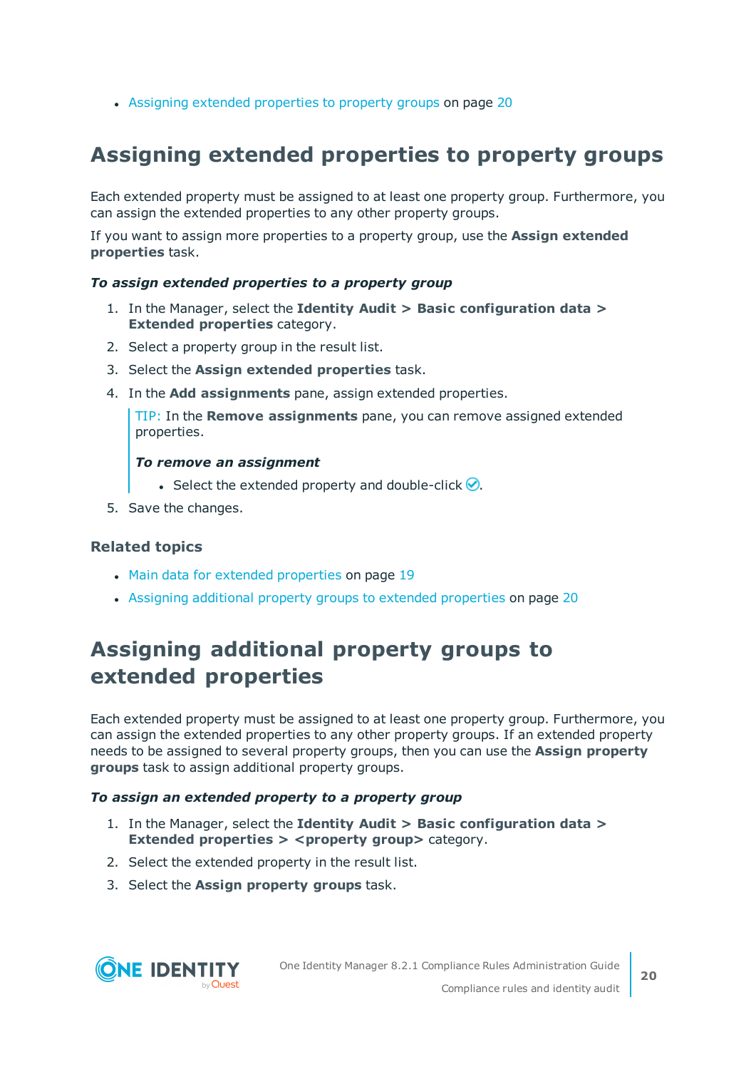- Assigning extended properties to property groups on page 20

## Assigning extended properties to property groups

Each extended property must be assigned to at least one property group. Furthermore, you can assign the extended properties to any other property groups.

If you want to assign more properties to a property group, use the **Assign extended properties** task.

***To assign extended properties to a property group***

1. In the Manager, select the **Identity Audit > Basic configuration data > Extended properties** category.
2. Select a property group in the result list.
3. Select the **Assign extended properties** task.
4. In the **Add assignments** pane, assign extended properties.

   TIP: In the **Remove assignments** pane, you can remove assigned extended properties.

   ***To remove an assignment***

   - Select the extended property and double-click ✅.
5. Save the changes.

### Related topics

- Main data for extended properties on page 19
- Assigning additional property groups to extended properties on page 20

## Assigning additional property groups to extended properties

Each extended property must be assigned to at least one property group. Furthermore, you can assign the extended properties to any other property groups. If an extended property needs to be assigned to several property groups, then you can use the **Assign property groups** task to assign additional property groups.

***To assign an extended property to a property group***

1. In the Manager, select the **Identity Audit > Basic configuration data > Extended properties > <property group>** category.
2. Select the extended property in the result list.
3. Select the **Assign property groups** task.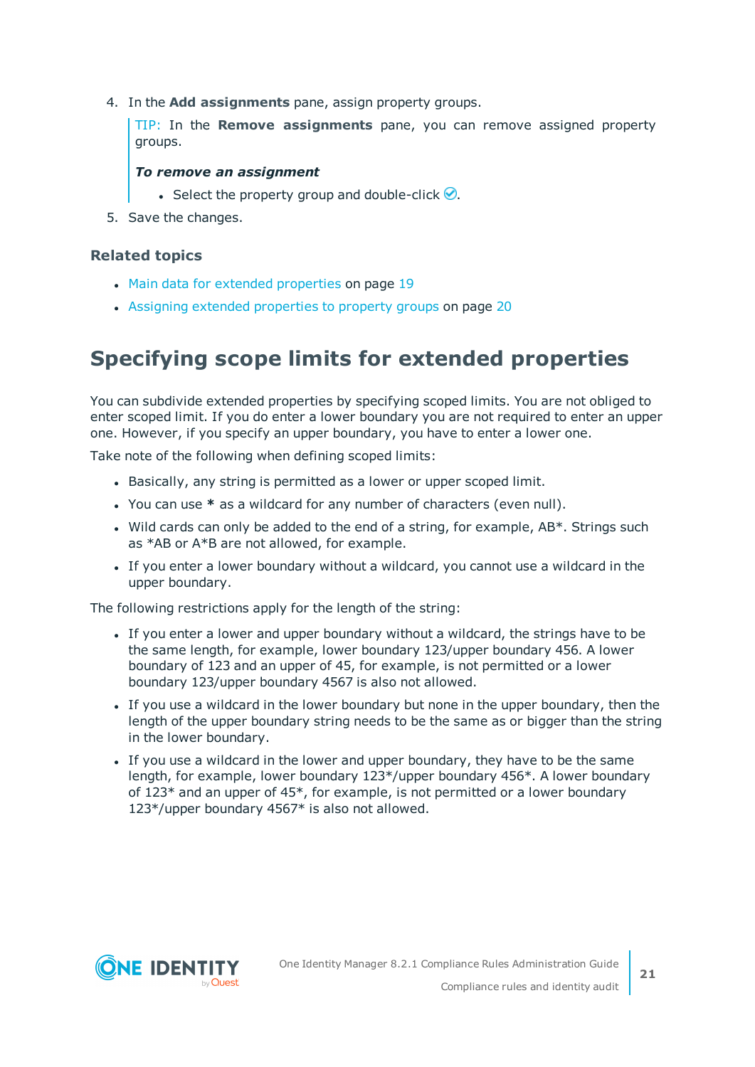4. In the **Add assignments** pane, assign property groups.

   > TIP: In the **Remove assignments** pane, you can remove assigned property groups.
   >
   > ***To remove an assignment***
   >
   > - Select the property group and double-click ✅.

5. Save the changes.

### Related topics

- Main data for extended properties on page 19
- Assigning extended properties to property groups on page 20

## Specifying scope limits for extended properties

You can subdivide extended properties by specifying scoped limits. You are not obliged to enter scoped limit. If you do enter a lower boundary you are not required to enter an upper one. However, if you specify an upper boundary, you have to enter a lower one.

Take note of the following when defining scoped limits:

- Basically, any string is permitted as a lower or upper scoped limit.
- You can use **\*** as a wildcard for any number of characters (even null).
- Wild cards can only be added to the end of a string, for example, AB*. Strings such as *AB or A*B are not allowed, for example.
- If you enter a lower boundary without a wildcard, you cannot use a wildcard in the upper boundary.

The following restrictions apply for the length of the string:

- If you enter a lower and upper boundary without a wildcard, the strings have to be the same length, for example, lower boundary 123/upper boundary 456. A lower boundary of 123 and an upper of 45, for example, is not permitted or a lower boundary 123/upper boundary 4567 is also not allowed.
- If you use a wildcard in the lower boundary but none in the upper boundary, then the length of the upper boundary string needs to be the same as or bigger than the string in the lower boundary.
- If you use a wildcard in the lower and upper boundary, they have to be the same length, for example, lower boundary 123*/upper boundary 456*. A lower boundary of 123* and an upper of 45*, for example, is not permitted or a lower boundary 123*/upper boundary 4567* is also not allowed.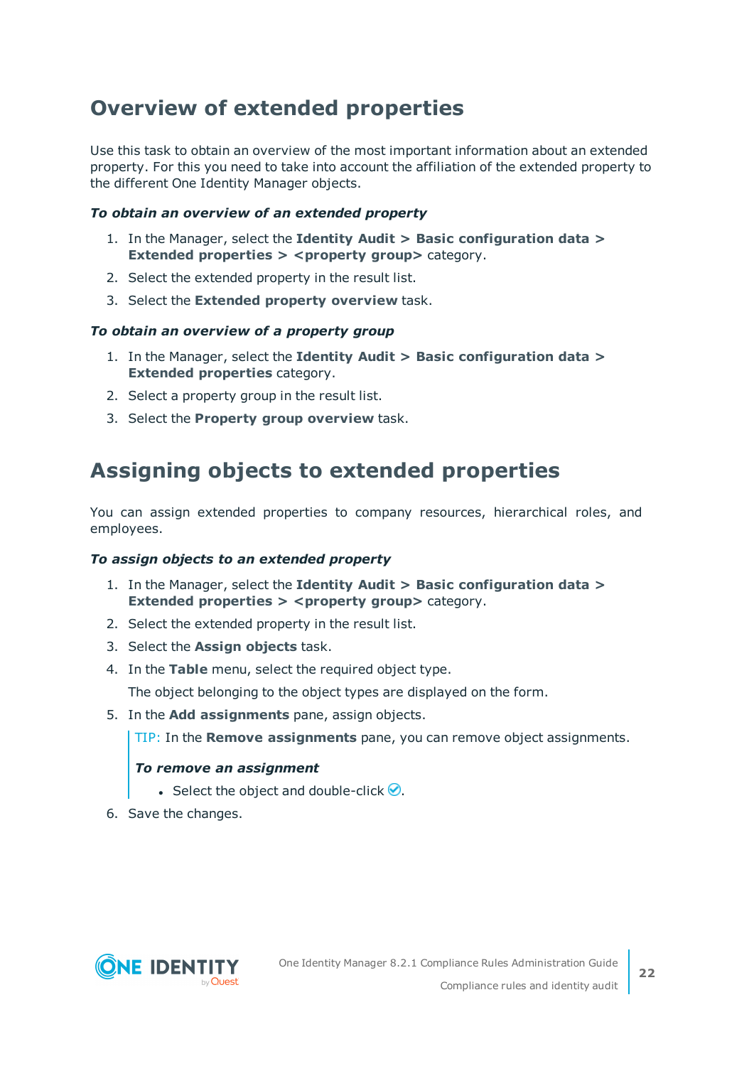## Overview of extended properties

Use this task to obtain an overview of the most important information about an extended property. For this you need to take into account the affiliation of the extended property to the different One Identity Manager objects.

***To obtain an overview of an extended property***

1. In the Manager, select the **Identity Audit > Basic configuration data > Extended properties > <property group>** category.
2. Select the extended property in the result list.
3. Select the **Extended property overview** task.

***To obtain an overview of a property group***

1. In the Manager, select the **Identity Audit > Basic configuration data > Extended properties** category.
2. Select a property group in the result list.
3. Select the **Property group overview** task.

## Assigning objects to extended properties

You can assign extended properties to company resources, hierarchical roles, and employees.

***To assign objects to an extended property***

1. In the Manager, select the **Identity Audit > Basic configuration data > Extended properties > <property group>** category.
2. Select the extended property in the result list.
3. Select the **Assign objects** task.
4. In the **Table** menu, select the required object type.

   The object belonging to the object types are displayed on the form.
5. In the **Add assignments** pane, assign objects.

   TIP: In the **Remove assignments** pane, you can remove object assignments.

   ***To remove an assignment***

   - Select the object and double-click ✅.
6. Save the changes.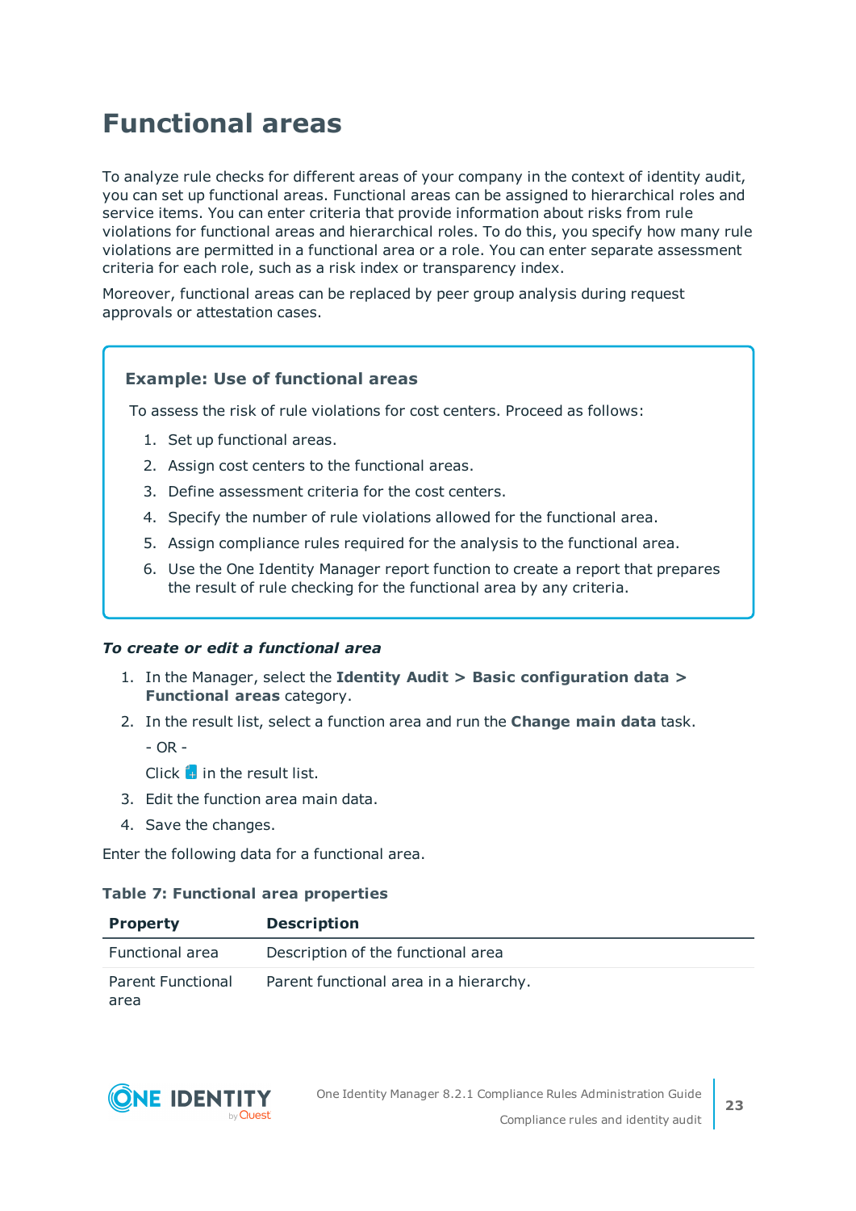# Functional areas

To analyze rule checks for different areas of your company in the context of identity audit, you can set up functional areas. Functional areas can be assigned to hierarchical roles and service items. You can enter criteria that provide information about risks from rule violations for functional areas and hierarchical roles. To do this, you specify how many rule violations are permitted in a functional area or a role. You can enter separate assessment criteria for each role, such as a risk index or transparency index.

Moreover, functional areas can be replaced by peer group analysis during request approvals or attestation cases.

**Example: Use of functional areas**

To assess the risk of rule violations for cost centers. Proceed as follows:

1. Set up functional areas.
2. Assign cost centers to the functional areas.
3. Define assessment criteria for the cost centers.
4. Specify the number of rule violations allowed for the functional area.
5. Assign compliance rules required for the analysis to the functional area.
6. Use the One Identity Manager report function to create a report that prepares the result of rule checking for the functional area by any criteria.

***To create or edit a functional area***

1. In the Manager, select the **Identity Audit > Basic configuration data > Functional areas** category.
2. In the result list, select a function area and run the **Change main data** task.

   - OR -

   Click in the result list.
3. Edit the function area main data.
4. Save the changes.

Enter the following data for a functional area.

**Table 7: Functional area properties**

| Property | Description |
| --- | --- |
| Functional area | Description of the functional area |
| Parent Functional area | Parent functional area in a hierarchy. |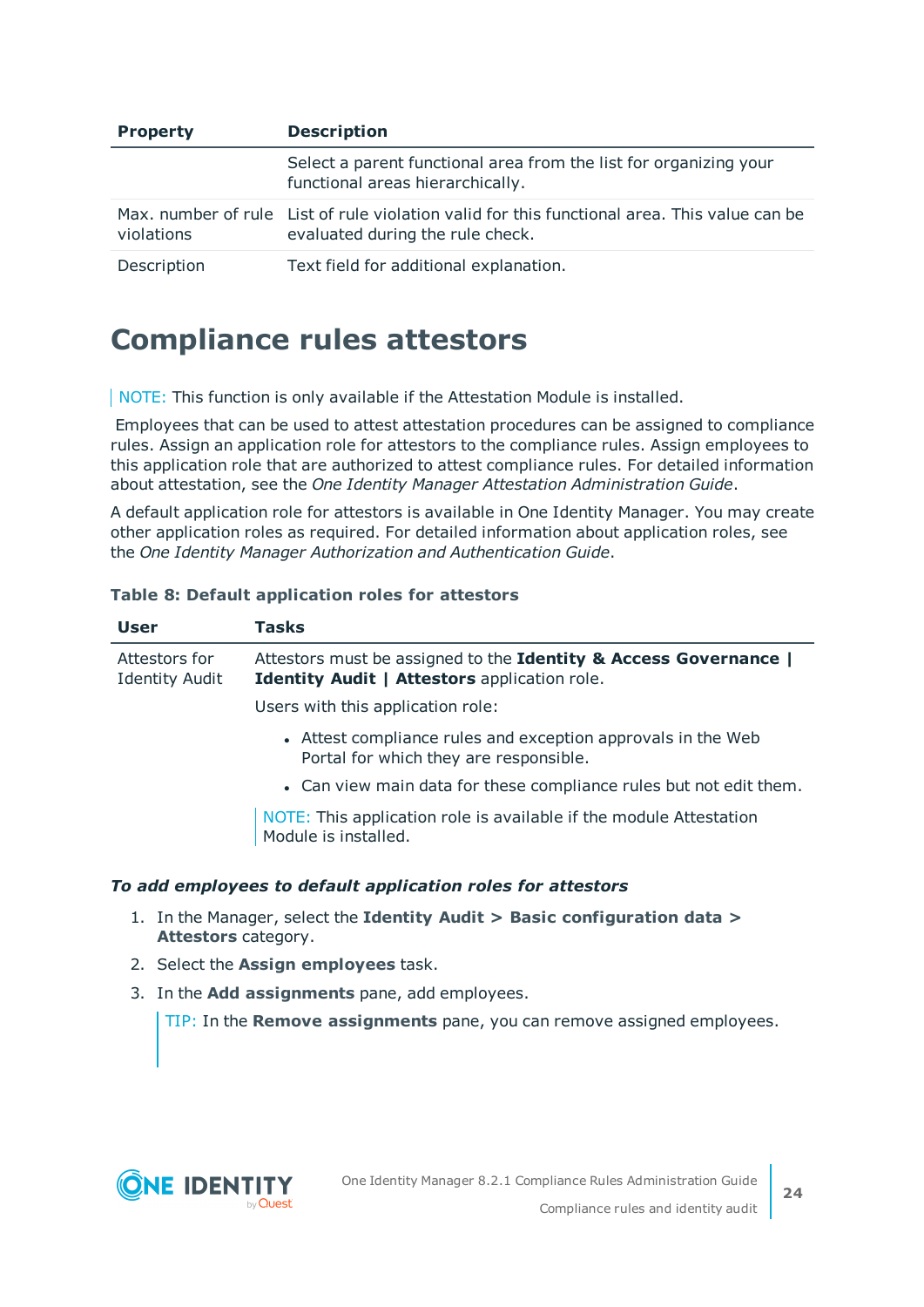| Property | Description |
|---|---|
| | Select a parent functional area from the list for organizing your functional areas hierarchically. |
| Max. number of rule violations | List of rule violation valid for this functional area. This value can be evaluated during the rule check. |
| Description | Text field for additional explanation. |

# Compliance rules attestors

NOTE: This function is only available if the Attestation Module is installed.

Employees that can be used to attest attestation procedures can be assigned to compliance rules. Assign an application role for attestors to the compliance rules. Assign employees to this application role that are authorized to attest compliance rules. For detailed information about attestation, see the *One Identity Manager Attestation Administration Guide*.

A default application role for attestors is available in One Identity Manager. You may create other application roles as required. For detailed information about application roles, see the *One Identity Manager Authorization and Authentication Guide*.

**Table 8: Default application roles for attestors**

| User | Tasks |
|---|---|
| Attestors for Identity Audit | Attestors must be assigned to the **Identity & Access Governance \| Identity Audit \| Attestors** application role.<br><br>Users with this application role:<br><br>• Attest compliance rules and exception approvals in the Web Portal for which they are responsible.<br>• Can view main data for these compliance rules but not edit them.<br><br>NOTE: This application role is available if the module Attestation Module is installed. |

***To add employees to default application roles for attestors***

1. In the Manager, select the **Identity Audit > Basic configuration data > Attestors** category.
2. Select the **Assign employees** task.
3. In the **Add assignments** pane, add employees.

   TIP: In the **Remove assignments** pane, you can remove assigned employees.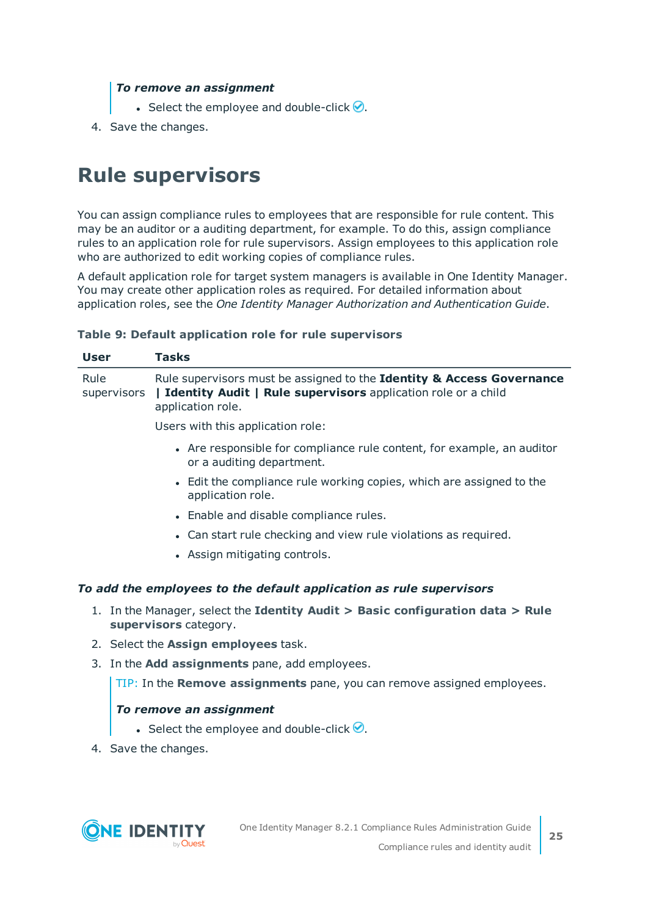**_To remove an assignment_**

- Select the employee and double-click ✅.

4. Save the changes.

# Rule supervisors

You can assign compliance rules to employees that are responsible for rule content. This may be an auditor or a auditing department, for example. To do this, assign compliance rules to an application role for rule supervisors. Assign employees to this application role who are authorized to edit working copies of compliance rules.

A default application role for target system managers is available in One Identity Manager. You may create other application roles as required. For detailed information about application roles, see the *One Identity Manager Authorization and Authentication Guide*.

**Table 9: Default application role for rule supervisors**

| User | Tasks |
|---|---|
| Rule supervisors | Rule supervisors must be assigned to the **Identity & Access Governance \| Identity Audit \| Rule supervisors** application role or a child application role.<br><br>Users with this application role:<br><br>• Are responsible for compliance rule content, for example, an auditor or a auditing department.<br>• Edit the compliance rule working copies, which are assigned to the application role.<br>• Enable and disable compliance rules.<br>• Can start rule checking and view rule violations as required.<br>• Assign mitigating controls. |

**_To add the employees to the default application as rule supervisors_**

1. In the Manager, select the **Identity Audit > Basic configuration data > Rule supervisors** category.
2. Select the **Assign employees** task.
3. In the **Add assignments** pane, add employees.

   TIP: In the **Remove assignments** pane, you can remove assigned employees.

   **_To remove an assignment_**

   - Select the employee and double-click ✅.

4. Save the changes.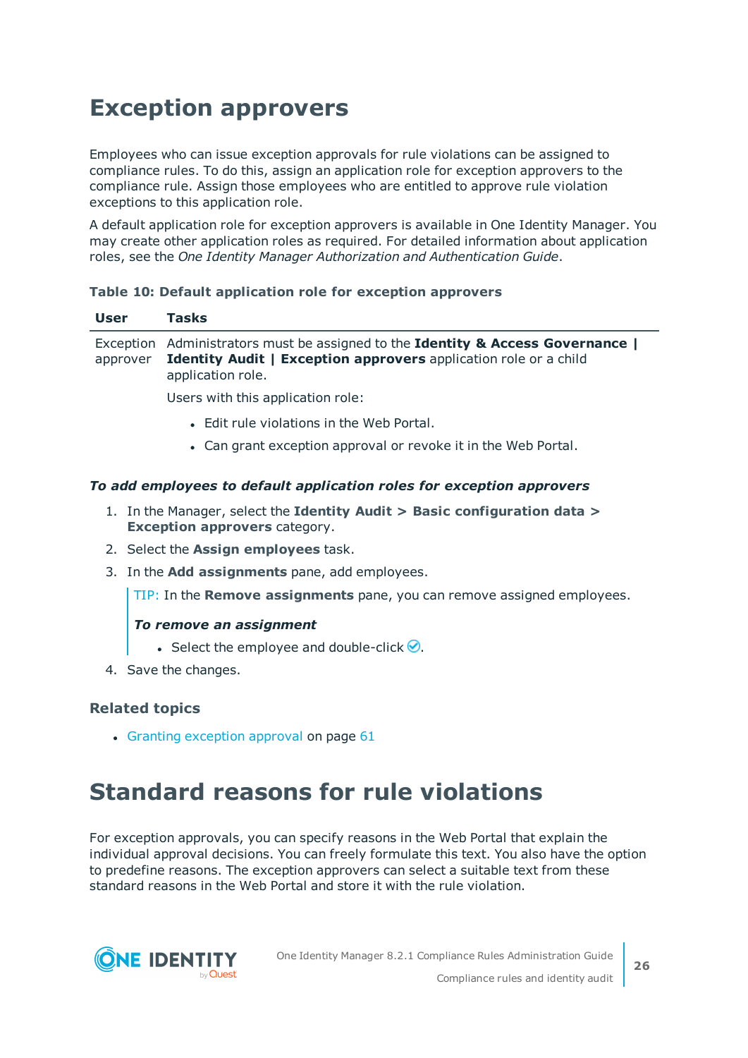# Exception approvers

Employees who can issue exception approvals for rule violations can be assigned to compliance rules. To do this, assign an application role for exception approvers to the compliance rule. Assign those employees who are entitled to approve rule violation exceptions to this application role.

A default application role for exception approvers is available in One Identity Manager. You may create other application roles as required. For detailed information about application roles, see the *One Identity Manager Authorization and Authentication Guide*.

**Table 10: Default application role for exception approvers**

| User | Tasks |
| --- | --- |
| Exception approver | Administrators must be assigned to the **Identity & Access Governance \| Identity Audit \| Exception approvers** application role or a child application role.<br><br>Users with this application role:<br><br>• Edit rule violations in the Web Portal.<br>• Can grant exception approval or revoke it in the Web Portal. |

***To add employees to default application roles for exception approvers***

1. In the Manager, select the **Identity Audit > Basic configuration data > Exception approvers** category.
2. Select the **Assign employees** task.
3. In the **Add assignments** pane, add employees.

   TIP: In the **Remove assignments** pane, you can remove assigned employees.

   ***To remove an assignment***

   - Select the employee and double-click ✅.
4. Save the changes.

### Related topics

- Granting exception approval on page 61

# Standard reasons for rule violations

For exception approvals, you can specify reasons in the Web Portal that explain the individual approval decisions. You can freely formulate this text. You also have the option to predefine reasons. The exception approvers can select a suitable text from these standard reasons in the Web Portal and store it with the rule violation.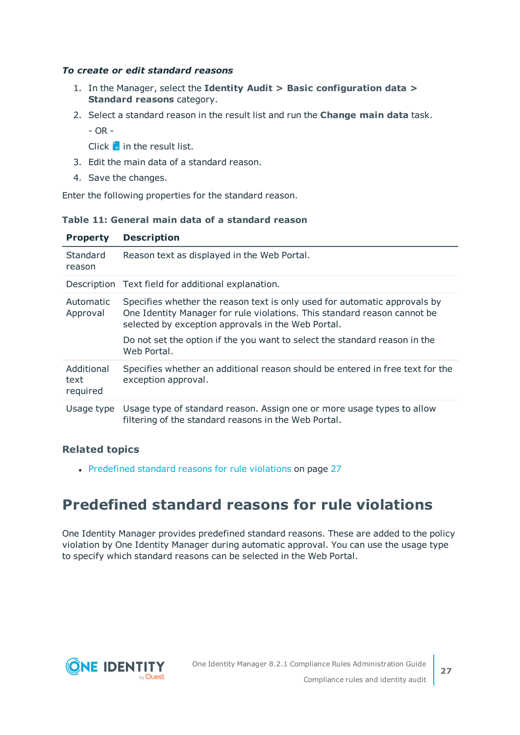***To create or edit standard reasons***

1. In the Manager, select the **Identity Audit > Basic configuration data > Standard reasons** category.
2. Select a standard reason in the result list and run the **Change main data** task.

   - OR -

   Click  in the result list.
3. Edit the main data of a standard reason.
4. Save the changes.

Enter the following properties for the standard reason.

**Table 11: General main data of a standard reason**

| Property | Description |
|---|---|
| Standard reason | Reason text as displayed in the Web Portal. |
| Description | Text field for additional explanation. |
| Automatic Approval | Specifies whether the reason text is only used for automatic approvals by One Identity Manager for rule violations. This standard reason cannot be selected by exception approvals in the Web Portal.<br><br>Do not set the option if the you want to select the standard reason in the Web Portal. |
| Additional text required | Specifies whether an additional reason should be entered in free text for the exception approval. |
| Usage type | Usage type of standard reason. Assign one or more usage types to allow filtering of the standard reasons in the Web Portal. |

### Related topics

- Predefined standard reasons for rule violations on page 27

## Predefined standard reasons for rule violations

One Identity Manager provides predefined standard reasons. These are added to the policy violation by One Identity Manager during automatic approval. You can use the usage type to specify which standard reasons can be selected in the Web Portal.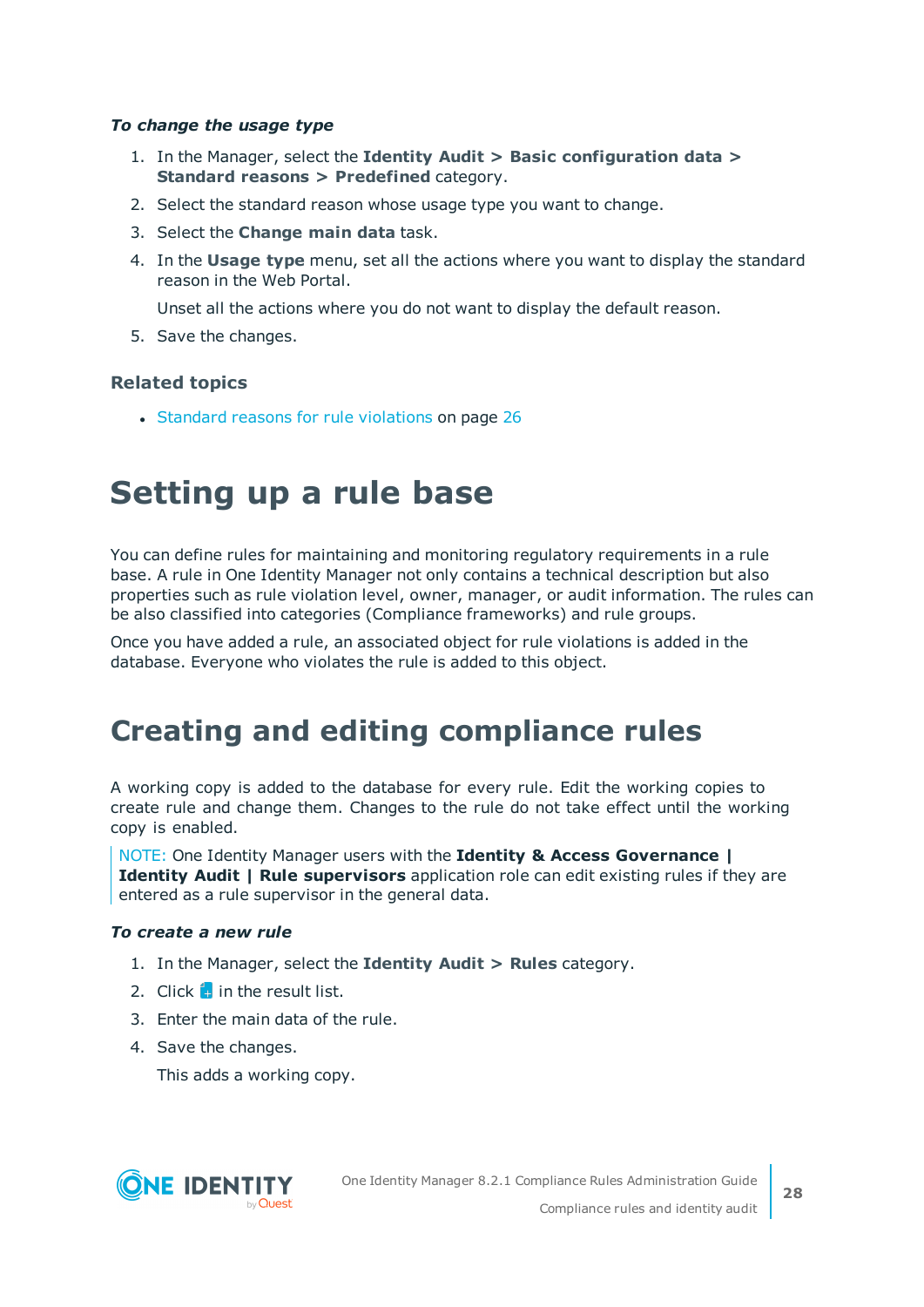***To change the usage type***

1. In the Manager, select the **Identity Audit > Basic configuration data > Standard reasons > Predefined** category.
2. Select the standard reason whose usage type you want to change.
3. Select the **Change main data** task.
4. In the **Usage type** menu, set all the actions where you want to display the standard reason in the Web Portal.

   Unset all the actions where you do not want to display the default reason.
5. Save the changes.

### Related topics

- Standard reasons for rule violations on page 26

# Setting up a rule base

You can define rules for maintaining and monitoring regulatory requirements in a rule base. A rule in One Identity Manager not only contains a technical description but also properties such as rule violation level, owner, manager, or audit information. The rules can be also classified into categories (Compliance frameworks) and rule groups.

Once you have added a rule, an associated object for rule violations is added in the database. Everyone who violates the rule is added to this object.

# Creating and editing compliance rules

A working copy is added to the database for every rule. Edit the working copies to create rule and change them. Changes to the rule do not take effect until the working copy is enabled.

> NOTE: One Identity Manager users with the **Identity & Access Governance | Identity Audit | Rule supervisors** application role can edit existing rules if they are entered as a rule supervisor in the general data.

***To create a new rule***

1. In the Manager, select the **Identity Audit > Rules** category.
2. Click in the result list.
3. Enter the main data of the rule.
4. Save the changes.

   This adds a working copy.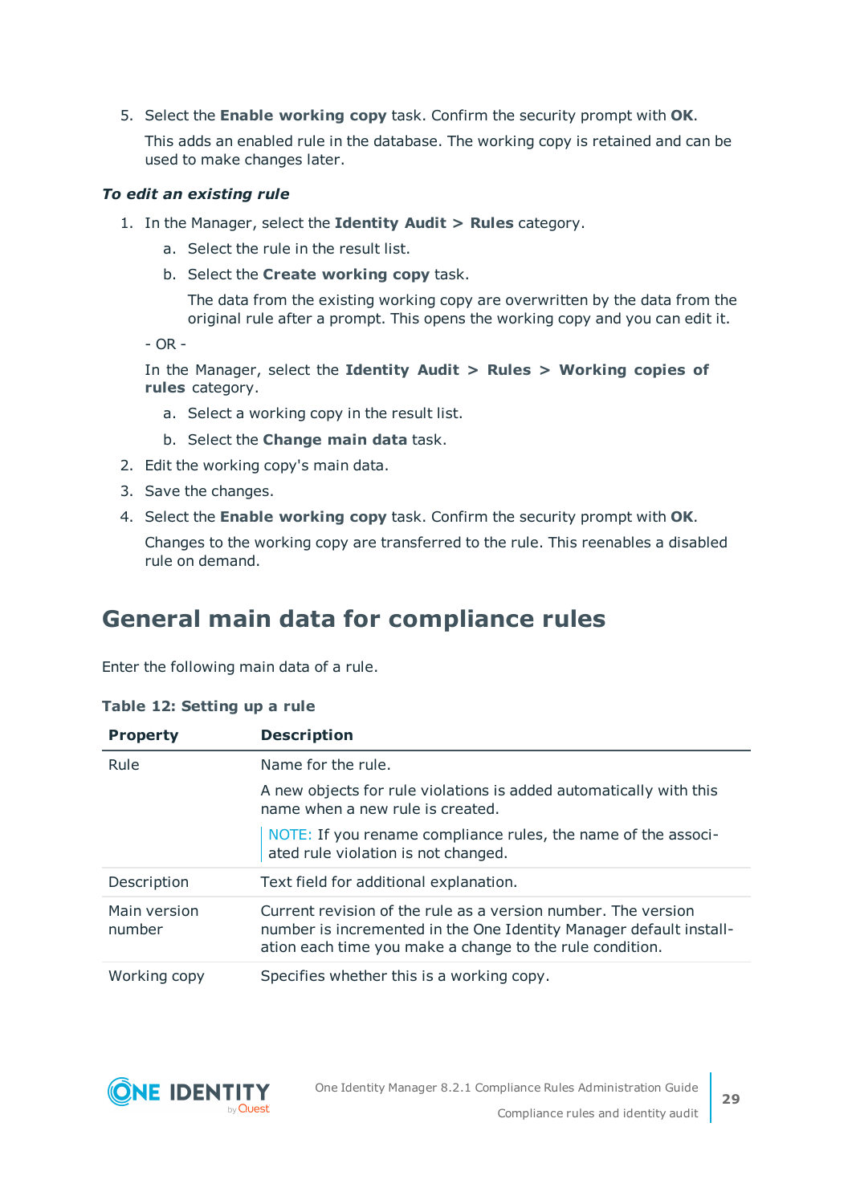5. Select the **Enable working copy** task. Confirm the security prompt with **OK**.

   This adds an enabled rule in the database. The working copy is retained and can be used to make changes later.

***To edit an existing rule***

1. In the Manager, select the **Identity Audit > Rules** category.
   a. Select the rule in the result list.
   b. Select the **Create working copy** task.

      The data from the existing working copy are overwritten by the data from the original rule after a prompt. This opens the working copy and you can edit it.

   - OR -

   In the Manager, select the **Identity Audit > Rules > Working copies of rules** category.
   a. Select a working copy in the result list.
   b. Select the **Change main data** task.
2. Edit the working copy's main data.
3. Save the changes.
4. Select the **Enable working copy** task. Confirm the security prompt with **OK**.

   Changes to the working copy are transferred to the rule. This reenables a disabled rule on demand.

# General main data for compliance rules

Enter the following main data of a rule.

**Table 12: Setting up a rule**

| Property | Description |
|---|---|
| Rule | Name for the rule.<br><br>A new objects for rule violations is added automatically with this name when a new rule is created.<br><br>NOTE: If you rename compliance rules, the name of the associated rule violation is not changed. |
| Description | Text field for additional explanation. |
| Main version number | Current revision of the rule as a version number. The version number is incremented in the One Identity Manager default installation each time you make a change to the rule condition. |
| Working copy | Specifies whether this is a working copy. |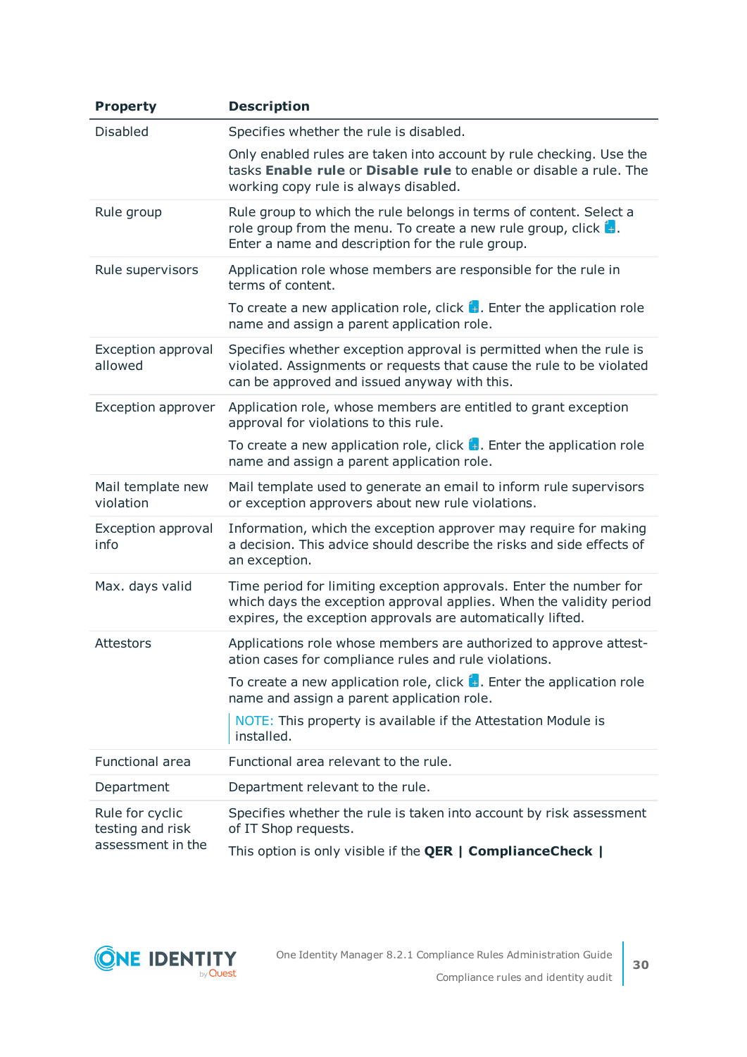| Property | Description |
|---|---|
| Disabled | Specifies whether the rule is disabled.<br><br>Only enabled rules are taken into account by rule checking. Use the tasks **Enable rule** or **Disable rule** to enable or disable a rule. The working copy rule is always disabled. |
| Rule group | Rule group to which the rule belongs in terms of content. Select a role group from the menu. To create a new rule group, click . Enter a name and description for the rule group. |
| Rule supervisors | Application role whose members are responsible for the rule in terms of content.<br><br>To create a new application role, click . Enter the application role name and assign a parent application role. |
| Exception approval allowed | Specifies whether exception approval is permitted when the rule is violated. Assignments or requests that cause the rule to be violated can be approved and issued anyway with this. |
| Exception approver | Application role, whose members are entitled to grant exception approval for violations to this rule.<br><br>To create a new application role, click . Enter the application role name and assign a parent application role. |
| Mail template new violation | Mail template used to generate an email to inform rule supervisors or exception approvers about new rule violations. |
| Exception approval info | Information, which the exception approver may require for making a decision. This advice should describe the risks and side effects of an exception. |
| Max. days valid | Time period for limiting exception approvals. Enter the number for which days the exception approval applies. When the validity period expires, the exception approvals are automatically lifted. |
| Attestors | Applications role whose members are authorized to approve attestation cases for compliance rules and rule violations.<br><br>To create a new application role, click . Enter the application role name and assign a parent application role.<br><br>NOTE: This property is available if the Attestation Module is installed. |
| Functional area | Functional area relevant to the rule. |
| Department | Department relevant to the rule. |
| Rule for cyclic testing and risk assessment in the | Specifies whether the rule is taken into account by risk assessment of IT Shop requests.<br><br>This option is only visible if the **QER \| ComplianceCheck \|** |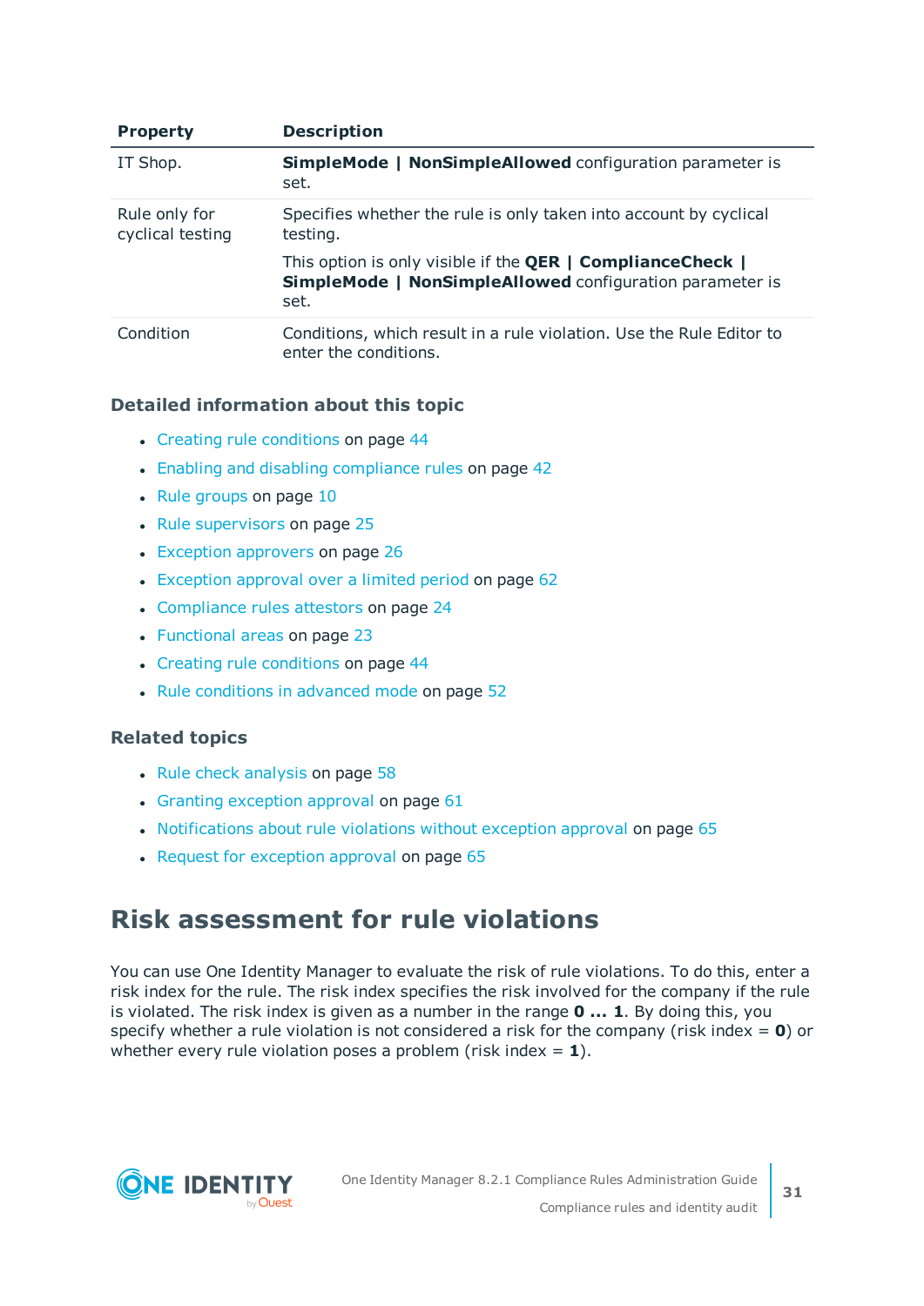| Property | Description |
| --- | --- |
| IT Shop. | **SimpleMode \| NonSimpleAllowed** configuration parameter is set. |
| Rule only for cyclical testing | Specifies whether the rule is only taken into account by cyclical testing.<br><br>This option is only visible if the **QER \| ComplianceCheck \| SimpleMode \| NonSimpleAllowed** configuration parameter is set. |
| Condition | Conditions, which result in a rule violation. Use the Rule Editor to enter the conditions. |

### Detailed information about this topic

- Creating rule conditions on page 44
- Enabling and disabling compliance rules on page 42
- Rule groups on page 10
- Rule supervisors on page 25
- Exception approvers on page 26
- Exception approval over a limited period on page 62
- Compliance rules attestors on page 24
- Functional areas on page 23
- Creating rule conditions on page 44
- Rule conditions in advanced mode on page 52

### Related topics

- Rule check analysis on page 58
- Granting exception approval on page 61
- Notifications about rule violations without exception approval on page 65
- Request for exception approval on page 65

# Risk assessment for rule violations

You can use One Identity Manager to evaluate the risk of rule violations. To do this, enter a risk index for the rule. The risk index specifies the risk involved for the company if the rule is violated. The risk index is given as a number in the range **0 ... 1**. By doing this, you specify whether a rule violation is not considered a risk for the company (risk index = **0**) or whether every rule violation poses a problem (risk index = **1**).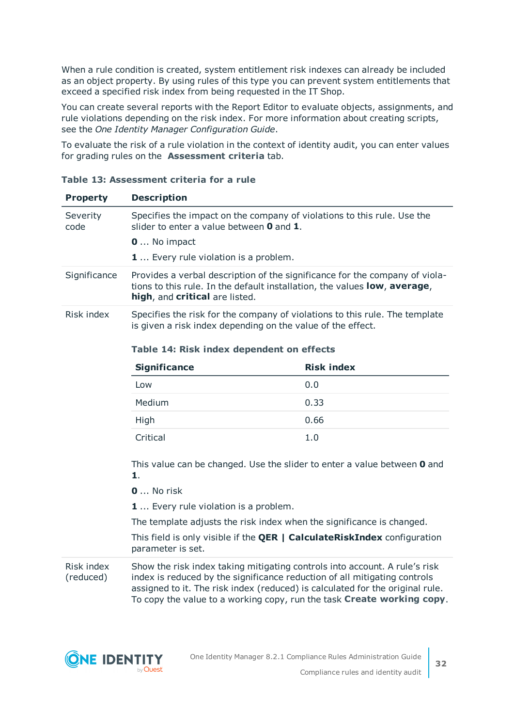When a rule condition is created, system entitlement risk indexes can already be included as an object property. By using rules of this type you can prevent system entitlements that exceed a specified risk index from being requested in the IT Shop.

You can create several reports with the Report Editor to evaluate objects, assignments, and rule violations depending on the risk index. For more information about creating scripts, see the *One Identity Manager Configuration Guide*.

To evaluate the risk of a rule violation in the context of identity audit, you can enter values for grading rules on the **Assessment criteria** tab.

**Table 13: Assessment criteria for a rule**

| Property | Description |
|---|---|
| Severity code | Specifies the impact on the company of violations to this rule. Use the slider to enter a value between **0** and **1**.<br><br>**0** ... No impact<br><br>**1** ... Every rule violation is a problem. |
| Significance | Provides a verbal description of the significance for the company of violations to this rule. In the default installation, the values **low**, **average**, **high**, and **critical** are listed. |
| Risk index | Specifies the risk for the company of violations to this rule. The template is given a risk index depending on the value of the effect.<br><br>**Table 14: Risk index dependent on effects**<br><br>Significance: Low — Risk index: 0.0<br>Significance: Medium — Risk index: 0.33<br>Significance: High — Risk index: 0.66<br>Significance: Critical — Risk index: 1.0<br><br>This value can be changed. Use the slider to enter a value between **0** and **1**.<br><br>**0** ... No risk<br><br>**1** ... Every rule violation is a problem.<br><br>The template adjusts the risk index when the significance is changed.<br><br>This field is only visible if the **QER \| CalculateRiskIndex** configuration parameter is set. |
| Risk index (reduced) | Show the risk index taking mitigating controls into account. A rule's risk index is reduced by the significance reduction of all mitigating controls assigned to it. The risk index (reduced) is calculated for the original rule. To copy the value to a working copy, run the task **Create working copy**. |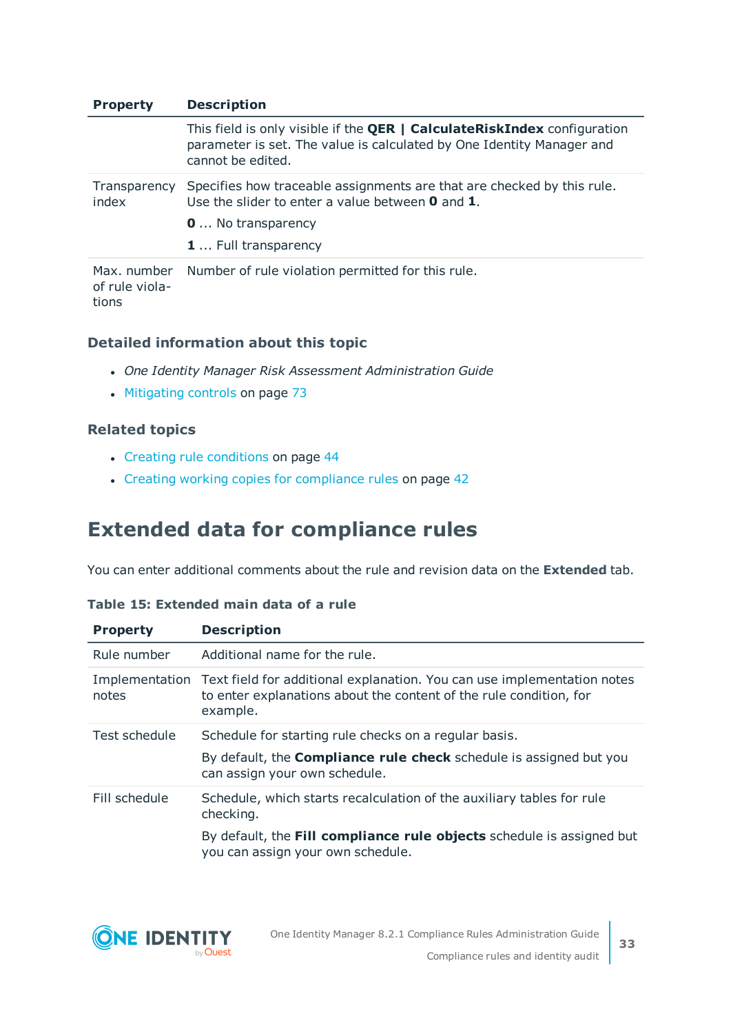| Property | Description |
| --- | --- |
| | This field is only visible if the **QER \| CalculateRiskIndex** configuration parameter is set. The value is calculated by One Identity Manager and cannot be edited. |
| Transparency index | Specifies how traceable assignments are that are checked by this rule. Use the slider to enter a value between **0** and **1**.<br>**0** ... No transparency<br>**1** ... Full transparency |
| Max. number of rule violations | Number of rule violation permitted for this rule. |

### Detailed information about this topic

- *One Identity Manager Risk Assessment Administration Guide*
- Mitigating controls on page 73

### Related topics

- Creating rule conditions on page 44
- Creating working copies for compliance rules on page 42

## Extended data for compliance rules

You can enter additional comments about the rule and revision data on the **Extended** tab.

**Table 15: Extended main data of a rule**

| Property | Description |
| --- | --- |
| Rule number | Additional name for the rule. |
| Implementation notes | Text field for additional explanation. You can use implementation notes to enter explanations about the content of the rule condition, for example. |
| Test schedule | Schedule for starting rule checks on a regular basis.<br>By default, the **Compliance rule check** schedule is assigned but you can assign your own schedule. |
| Fill schedule | Schedule, which starts recalculation of the auxiliary tables for rule checking.<br>By default, the **Fill compliance rule objects** schedule is assigned but you can assign your own schedule. |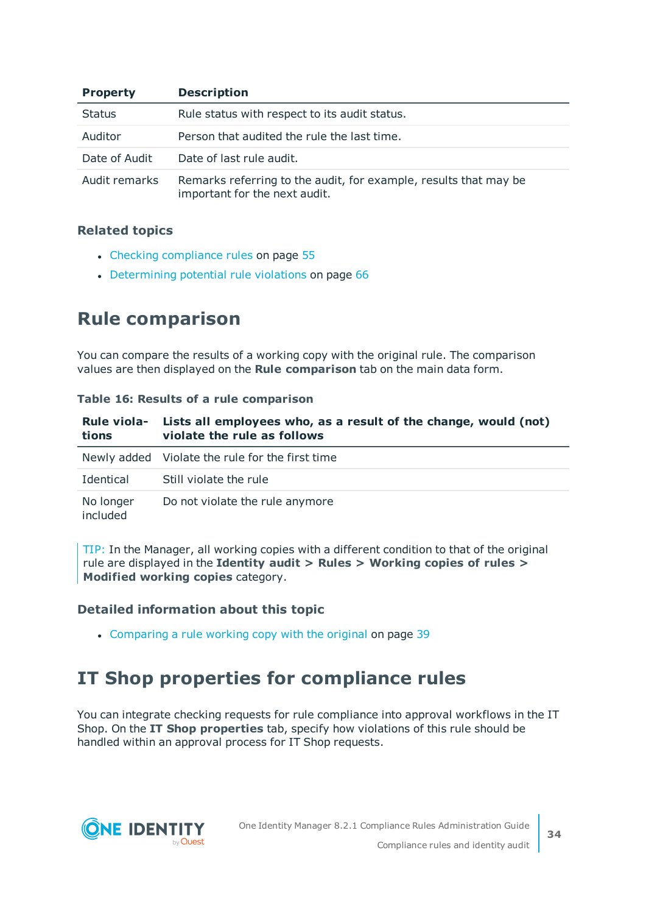| Property | Description |
|---|---|
| Status | Rule status with respect to its audit status. |
| Auditor | Person that audited the rule the last time. |
| Date of Audit | Date of last rule audit. |
| Audit remarks | Remarks referring to the audit, for example, results that may be important for the next audit. |

### Related topics

- Checking compliance rules on page 55
- Determining potential rule violations on page 66

## Rule comparison

You can compare the results of a working copy with the original rule. The comparison values are then displayed on the **Rule comparison** tab on the main data form.

**Table 16: Results of a rule comparison**

| Rule violations | Lists all employees who, as a result of the change, would (not) violate the rule as follows |
|---|---|
| Newly added | Violate the rule for the first time |
| Identical | Still violate the rule |
| No longer included | Do not violate the rule anymore |

TIP: In the Manager, all working copies with a different condition to that of the original rule are displayed in the **Identity audit > Rules > Working copies of rules > Modified working copies** category.

### Detailed information about this topic

- Comparing a rule working copy with the original on page 39

## IT Shop properties for compliance rules

You can integrate checking requests for rule compliance into approval workflows in the IT Shop. On the **IT Shop properties** tab, specify how violations of this rule should be handled within an approval process for IT Shop requests.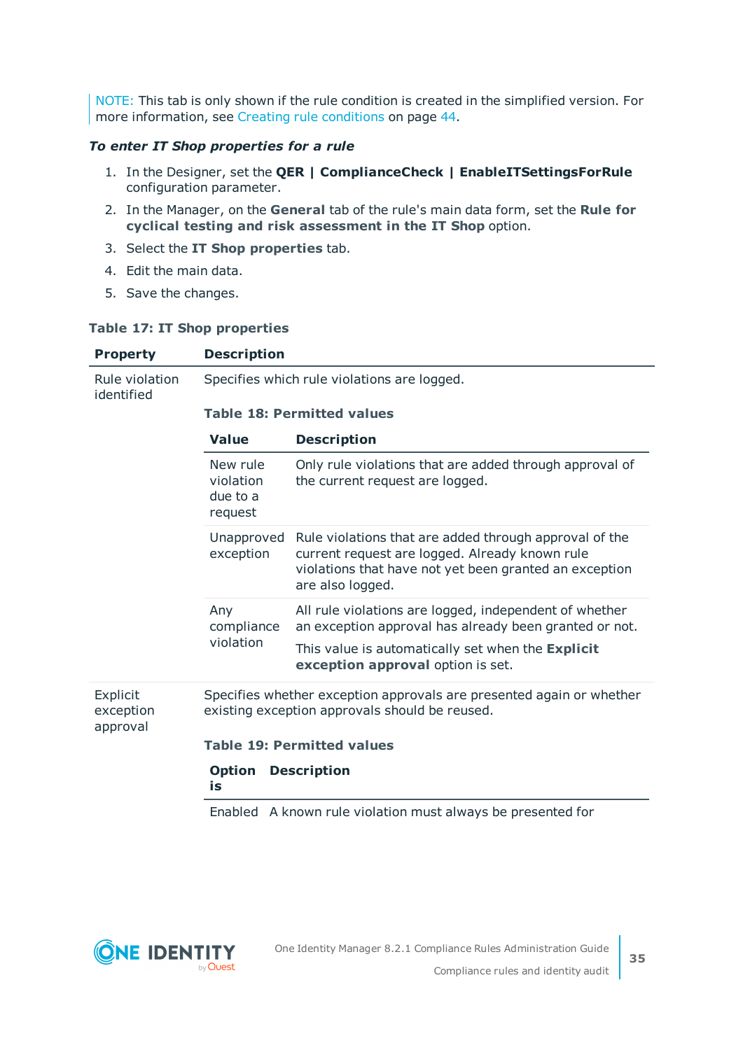NOTE: This tab is only shown if the rule condition is created in the simplified version. For more information, see Creating rule conditions on page 44.

***To enter IT Shop properties for a rule***

1. In the Designer, set the **QER | ComplianceCheck | EnableITSettingsForRule** configuration parameter.
2. In the Manager, on the **General** tab of the rule's main data form, set the **Rule for cyclical testing and risk assessment in the IT Shop** option.
3. Select the **IT Shop properties** tab.
4. Edit the main data.
5. Save the changes.

**Table 17: IT Shop properties**

| Property | Description |
|---|---|
| Rule violation identified | Specifies which rule violations are logged.<br><br>**Table 18: Permitted values**<br><br>**Value** / **Description**<br><br>New rule violation due to a request: Only rule violations that are added through approval of the current request are logged.<br><br>Unapproved exception: Rule violations that are added through approval of the current request are logged. Already known rule violations that have not yet been granted an exception are also logged.<br><br>Any compliance violation: All rule violations are logged, independent of whether an exception approval has already been granted or not. This value is automatically set when the **Explicit exception approval** option is set. |
| Explicit exception approval | Specifies whether exception approvals are presented again or whether existing exception approvals should be reused.<br><br>**Table 19: Permitted values**<br><br>**Option is** / **Description**<br><br>Enabled: A known rule violation must always be presented for |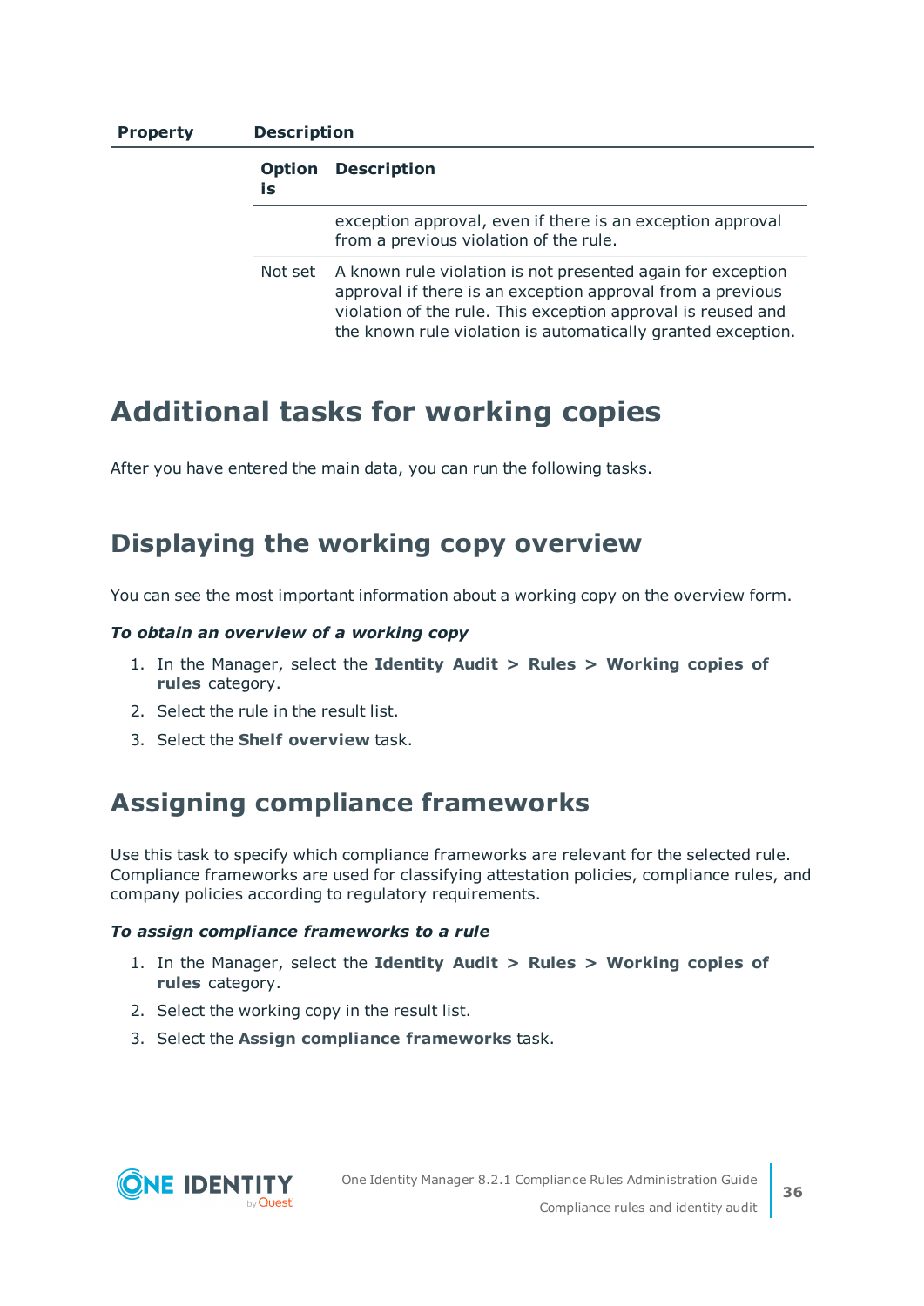| Property | Description | |
| --- | --- | --- |
| | **Option is** | **Description** |
| | | exception approval, even if there is an exception approval from a previous violation of the rule. |
| | Not set | A known rule violation is not presented again for exception approval if there is an exception approval from a previous violation of the rule. This exception approval is reused and the known rule violation is automatically granted exception. |

# Additional tasks for working copies

After you have entered the main data, you can run the following tasks.

## Displaying the working copy overview

You can see the most important information about a working copy on the overview form.

***To obtain an overview of a working copy***

1. In the Manager, select the **Identity Audit > Rules > Working copies of rules** category.
2. Select the rule in the result list.
3. Select the **Shelf overview** task.

## Assigning compliance frameworks

Use this task to specify which compliance frameworks are relevant for the selected rule. Compliance frameworks are used for classifying attestation policies, compliance rules, and company policies according to regulatory requirements.

***To assign compliance frameworks to a rule***

1. In the Manager, select the **Identity Audit > Rules > Working copies of rules** category.
2. Select the working copy in the result list.
3. Select the **Assign compliance frameworks** task.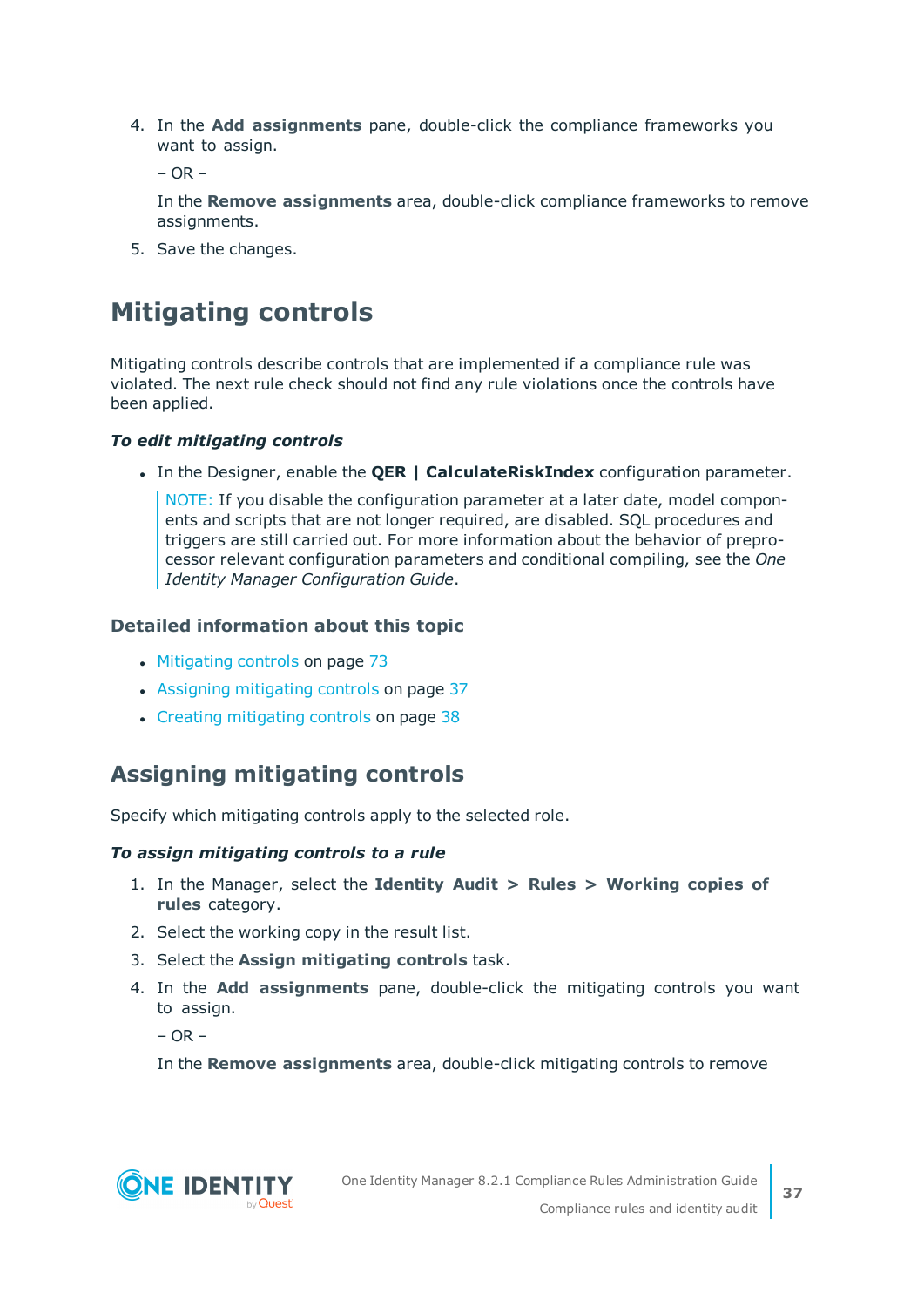4. In the **Add assignments** pane, double-click the compliance frameworks you want to assign.

   – OR –

   In the **Remove assignments** area, double-click compliance frameworks to remove assignments.

5. Save the changes.

## Mitigating controls

Mitigating controls describe controls that are implemented if a compliance rule was violated. The next rule check should not find any rule violations once the controls have been applied.

***To edit mitigating controls***

- In the Designer, enable the **QER | CalculateRiskIndex** configuration parameter.

  NOTE: If you disable the configuration parameter at a later date, model components and scripts that are not longer required, are disabled. SQL procedures and triggers are still carried out. For more information about the behavior of preprocessor relevant configuration parameters and conditional compiling, see the *One Identity Manager Configuration Guide*.

### Detailed information about this topic

- Mitigating controls on page 73
- Assigning mitigating controls on page 37
- Creating mitigating controls on page 38

## Assigning mitigating controls

Specify which mitigating controls apply to the selected role.

***To assign mitigating controls to a rule***

1. In the Manager, select the **Identity Audit > Rules > Working copies of rules** category.
2. Select the working copy in the result list.
3. Select the **Assign mitigating controls** task.
4. In the **Add assignments** pane, double-click the mitigating controls you want to assign.

   – OR –

   In the **Remove assignments** area, double-click mitigating controls to remove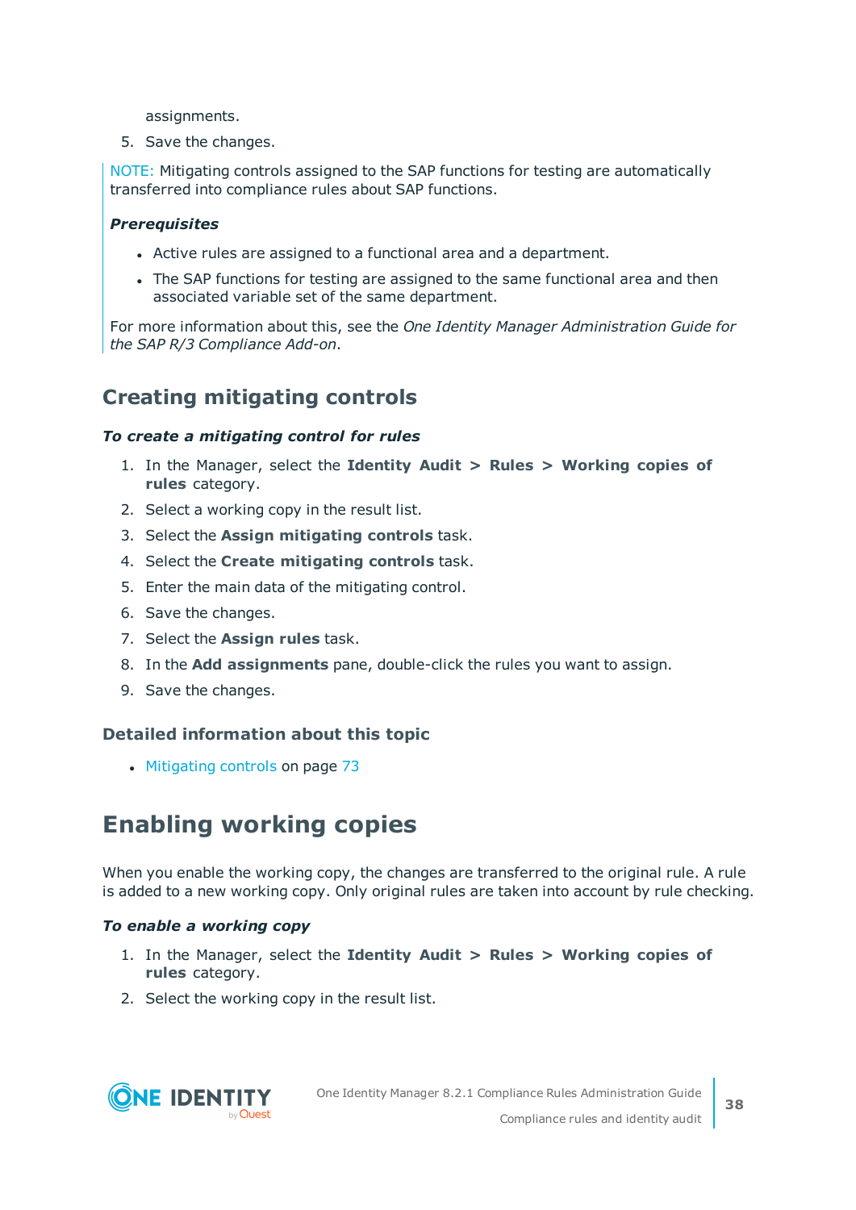assignments.

5. Save the changes.

NOTE: Mitigating controls assigned to the SAP functions for testing are automatically transferred into compliance rules about SAP functions.

***Prerequisites***

- Active rules are assigned to a functional area and a department.
- The SAP functions for testing are assigned to the same functional area and then associated variable set of the same department.

For more information about this, see the *One Identity Manager Administration Guide for the SAP R/3 Compliance Add-on*.

## Creating mitigating controls

***To create a mitigating control for rules***

1. In the Manager, select the **Identity Audit > Rules > Working copies of rules** category.
2. Select a working copy in the result list.
3. Select the **Assign mitigating controls** task.
4. Select the **Create mitigating controls** task.
5. Enter the main data of the mitigating control.
6. Save the changes.
7. Select the **Assign rules** task.
8. In the **Add assignments** pane, double-click the rules you want to assign.
9. Save the changes.

### Detailed information about this topic

- Mitigating controls on page 73

# Enabling working copies

When you enable the working copy, the changes are transferred to the original rule. A rule is added to a new working copy. Only original rules are taken into account by rule checking.

***To enable a working copy***

1. In the Manager, select the **Identity Audit > Rules > Working copies of rules** category.
2. Select the working copy in the result list.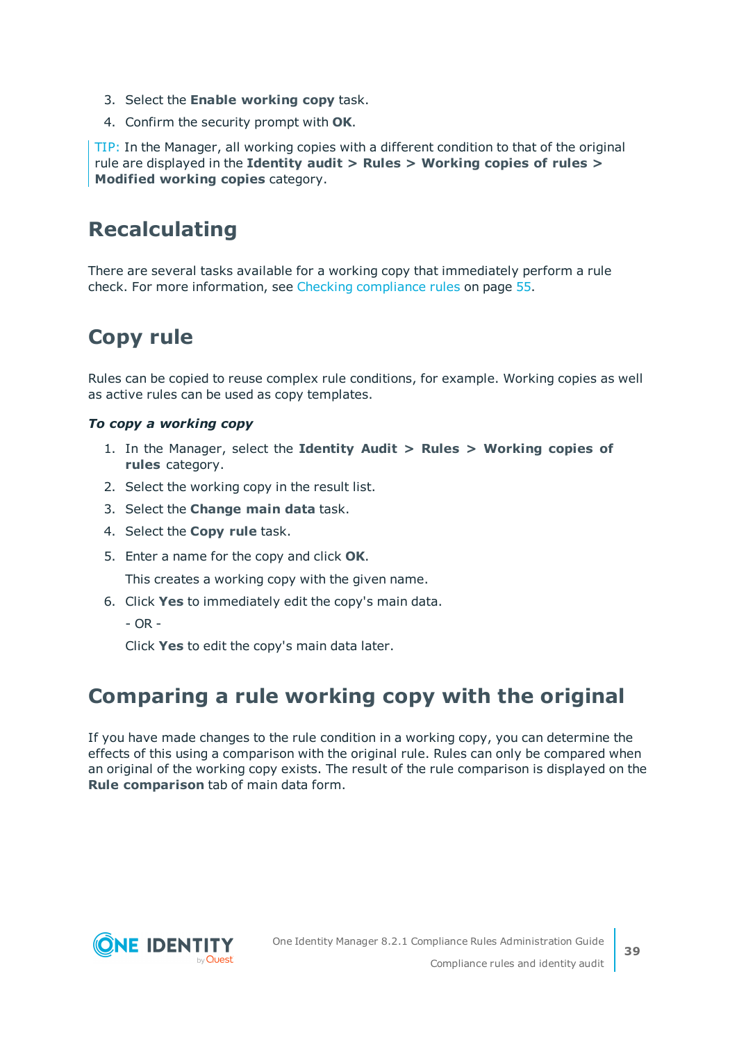3. Select the **Enable working copy** task.
4. Confirm the security prompt with **OK**.

TIP: In the Manager, all working copies with a different condition to that of the original rule are displayed in the **Identity audit > Rules > Working copies of rules > Modified working copies** category.

## Recalculating

There are several tasks available for a working copy that immediately perform a rule check. For more information, see Checking compliance rules on page 55.

## Copy rule

Rules can be copied to reuse complex rule conditions, for example. Working copies as well as active rules can be used as copy templates.

***To copy a working copy***

1. In the Manager, select the **Identity Audit > Rules > Working copies of rules** category.
2. Select the working copy in the result list.
3. Select the **Change main data** task.
4. Select the **Copy rule** task.
5. Enter a name for the copy and click **OK**.

   This creates a working copy with the given name.
6. Click **Yes** to immediately edit the copy's main data.

   - OR -

   Click **Yes** to edit the copy's main data later.

## Comparing a rule working copy with the original

If you have made changes to the rule condition in a working copy, you can determine the effects of this using a comparison with the original rule. Rules can only be compared when an original of the working copy exists. The result of the rule comparison is displayed on the **Rule comparison** tab of main data form.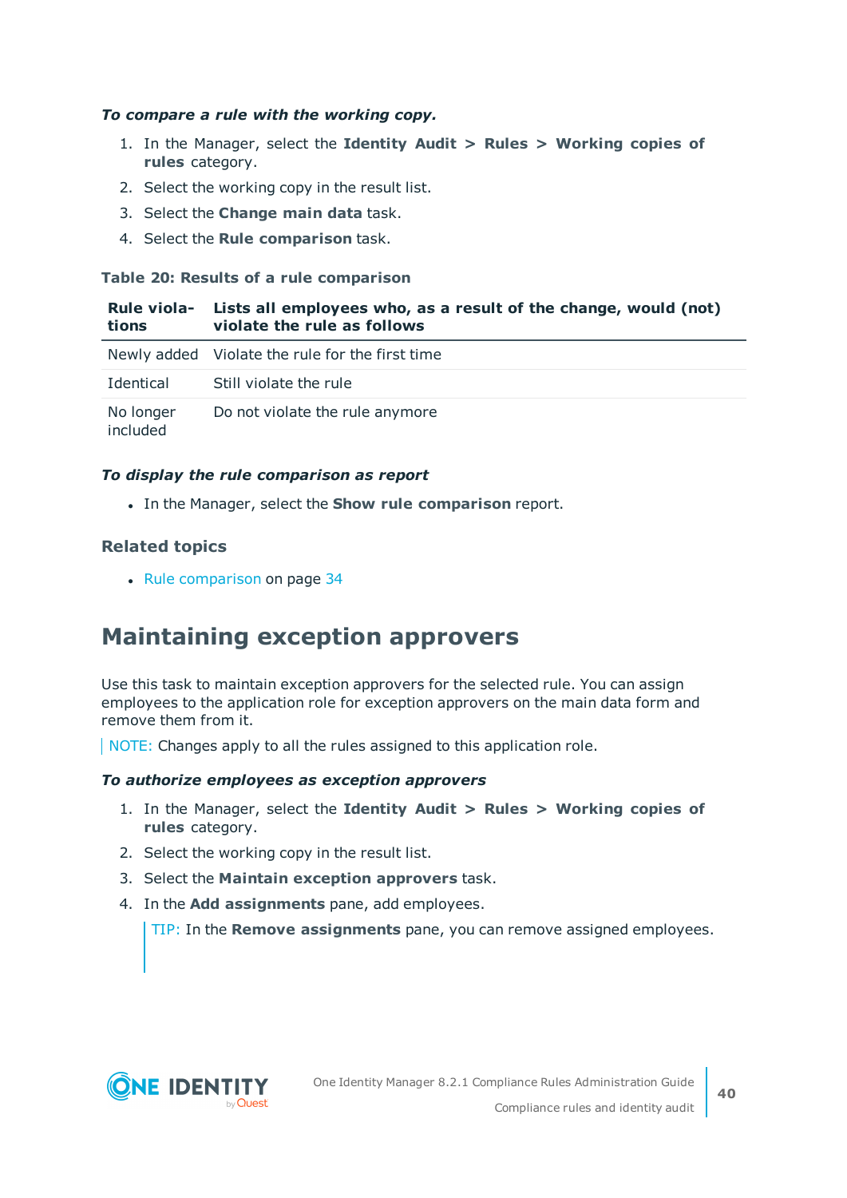***To compare a rule with the working copy.***

1. In the Manager, select the **Identity Audit > Rules > Working copies of rules** category.
2. Select the working copy in the result list.
3. Select the **Change main data** task.
4. Select the **Rule comparison** task.

**Table 20: Results of a rule comparison**

| Rule violations | Lists all employees who, as a result of the change, would (not) violate the rule as follows |
|---|---|
| Newly added | Violate the rule for the first time |
| Identical | Still violate the rule |
| No longer included | Do not violate the rule anymore |

***To display the rule comparison as report***

- In the Manager, select the **Show rule comparison** report.

### Related topics

- Rule comparison on page 34

## Maintaining exception approvers

Use this task to maintain exception approvers for the selected rule. You can assign employees to the application role for exception approvers on the main data form and remove them from it.

NOTE: Changes apply to all the rules assigned to this application role.

***To authorize employees as exception approvers***

1. In the Manager, select the **Identity Audit > Rules > Working copies of rules** category.
2. Select the working copy in the result list.
3. Select the **Maintain exception approvers** task.
4. In the **Add assignments** pane, add employees.

   TIP: In the **Remove assignments** pane, you can remove assigned employees.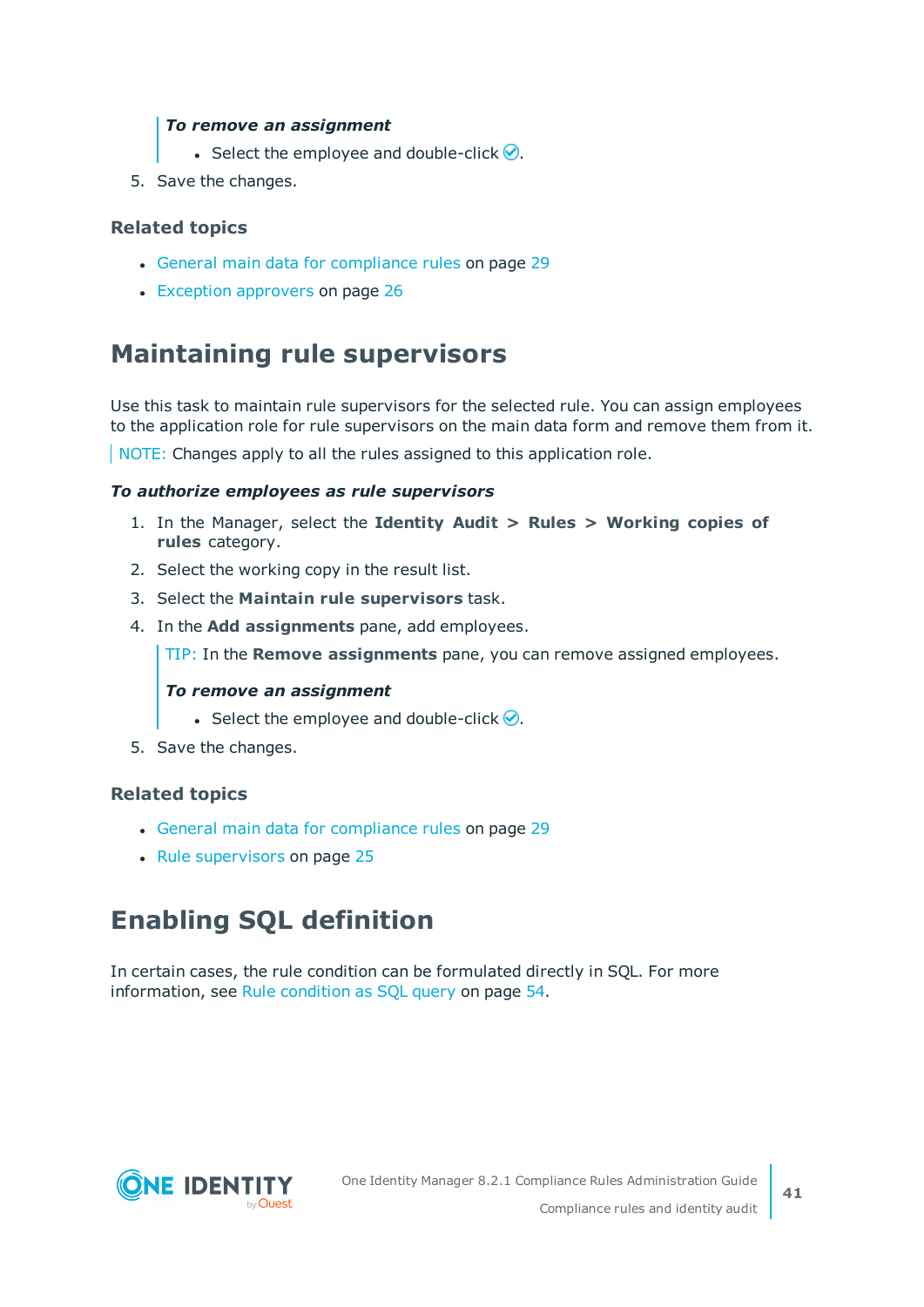*To remove an assignment*

- Select the employee and double-click ✅.

5. Save the changes.

### Related topics

- General main data for compliance rules on page 29
- Exception approvers on page 26

## Maintaining rule supervisors

Use this task to maintain rule supervisors for the selected rule. You can assign employees to the application role for rule supervisors on the main data form and remove them from it.

NOTE: Changes apply to all the rules assigned to this application role.

***To authorize employees as rule supervisors***

1. In the Manager, select the **Identity Audit > Rules > Working copies of rules** category.
2. Select the working copy in the result list.
3. Select the **Maintain rule supervisors** task.
4. In the **Add assignments** pane, add employees.

   TIP: In the **Remove assignments** pane, you can remove assigned employees.

   ***To remove an assignment***

   - Select the employee and double-click ✅.

5. Save the changes.

### Related topics

- General main data for compliance rules on page 29
- Rule supervisors on page 25

## Enabling SQL definition

In certain cases, the rule condition can be formulated directly in SQL. For more information, see Rule condition as SQL query on page 54.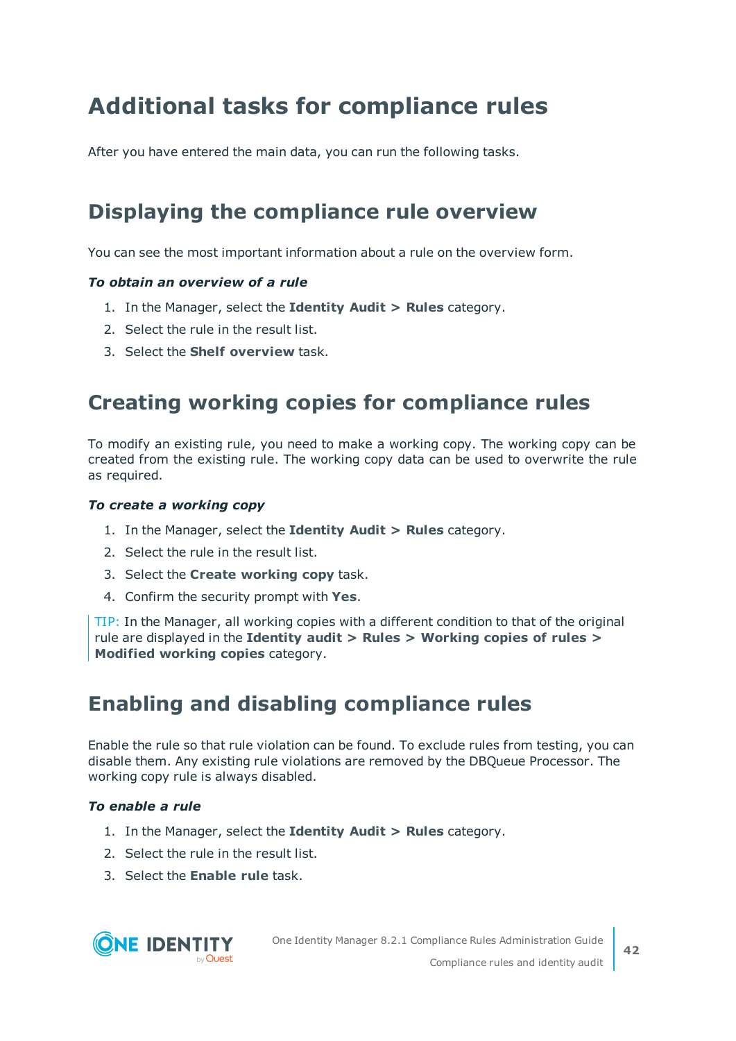# Additional tasks for compliance rules

After you have entered the main data, you can run the following tasks.

## Displaying the compliance rule overview

You can see the most important information about a rule on the overview form.

***To obtain an overview of a rule***

1. In the Manager, select the **Identity Audit > Rules** category.
2. Select the rule in the result list.
3. Select the **Shelf overview** task.

## Creating working copies for compliance rules

To modify an existing rule, you need to make a working copy. The working copy can be created from the existing rule. The working copy data can be used to overwrite the rule as required.

***To create a working copy***

1. In the Manager, select the **Identity Audit > Rules** category.
2. Select the rule in the result list.
3. Select the **Create working copy** task.
4. Confirm the security prompt with **Yes**.

TIP: In the Manager, all working copies with a different condition to that of the original rule are displayed in the **Identity audit > Rules > Working copies of rules > Modified working copies** category.

## Enabling and disabling compliance rules

Enable the rule so that rule violation can be found. To exclude rules from testing, you can disable them. Any existing rule violations are removed by the DBQueue Processor. The working copy rule is always disabled.

***To enable a rule***

1. In the Manager, select the **Identity Audit > Rules** category.
2. Select the rule in the result list.
3. Select the **Enable rule** task.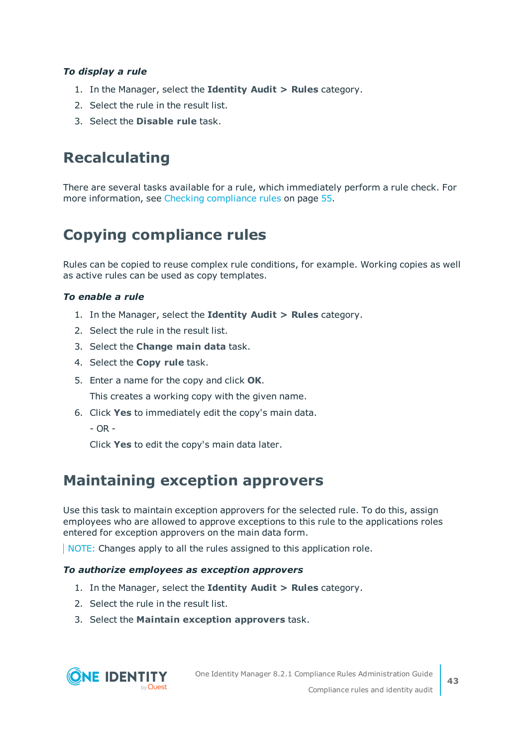***To display a rule***

1. In the Manager, select the **Identity Audit > Rules** category.
2. Select the rule in the result list.
3. Select the **Disable rule** task.

## Recalculating

There are several tasks available for a rule, which immediately perform a rule check. For more information, see Checking compliance rules on page 55.

## Copying compliance rules

Rules can be copied to reuse complex rule conditions, for example. Working copies as well as active rules can be used as copy templates.

***To enable a rule***

1. In the Manager, select the **Identity Audit > Rules** category.
2. Select the rule in the result list.
3. Select the **Change main data** task.
4. Select the **Copy rule** task.
5. Enter a name for the copy and click **OK**.

   This creates a working copy with the given name.
6. Click **Yes** to immediately edit the copy's main data.

   - OR -

   Click **Yes** to edit the copy's main data later.

## Maintaining exception approvers

Use this task to maintain exception approvers for the selected rule. To do this, assign employees who are allowed to approve exceptions to this rule to the applications roles entered for exception approvers on the main data form.

NOTE: Changes apply to all the rules assigned to this application role.

***To authorize employees as exception approvers***

1. In the Manager, select the **Identity Audit > Rules** category.
2. Select the rule in the result list.
3. Select the **Maintain exception approvers** task.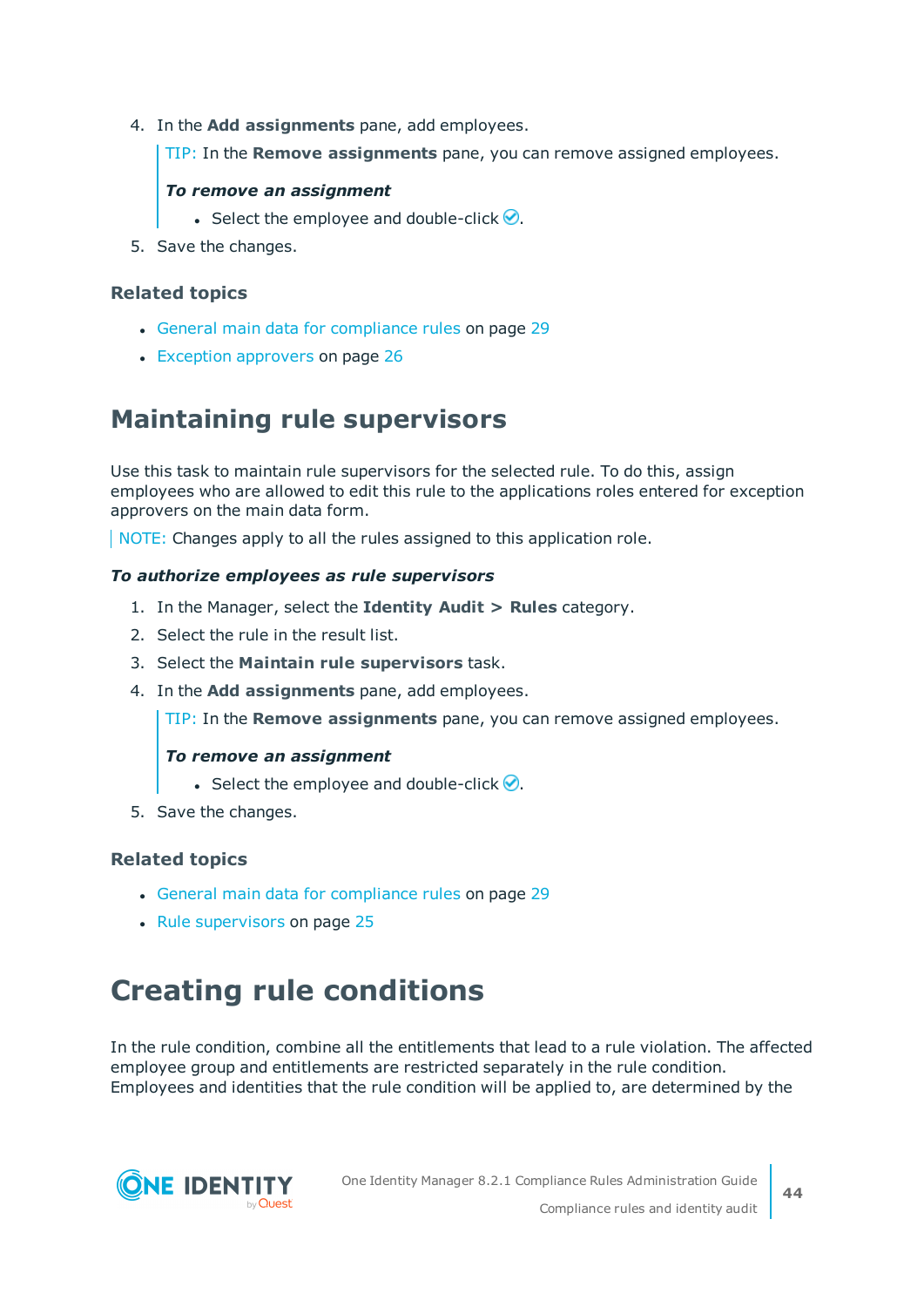4. In the **Add assignments** pane, add employees.

   > TIP: In the **Remove assignments** pane, you can remove assigned employees.
   >
   > ***To remove an assignment***
   >
   > - Select the employee and double-click ✅.

5. Save the changes.

### Related topics

- General main data for compliance rules on page 29
- Exception approvers on page 26

## Maintaining rule supervisors

Use this task to maintain rule supervisors for the selected rule. To do this, assign employees who are allowed to edit this rule to the applications roles entered for exception approvers on the main data form.

> NOTE: Changes apply to all the rules assigned to this application role.

***To authorize employees as rule supervisors***

1. In the Manager, select the **Identity Audit > Rules** category.
2. Select the rule in the result list.
3. Select the **Maintain rule supervisors** task.
4. In the **Add assignments** pane, add employees.

   > TIP: In the **Remove assignments** pane, you can remove assigned employees.
   >
   > ***To remove an assignment***
   >
   > - Select the employee and double-click ✅.

5. Save the changes.

### Related topics

- General main data for compliance rules on page 29
- Rule supervisors on page 25

## Creating rule conditions

In the rule condition, combine all the entitlements that lead to a rule violation. The affected employee group and entitlements are restricted separately in the rule condition. Employees and identities that the rule condition will be applied to, are determined by the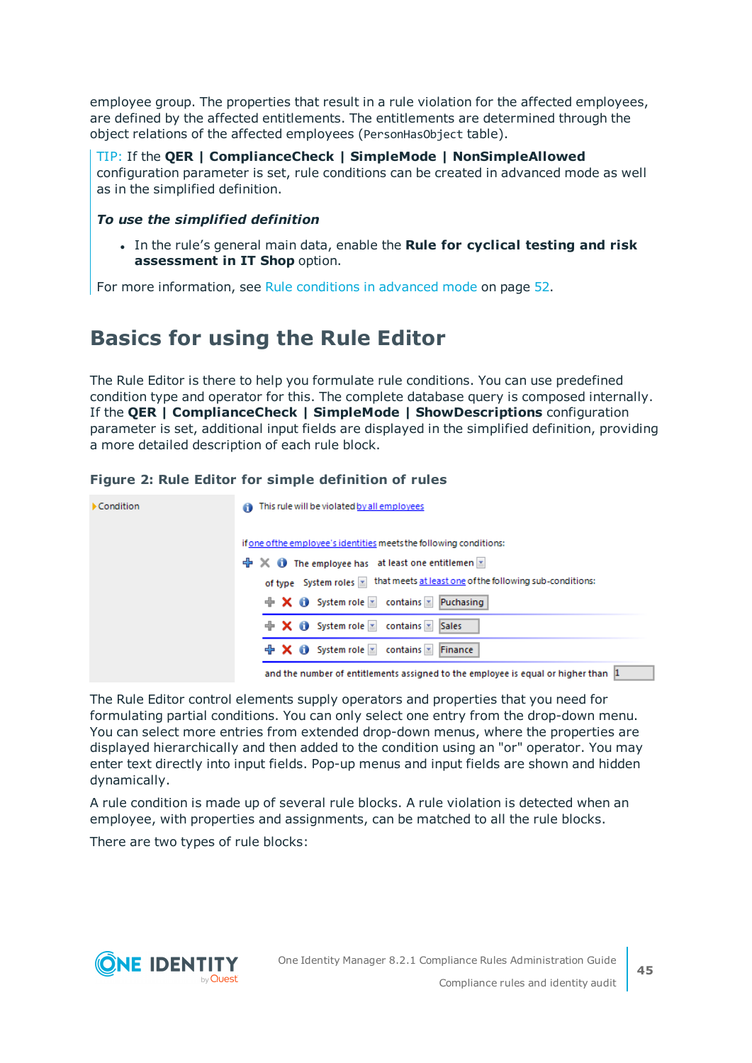employee group. The properties that result in a rule violation for the affected employees, are defined by the affected entitlements. The entitlements are determined through the object relations of the affected employees (`PersonHasObject` table).

> TIP: If the **QER | ComplianceCheck | SimpleMode | NonSimpleAllowed** configuration parameter is set, rule conditions can be created in advanced mode as well as in the simplified definition.
>
> ***To use the simplified definition***
>
> - In the rule's general main data, enable the **Rule for cyclical testing and risk assessment in IT Shop** option.
>
> For more information, see Rule conditions in advanced mode on page 52.

## Basics for using the Rule Editor

The Rule Editor is there to help you formulate rule conditions. You can use predefined condition type and operator for this. The complete database query is composed internally. If the **QER | ComplianceCheck | SimpleMode | ShowDescriptions** configuration parameter is set, additional input fields are displayed in the simplified definition, providing a more detailed description of each rule block.

**Figure 2: Rule Editor for simple definition of rules**

The Rule Editor control elements supply operators and properties that you need for formulating partial conditions. You can only select one entry from the drop-down menu. You can select more entries from extended drop-down menus, where the properties are displayed hierarchically and then added to the condition using an "or" operator. You may enter text directly into input fields. Pop-up menus and input fields are shown and hidden dynamically.

A rule condition is made up of several rule blocks. A rule violation is detected when an employee, with properties and assignments, can be matched to all the rule blocks.

There are two types of rule blocks: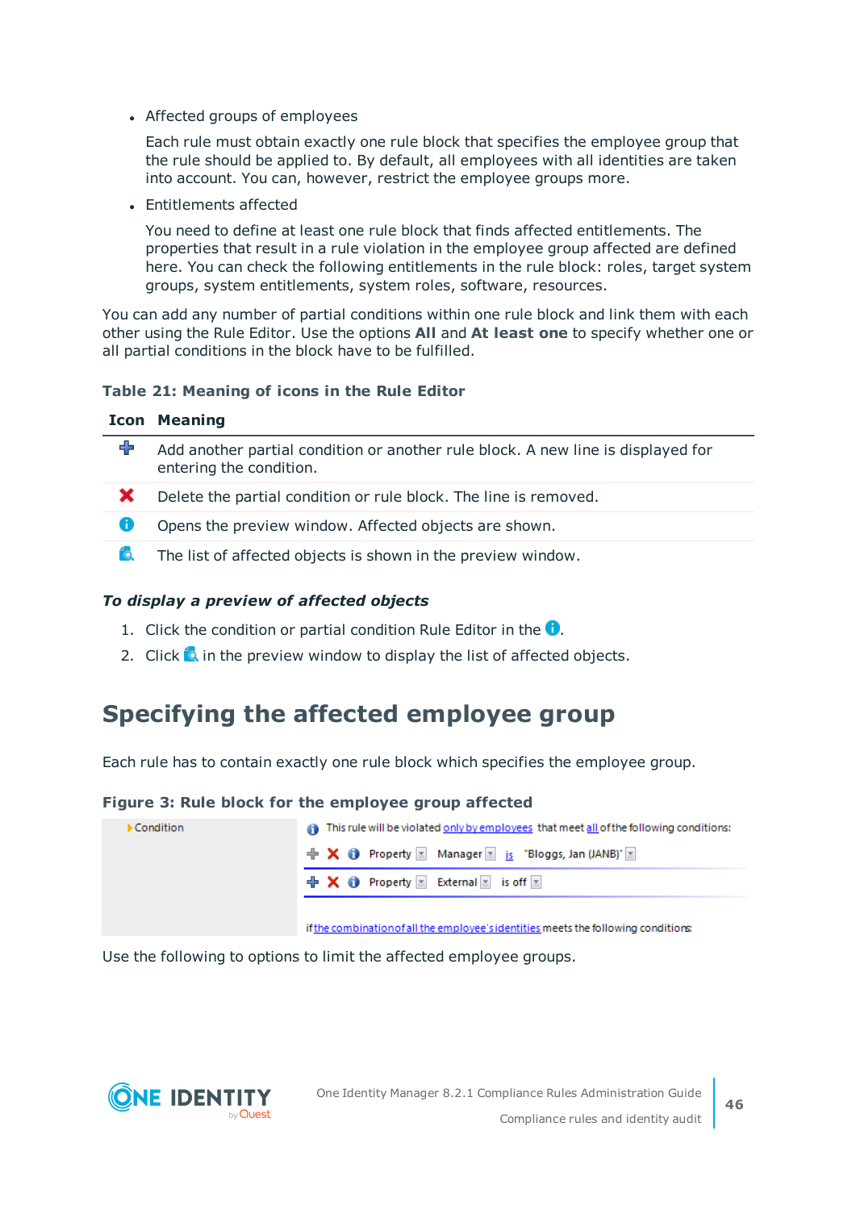- Affected groups of employees

  Each rule must obtain exactly one rule block that specifies the employee group that the rule should be applied to. By default, all employees with all identities are taken into account. You can, however, restrict the employee groups more.

- Entitlements affected

  You need to define at least one rule block that finds affected entitlements. The properties that result in a rule violation in the employee group affected are defined here. You can check the following entitlements in the rule block: roles, target system groups, system entitlements, system roles, software, resources.

You can add any number of partial conditions within one rule block and link them with each other using the Rule Editor. Use the options **All** and **At least one** to specify whether one or all partial conditions in the block have to be fulfilled.

**Table 21: Meaning of icons in the Rule Editor**

| Icon | Meaning |
|---|---|
| ➕ | Add another partial condition or another rule block. A new line is displayed for entering the condition. |
| ❌ | Delete the partial condition or rule block. The line is removed. |
| ℹ | Opens the preview window. Affected objects are shown. |
| 🔍 | The list of affected objects is shown in the preview window. |

***To display a preview of affected objects***

1. Click the condition or partial condition Rule Editor in the ℹ.
2. Click 🔍 in the preview window to display the list of affected objects.

# Specifying the affected employee group

Each rule has to contain exactly one rule block which specifies the employee group.

**Figure 3: Rule block for the employee group affected**

| Condition | This rule will be violated only by employees that meet all of the following conditions: |
|---|---|
| | Property Manager is "Bloggs, Jan (JANB)" |
| | Property External is off |
| | if the combination of all the employee's identities meets the following conditions: |

Use the following to options to limit the affected employee groups.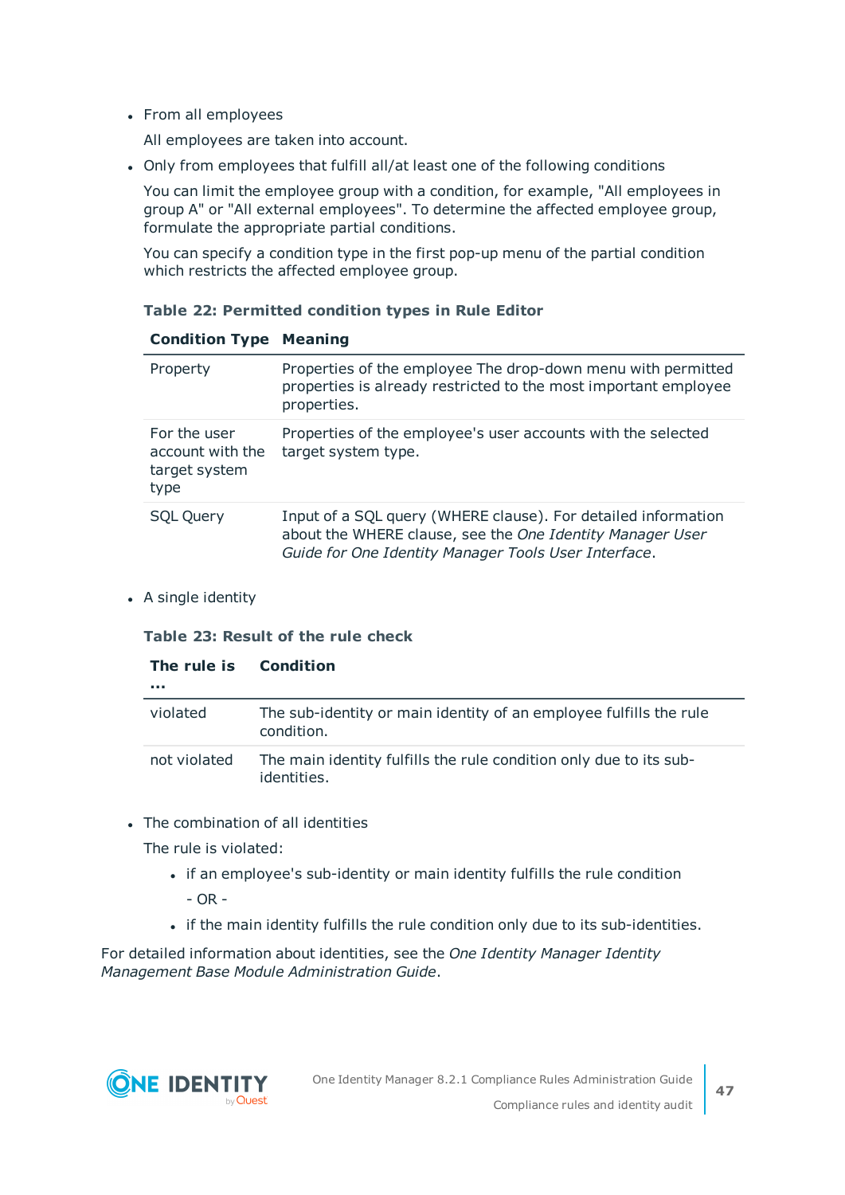- From all employees

  All employees are taken into account.

- Only from employees that fulfill all/at least one of the following conditions

  You can limit the employee group with a condition, for example, "All employees in group A" or "All external employees". To determine the affected employee group, formulate the appropriate partial conditions.

  You can specify a condition type in the first pop-up menu of the partial condition which restricts the affected employee group.

  **Table 22: Permitted condition types in Rule Editor**

  | Condition Type | Meaning |
  |---|---|
  | Property | Properties of the employee The drop-down menu with permitted properties is already restricted to the most important employee properties. |
  | For the user account with the target system type | Properties of the employee's user accounts with the selected target system type. |
  | SQL Query | Input of a SQL query (WHERE clause). For detailed information about the WHERE clause, see the *One Identity Manager User Guide for One Identity Manager Tools User Interface*. |

- A single identity

  **Table 23: Result of the rule check**

  | The rule is ... | Condition |
  |---|---|
  | violated | The sub-identity or main identity of an employee fulfills the rule condition. |
  | not violated | The main identity fulfills the rule condition only due to its sub-identities. |

- The combination of all identities

  The rule is violated:

  - if an employee's sub-identity or main identity fulfills the rule condition

    \- OR -

  - if the main identity fulfills the rule condition only due to its sub-identities.

For detailed information about identities, see the *One Identity Manager Identity Management Base Module Administration Guide*.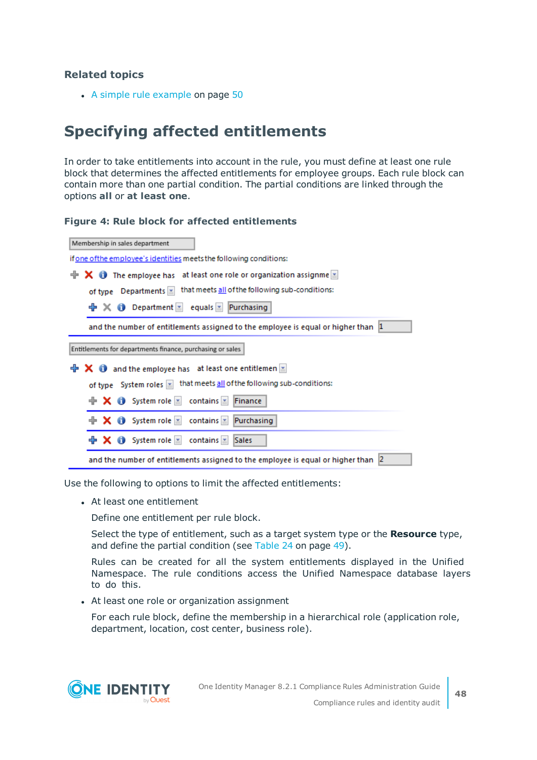### Related topics

- A simple rule example on page 50

## Specifying affected entitlements

In order to take entitlements into account in the rule, you must define at least one rule block that determines the affected entitlements for employee groups. Each rule block can contain more than one partial condition. The partial conditions are linked through the options **all** or **at least one**.

### Figure 4: Rule block for affected entitlements

Use the following to options to limit the affected entitlements:

- At least one entitlement

  Define one entitlement per rule block.

  Select the type of entitlement, such as a target system type or the **Resource** type, and define the partial condition (see Table 24 on page 49).

  Rules can be created for all the system entitlements displayed in the Unified Namespace. The rule conditions access the Unified Namespace database layers to do this.

- At least one role or organization assignment

  For each rule block, define the membership in a hierarchical role (application role, department, location, cost center, business role).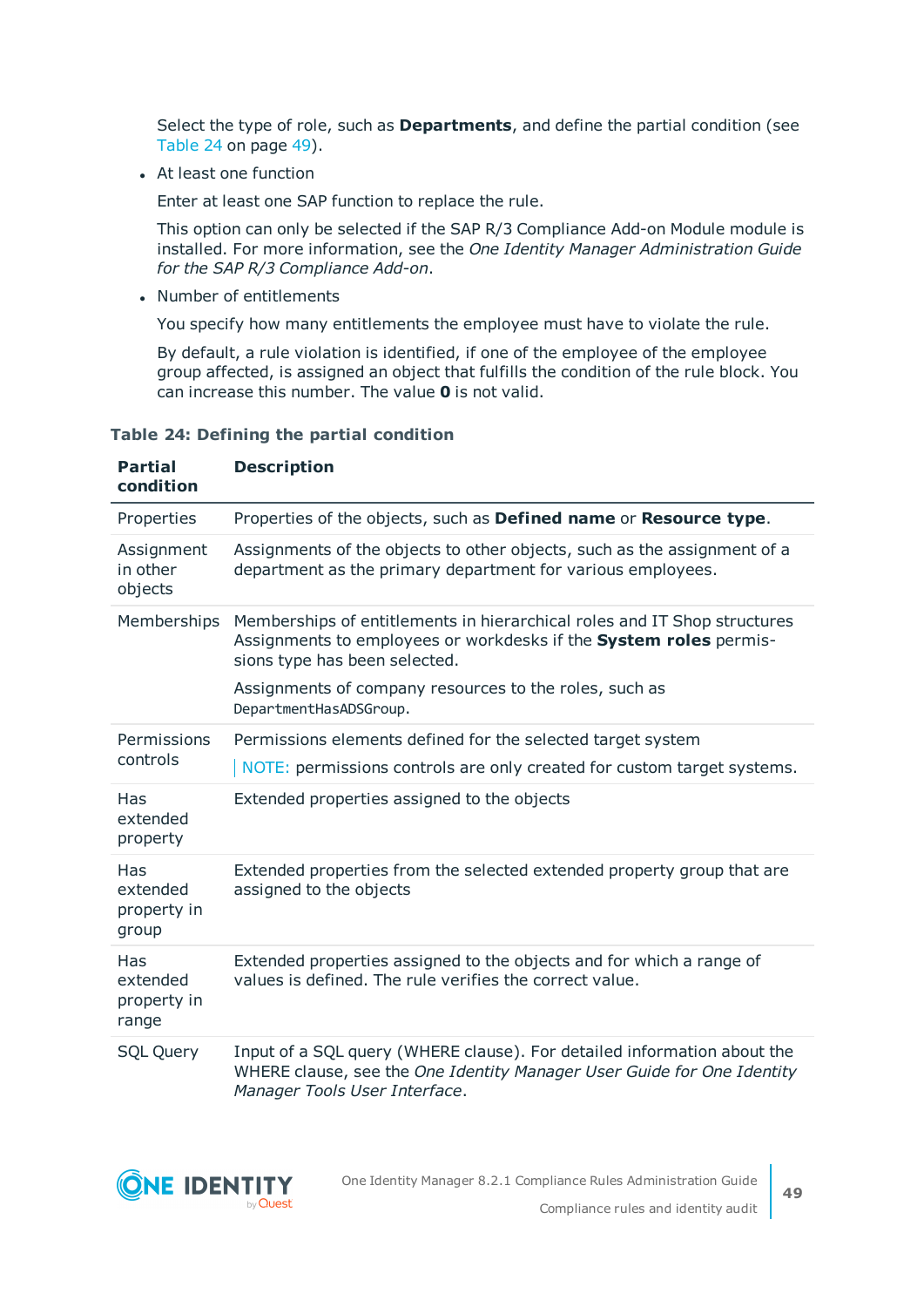Select the type of role, such as **Departments**, and define the partial condition (see Table 24 on page 49).

- At least one function

  Enter at least one SAP function to replace the rule.

  This option can only be selected if the SAP R/3 Compliance Add-on Module module is installed. For more information, see the *One Identity Manager Administration Guide for the SAP R/3 Compliance Add-on*.

- Number of entitlements

  You specify how many entitlements the employee must have to violate the rule.

  By default, a rule violation is identified, if one of the employee of the employee group affected, is assigned an object that fulfills the condition of the rule block. You can increase this number. The value **0** is not valid.

**Table 24: Defining the partial condition**

| Partial condition | Description |
|---|---|
| Properties | Properties of the objects, such as **Defined name** or **Resource type**. |
| Assignment in other objects | Assignments of the objects to other objects, such as the assignment of a department as the primary department for various employees. |
| Memberships | Memberships of entitlements in hierarchical roles and IT Shop structures Assignments to employees or workdesks if the **System roles** permissions type has been selected.<br><br>Assignments of company resources to the roles, such as `DepartmentHasADSGroup`. |
| Permissions controls | Permissions elements defined for the selected target system<br><br>NOTE: permissions controls are only created for custom target systems. |
| Has extended property | Extended properties assigned to the objects |
| Has extended property in group | Extended properties from the selected extended property group that are assigned to the objects |
| Has extended property in range | Extended properties assigned to the objects and for which a range of values is defined. The rule verifies the correct value. |
| SQL Query | Input of a SQL query (WHERE clause). For detailed information about the WHERE clause, see the *One Identity Manager User Guide for One Identity Manager Tools User Interface*. |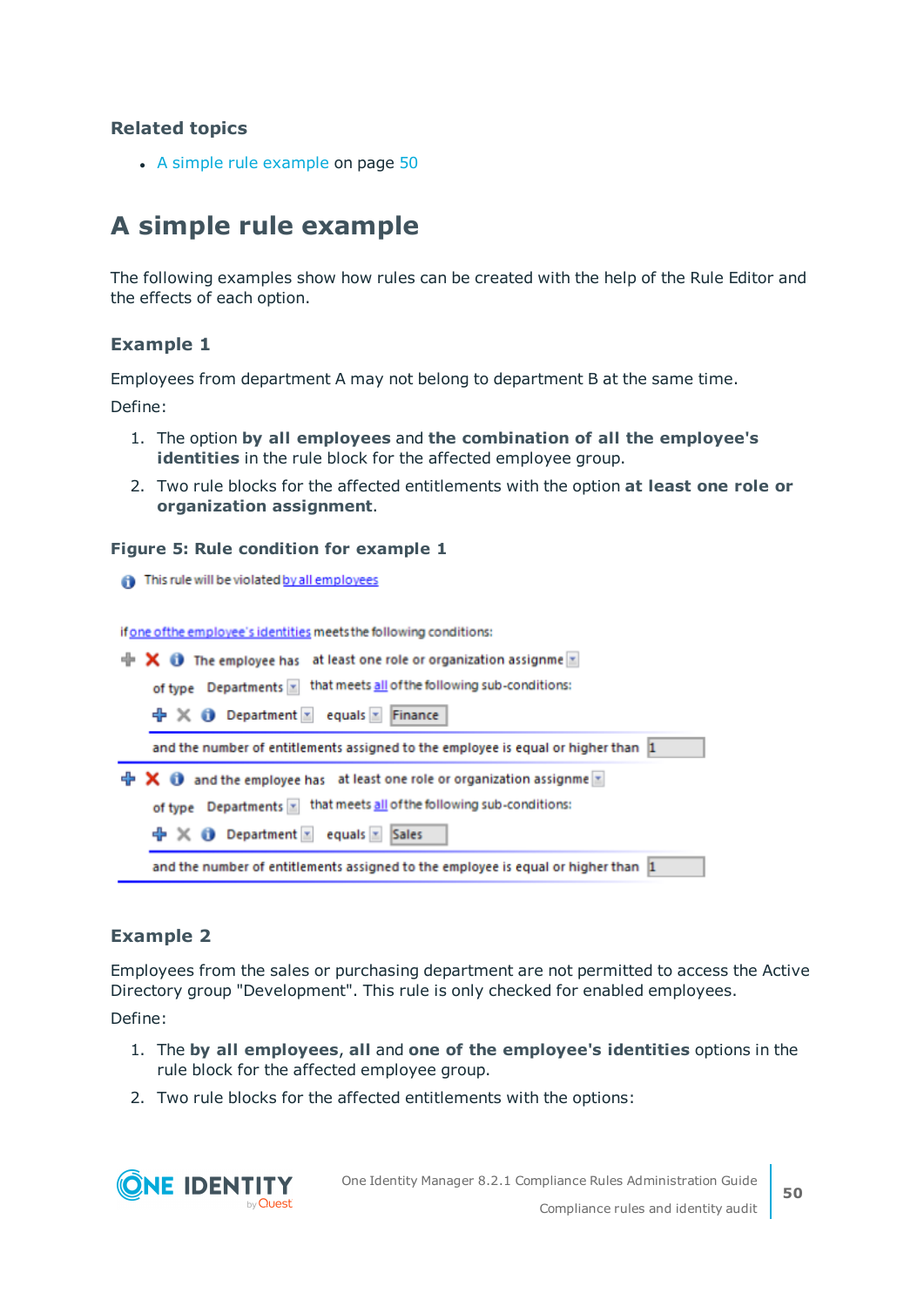### Related topics

- A simple rule example on page 50

# A simple rule example

The following examples show how rules can be created with the help of the Rule Editor and the effects of each option.

## Example 1

Employees from department A may not belong to department B at the same time.

Define:

1. The option **by all employees** and **the combination of all the employee's identities** in the rule block for the affected employee group.
2. Two rule blocks for the affected entitlements with the option **at least one role or organization assignment**.

**Figure 5: Rule condition for example 1**

This rule will be violated by all employees

if one of the employee's identities meets the following conditions:

The employee has at least one role or organization assignme
of type Departments that meets all of the following sub-conditions:
Department equals Finance
and the number of entitlements assigned to the employee is equal or higher than 1

and the employee has at least one role or organization assignme
of type Departments that meets all of the following sub-conditions:
Department equals Sales
and the number of entitlements assigned to the employee is equal or higher than 1

## Example 2

Employees from the sales or purchasing department are not permitted to access the Active Directory group "Development". This rule is only checked for enabled employees.

Define:

1. The **by all employees**, **all** and **one of the employee's identities** options in the rule block for the affected employee group.
2. Two rule blocks for the affected entitlements with the options: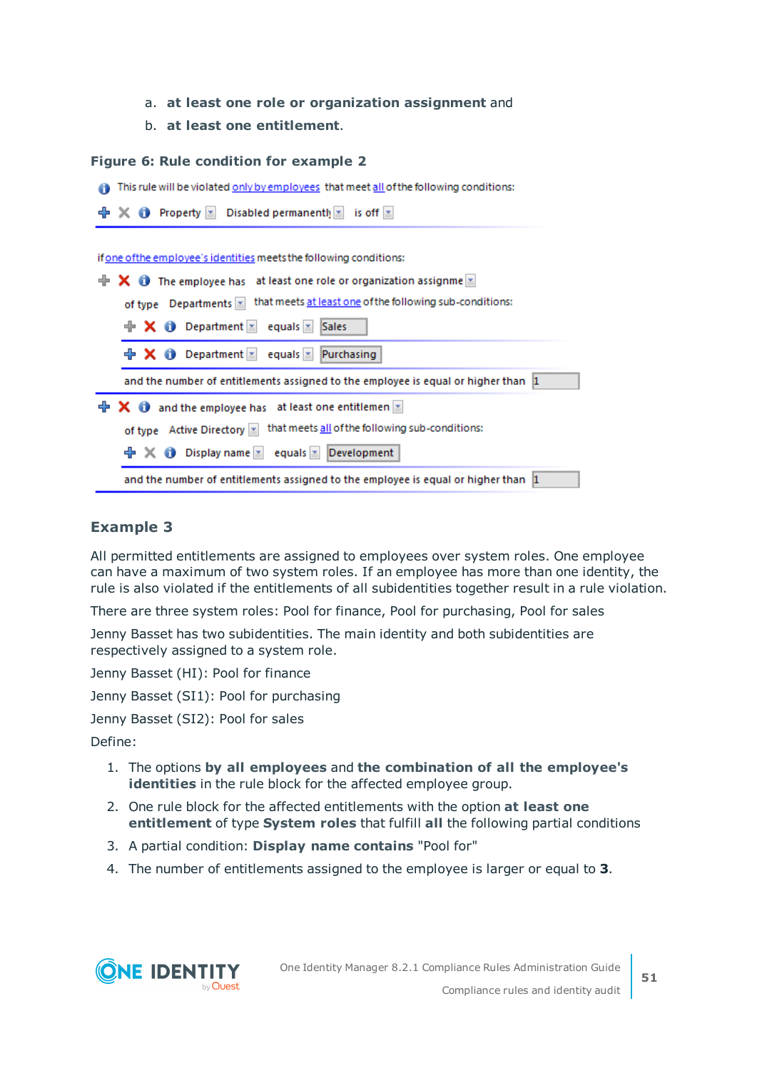a. **at least one role or organization assignment** and
   b. **at least one entitlement**.

**Figure 6: Rule condition for example 2**

This rule will be violated only by employees that meet all of the following conditions:

Property | Disabled permanently | is off

if one of the employee's identities meets the following conditions:

The employee has | at least one role or organization assignme

of type | Departments | that meets at least one of the following sub-conditions:

Department | equals | Sales

Department | equals | Purchasing

and the number of entitlements assigned to the employee is equal or higher than | 1

and the employee has | at least one entitlemen

of type | Active Directory | that meets all of the following sub-conditions:

Display name | equals | Development

and the number of entitlements assigned to the employee is equal or higher than | 1

## Example 3

All permitted entitlements are assigned to employees over system roles. One employee can have a maximum of two system roles. If an employee has more than one identity, the rule is also violated if the entitlements of all subidentities together result in a rule violation.

There are three system roles: Pool for finance, Pool for purchasing, Pool for sales

Jenny Basset has two subidentities. The main identity and both subidentities are respectively assigned to a system role.

Jenny Basset (HI): Pool for finance

Jenny Basset (SI1): Pool for purchasing

Jenny Basset (SI2): Pool for sales

Define:

1. The options **by all employees** and **the combination of all the employee's identities** in the rule block for the affected employee group.
2. One rule block for the affected entitlements with the option **at least one entitlement** of type **System roles** that fulfill **all** the following partial conditions
3. A partial condition: **Display name contains** "Pool for"
4. The number of entitlements assigned to the employee is larger or equal to **3**.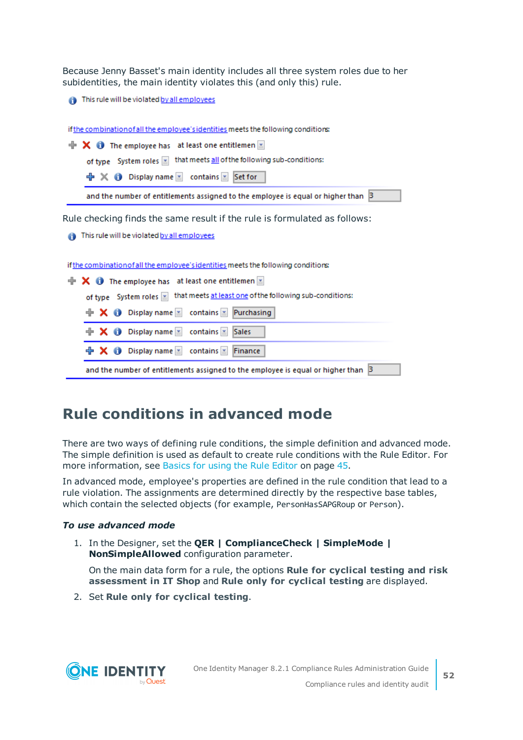Because Jenny Basset's main identity includes all three system roles due to her subidentities, the main identity violates this (and only this) rule.

This rule will be violated by all employees

if the combination of all the employee's identities meets the following conditions:

The employee has at least one entitlemen

of type System roles that meets all of the following sub-conditions:

Display name contains Set for

and the number of entitlements assigned to the employee is equal or higher than 3

Rule checking finds the same result if the rule is formulated as follows:

This rule will be violated by all employees

if the combination of all the employee's identities meets the following conditions:

The employee has at least one entitlemen

of type System roles that meets at least one of the following sub-conditions:

Display name contains Purchasing

Display name contains Sales

Display name contains Finance

and the number of entitlements assigned to the employee is equal or higher than 3

# Rule conditions in advanced mode

There are two ways of defining rule conditions, the simple definition and advanced mode. The simple definition is used as default to create rule conditions with the Rule Editor. For more information, see Basics for using the Rule Editor on page 45.

In advanced mode, employee's properties are defined in the rule condition that lead to a rule violation. The assignments are determined directly by the respective base tables, which contain the selected objects (for example, PersonHasSAPGRoup or Person).

### *To use advanced mode*

1. In the Designer, set the **QER | ComplianceCheck | SimpleMode | NonSimpleAllowed** configuration parameter.

   On the main data form for a rule, the options **Rule for cyclical testing and risk assessment in IT Shop** and **Rule only for cyclical testing** are displayed.

2. Set **Rule only for cyclical testing**.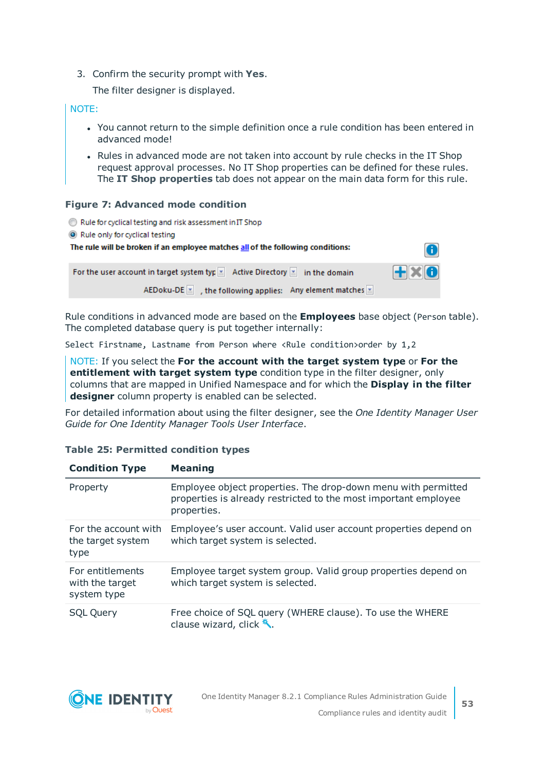3. Confirm the security prompt with **Yes**.

   The filter designer is displayed.

NOTE:

- You cannot return to the simple definition once a rule condition has been entered in advanced mode!
- Rules in advanced mode are not taken into account by rule checks in the IT Shop request approval processes. No IT Shop properties can be defined for these rules. The **IT Shop properties** tab does not appear on the main data form for this rule.

**Figure 7: Advanced mode condition**

Rule conditions in advanced mode are based on the **Employees** base object (`Person` table). The completed database query is put together internally:

```
Select Firstname, Lastname from Person where <Rule condition>order by 1,2
```

NOTE: If you select the **For the account with the target system type** or **For the entitlement with target system type** condition type in the filter designer, only columns that are mapped in Unified Namespace and for which the **Display in the filter designer** column property is enabled can be selected.

For detailed information about using the filter designer, see the *One Identity Manager User Guide for One Identity Manager Tools User Interface*.

**Table 25: Permitted condition types**

| Condition Type | Meaning |
|---|---|
| Property | Employee object properties. The drop-down menu with permitted properties is already restricted to the most important employee properties. |
| For the account with the target system type | Employee's user account. Valid user account properties depend on which target system is selected. |
| For entitlements with the target system type | Employee target system group. Valid group properties depend on which target system is selected. |
| SQL Query | Free choice of SQL query (WHERE clause). To use the WHERE clause wizard, click . |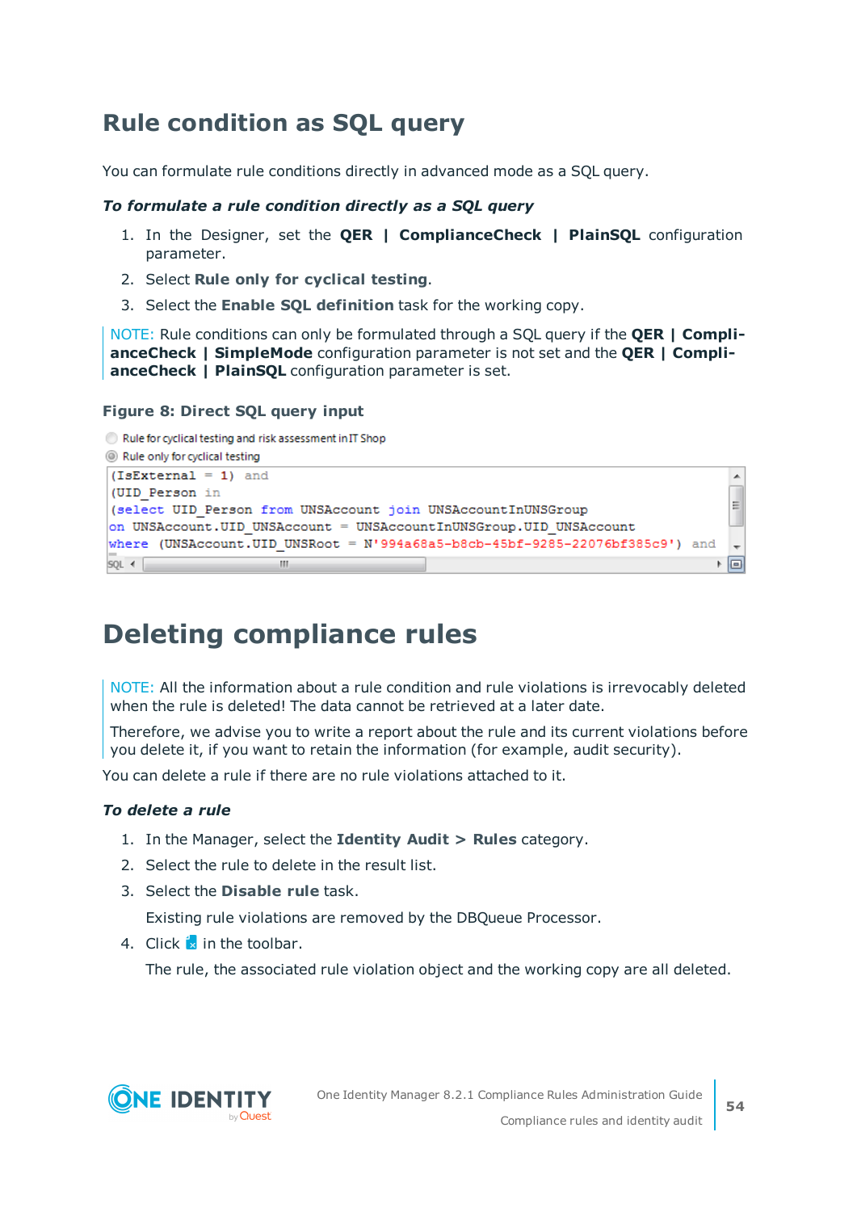## Rule condition as SQL query

You can formulate rule conditions directly in advanced mode as a SQL query.

### *To formulate a rule condition directly as a SQL query*

1. In the Designer, set the **QER | ComplianceCheck | PlainSQL** configuration parameter.
2. Select **Rule only for cyclical testing**.
3. Select the **Enable SQL definition** task for the working copy.

NOTE: Rule conditions can only be formulated through a SQL query if the **QER | ComplianceCheck | SimpleMode** configuration parameter is not set and the **QER | ComplianceCheck | PlainSQL** configuration parameter is set.

**Figure 8: Direct SQL query input**

Rule for cyclical testing and risk assessment in IT Shop

Rule only for cyclical testing

```
(IsExternal = 1) and
(UID_Person in
(select UID_Person from UNSAccount join UNSAccountInUNSGroup
on UNSAccount.UID_UNSAccount = UNSAccountInUNSGroup.UID_UNSAccount
where (UNSAccount.UID_UNSRoot = N'994a68a5-b8cb-45bf-9285-22076bf385c9') and
```

# Deleting compliance rules

NOTE: All the information about a rule condition and rule violations is irrevocably deleted when the rule is deleted! The data cannot be retrieved at a later date.

Therefore, we advise you to write a report about the rule and its current violations before you delete it, if you want to retain the information (for example, audit security).

You can delete a rule if there are no rule violations attached to it.

### *To delete a rule*

1. In the Manager, select the **Identity Audit > Rules** category.
2. Select the rule to delete in the result list.
3. Select the **Disable rule** task.

   Existing rule violations are removed by the DBQueue Processor.
4. Click in the toolbar.

   The rule, the associated rule violation object and the working copy are all deleted.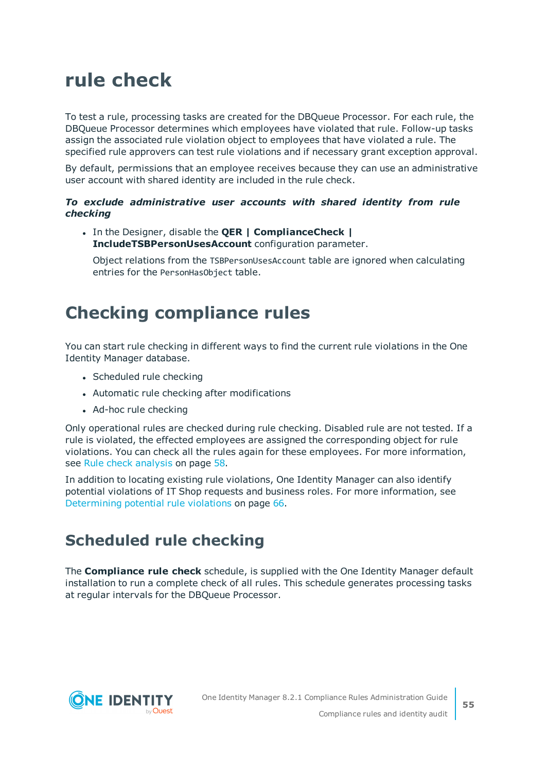# rule check

To test a rule, processing tasks are created for the DBQueue Processor. For each rule, the DBQueue Processor determines which employees have violated that rule. Follow-up tasks assign the associated rule violation object to employees that have violated a rule. The specified rule approvers can test rule violations and if necessary grant exception approval.

By default, permissions that an employee receives because they can use an administrative user account with shared identity are included in the rule check.

***To exclude administrative user accounts with shared identity from rule checking***

- In the Designer, disable the **QER | ComplianceCheck | IncludeTSBPersonUsesAccount** configuration parameter.

  Object relations from the `TSBPersonUsesAccount` table are ignored when calculating entries for the `PersonHasObject` table.

# Checking compliance rules

You can start rule checking in different ways to find the current rule violations in the One Identity Manager database.

- Scheduled rule checking
- Automatic rule checking after modifications
- Ad-hoc rule checking

Only operational rules are checked during rule checking. Disabled rule are not tested. If a rule is violated, the effected employees are assigned the corresponding object for rule violations. You can check all the rules again for these employees. For more information, see Rule check analysis on page 58.

In addition to locating existing rule violations, One Identity Manager can also identify potential violations of IT Shop requests and business roles. For more information, see Determining potential rule violations on page 66.

## Scheduled rule checking

The **Compliance rule check** schedule, is supplied with the One Identity Manager default installation to run a complete check of all rules. This schedule generates processing tasks at regular intervals for the DBQueue Processor.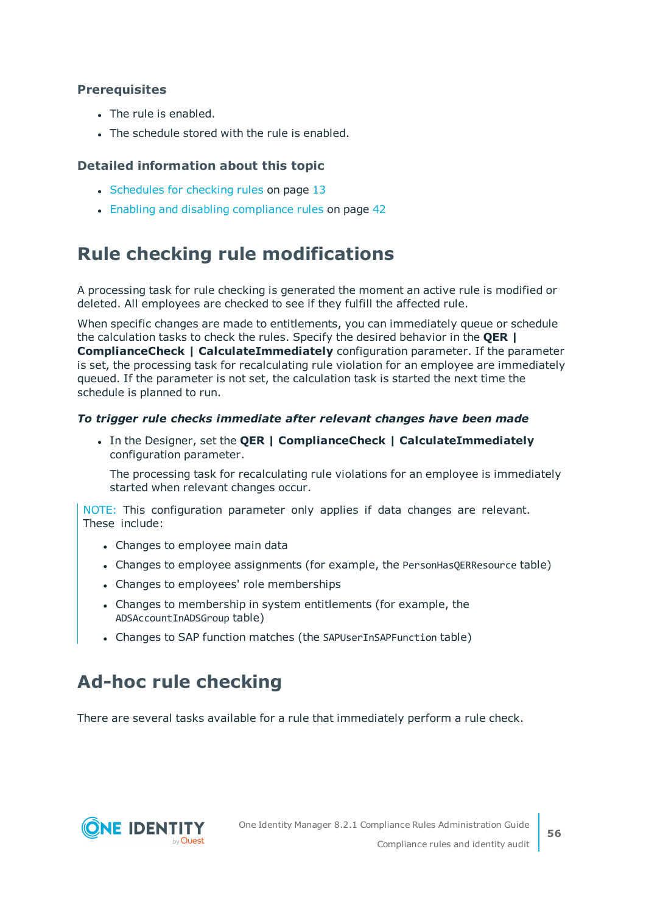### Prerequisites

- The rule is enabled.
- The schedule stored with the rule is enabled.

### Detailed information about this topic

- Schedules for checking rules on page 13
- Enabling and disabling compliance rules on page 42

## Rule checking rule modifications

A processing task for rule checking is generated the moment an active rule is modified or deleted. All employees are checked to see if they fulfill the affected rule.

When specific changes are made to entitlements, you can immediately queue or schedule the calculation tasks to check the rules. Specify the desired behavior in the **QER | ComplianceCheck | CalculateImmediately** configuration parameter. If the parameter is set, the processing task for recalculating rule violation for an employee are immediately queued. If the parameter is not set, the calculation task is started the next time the schedule is planned to run.

***To trigger rule checks immediate after relevant changes have been made***

- In the Designer, set the **QER | ComplianceCheck | CalculateImmediately** configuration parameter.

  The processing task for recalculating rule violations for an employee is immediately started when relevant changes occur.

> NOTE: This configuration parameter only applies if data changes are relevant. These include:
>
> - Changes to employee main data
> - Changes to employee assignments (for example, the `PersonHasQERResource` table)
> - Changes to employees' role memberships
> - Changes to membership in system entitlements (for example, the `ADSAccountInADSGroup` table)
> - Changes to SAP function matches (the `SAPUserInSAPFunction` table)

## Ad-hoc rule checking

There are several tasks available for a rule that immediately perform a rule check.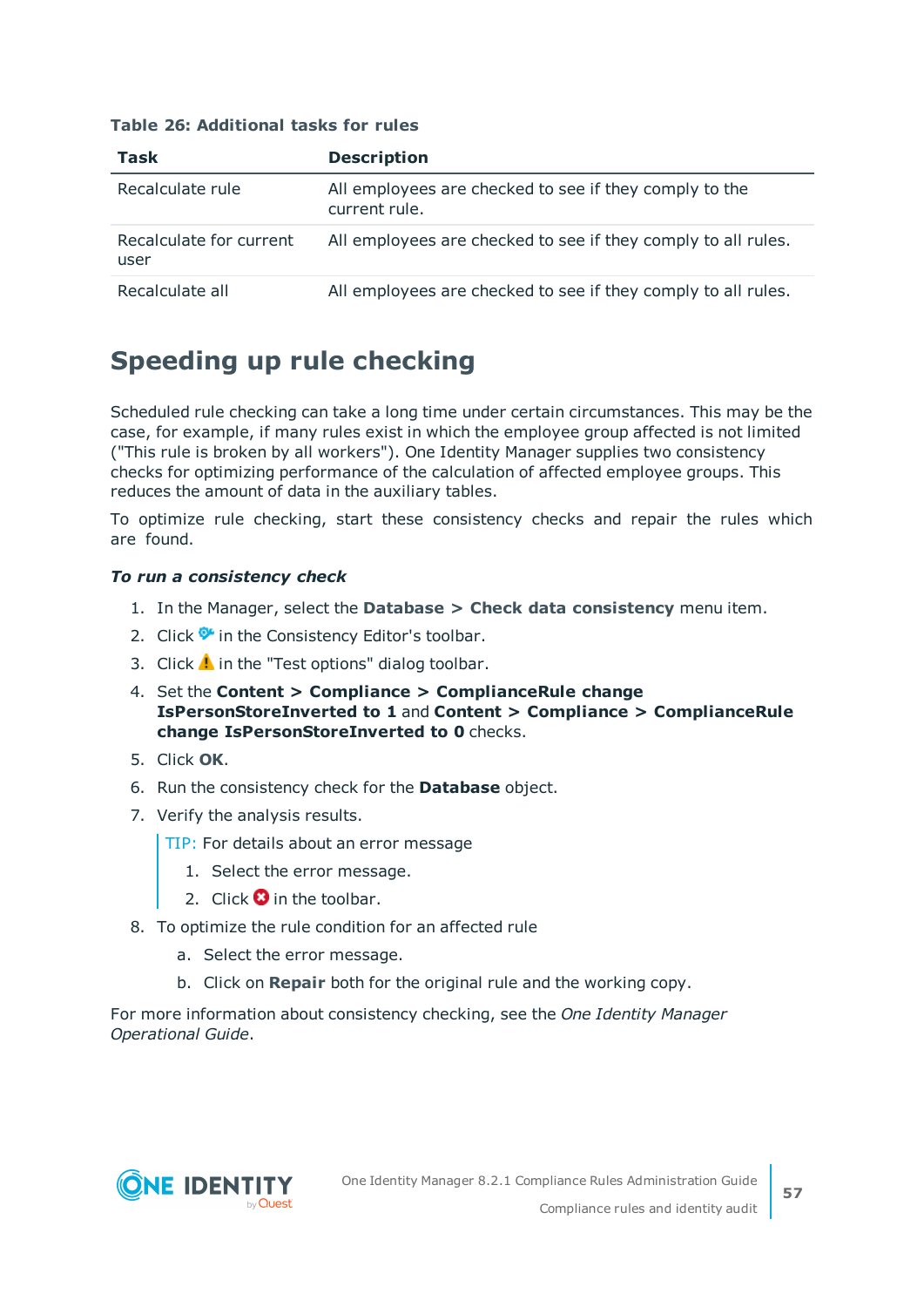**Table 26: Additional tasks for rules**

| Task | Description |
| --- | --- |
| Recalculate rule | All employees are checked to see if they comply to the current rule. |
| Recalculate for current user | All employees are checked to see if they comply to all rules. |
| Recalculate all | All employees are checked to see if they comply to all rules. |

## Speeding up rule checking

Scheduled rule checking can take a long time under certain circumstances. This may be the case, for example, if many rules exist in which the employee group affected is not limited ("This rule is broken by all workers"). One Identity Manager supplies two consistency checks for optimizing performance of the calculation of affected employee groups. This reduces the amount of data in the auxiliary tables.

To optimize rule checking, start these consistency checks and repair the rules which are found.

***To run a consistency check***

1. In the Manager, select the **Database > Check data consistency** menu item.
2. Click  in the Consistency Editor's toolbar.
3. Click  in the "Test options" dialog toolbar.
4. Set the **Content > Compliance > ComplianceRule change IsPersonStoreInverted to 1** and **Content > Compliance > ComplianceRule change IsPersonStoreInverted to 0** checks.
5. Click **OK**.
6. Run the consistency check for the **Database** object.
7. Verify the analysis results.

   TIP: For details about an error message

   1. Select the error message.
   2. Click  in the toolbar.
8. To optimize the rule condition for an affected rule
   a. Select the error message.
   b. Click on **Repair** both for the original rule and the working copy.

For more information about consistency checking, see the *One Identity Manager Operational Guide*.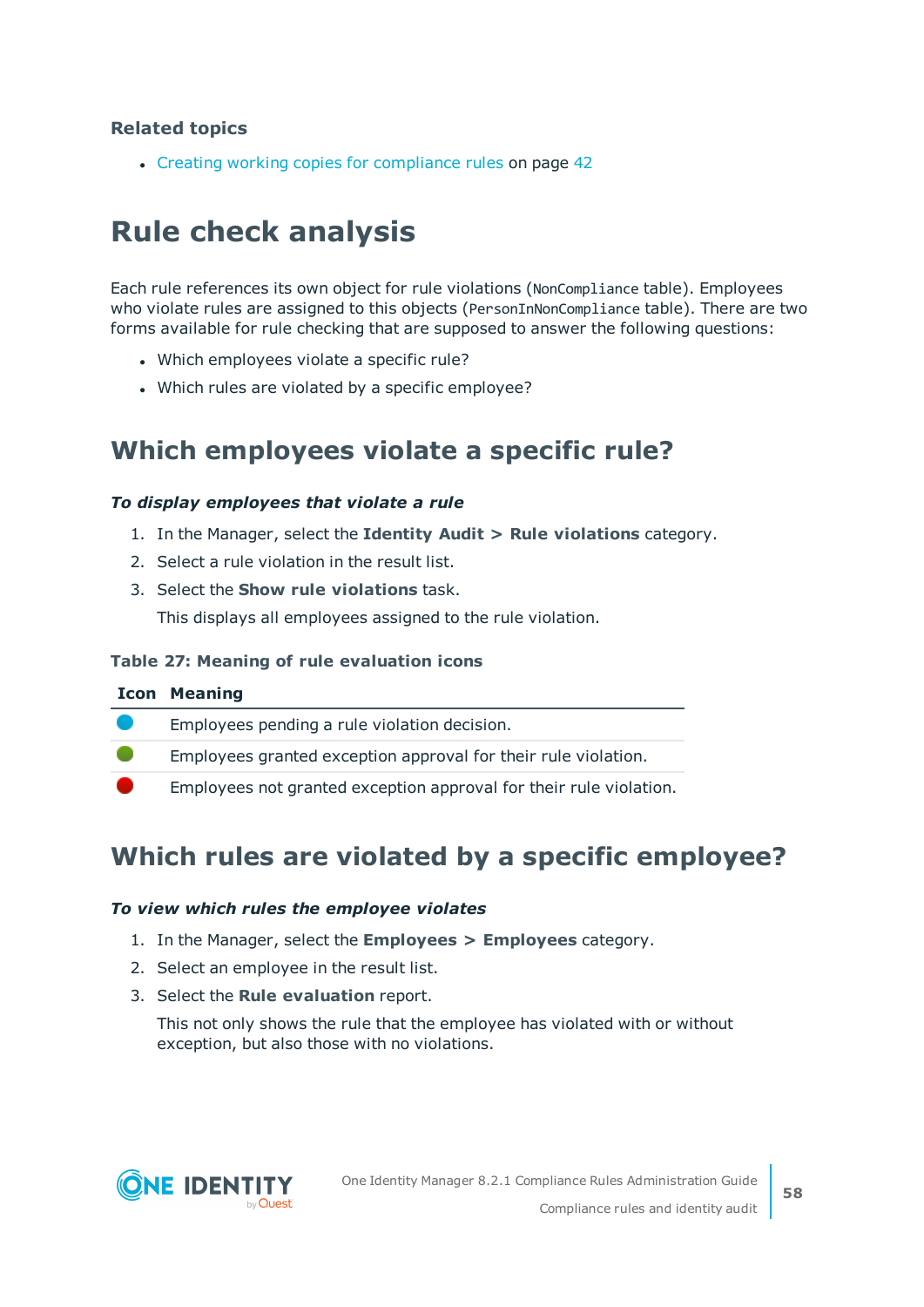### Related topics

- Creating working copies for compliance rules on page 42

# Rule check analysis

Each rule references its own object for rule violations (`NonCompliance` table). Employees who violate rules are assigned to this objects (`PersonInNonCompliance` table). There are two forms available for rule checking that are supposed to answer the following questions:

- Which employees violate a specific rule?
- Which rules are violated by a specific employee?

## Which employees violate a specific rule?

***To display employees that violate a rule***

1. In the Manager, select the **Identity Audit > Rule violations** category.
2. Select a rule violation in the result list.
3. Select the **Show rule violations** task.

   This displays all employees assigned to the rule violation.

**Table 27: Meaning of rule evaluation icons**

| Icon | Meaning |
|---|---|
| 🔵 | Employees pending a rule violation decision. |
| 🟢 | Employees granted exception approval for their rule violation. |
| 🔴 | Employees not granted exception approval for their rule violation. |

## Which rules are violated by a specific employee?

***To view which rules the employee violates***

1. In the Manager, select the **Employees > Employees** category.
2. Select an employee in the result list.
3. Select the **Rule evaluation** report.

   This not only shows the rule that the employee has violated with or without exception, but also those with no violations.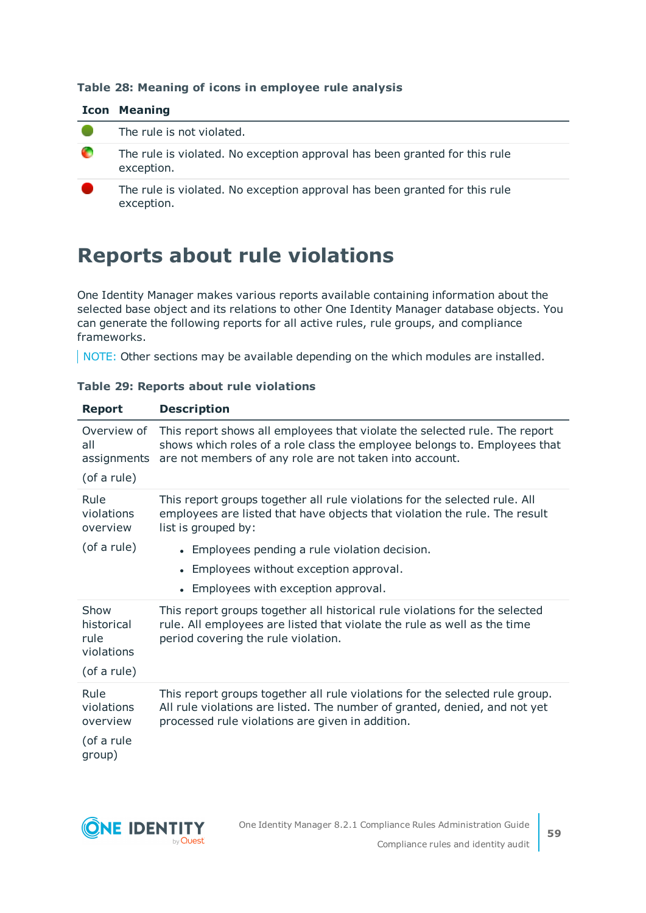**Table 28: Meaning of icons in employee rule analysis**

| Icon | Meaning |
|---|---|
| | The rule is not violated. |
| | The rule is violated. No exception approval has been granted for this rule exception. |
| | The rule is violated. No exception approval has been granted for this rule exception. |

# Reports about rule violations

One Identity Manager makes various reports available containing information about the selected base object and its relations to other One Identity Manager database objects. You can generate the following reports for all active rules, rule groups, and compliance frameworks.

NOTE: Other sections may be available depending on the which modules are installed.

**Table 29: Reports about rule violations**

| Report | Description |
|---|---|
| Overview of all assignments<br><br>(of a rule) | This report shows all employees that violate the selected rule. The report shows which roles of a role class the employee belongs to. Employees that are not members of any role are not taken into account. |
| Rule violations overview<br><br>(of a rule) | This report groups together all rule violations for the selected rule. All employees are listed that have objects that violation the rule. The result list is grouped by:<br><br>• Employees pending a rule violation decision.<br>• Employees without exception approval.<br>• Employees with exception approval. |
| Show historical rule violations<br><br>(of a rule) | This report groups together all historical rule violations for the selected rule. All employees are listed that violate the rule as well as the time period covering the rule violation. |
| Rule violations overview<br><br>(of a rule group) | This report groups together all rule violations for the selected rule group. All rule violations are listed. The number of granted, denied, and not yet processed rule violations are given in addition. |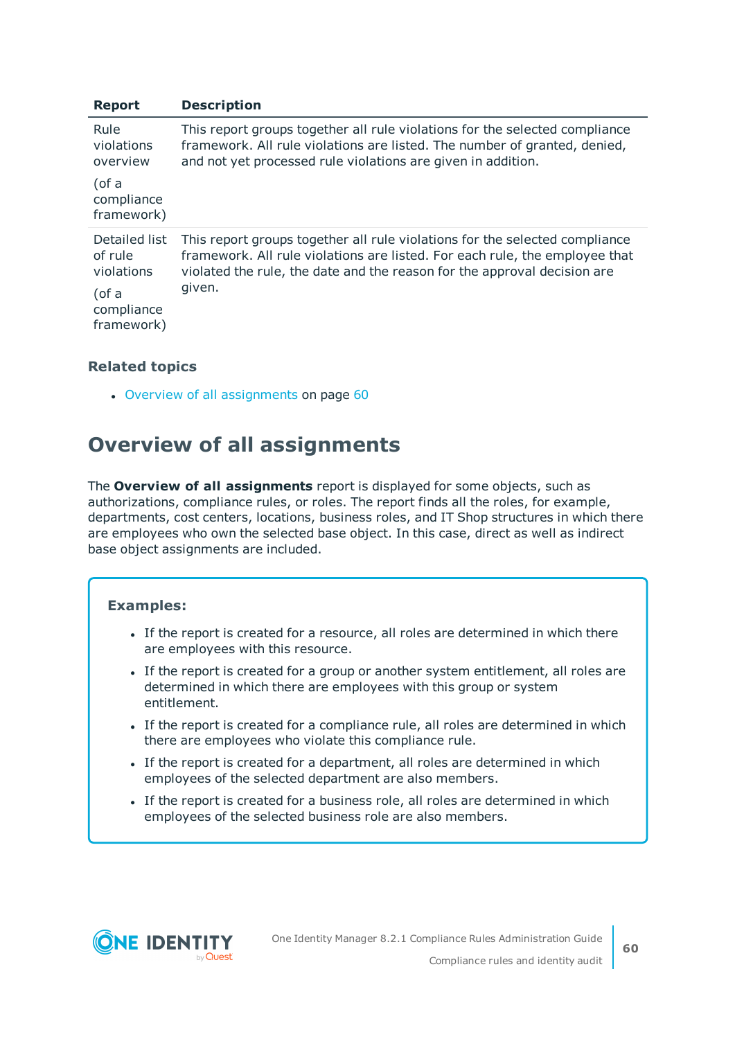| Report | Description |
| --- | --- |
| Rule violations overview (of a compliance framework) | This report groups together all rule violations for the selected compliance framework. All rule violations are listed. The number of granted, denied, and not yet processed rule violations are given in addition. |
| Detailed list of rule violations (of a compliance framework) | This report groups together all rule violations for the selected compliance framework. All rule violations are listed. For each rule, the employee that violated the rule, the date and the reason for the approval decision are given. |

### Related topics

- Overview of all assignments on page 60

## Overview of all assignments

The **Overview of all assignments** report is displayed for some objects, such as authorizations, compliance rules, or roles. The report finds all the roles, for example, departments, cost centers, locations, business roles, and IT Shop structures in which there are employees who own the selected base object. In this case, direct as well as indirect base object assignments are included.

**Examples:**

- If the report is created for a resource, all roles are determined in which there are employees with this resource.
- If the report is created for a group or another system entitlement, all roles are determined in which there are employees with this group or system entitlement.
- If the report is created for a compliance rule, all roles are determined in which there are employees who violate this compliance rule.
- If the report is created for a department, all roles are determined in which employees of the selected department are also members.
- If the report is created for a business role, all roles are determined in which employees of the selected business role are also members.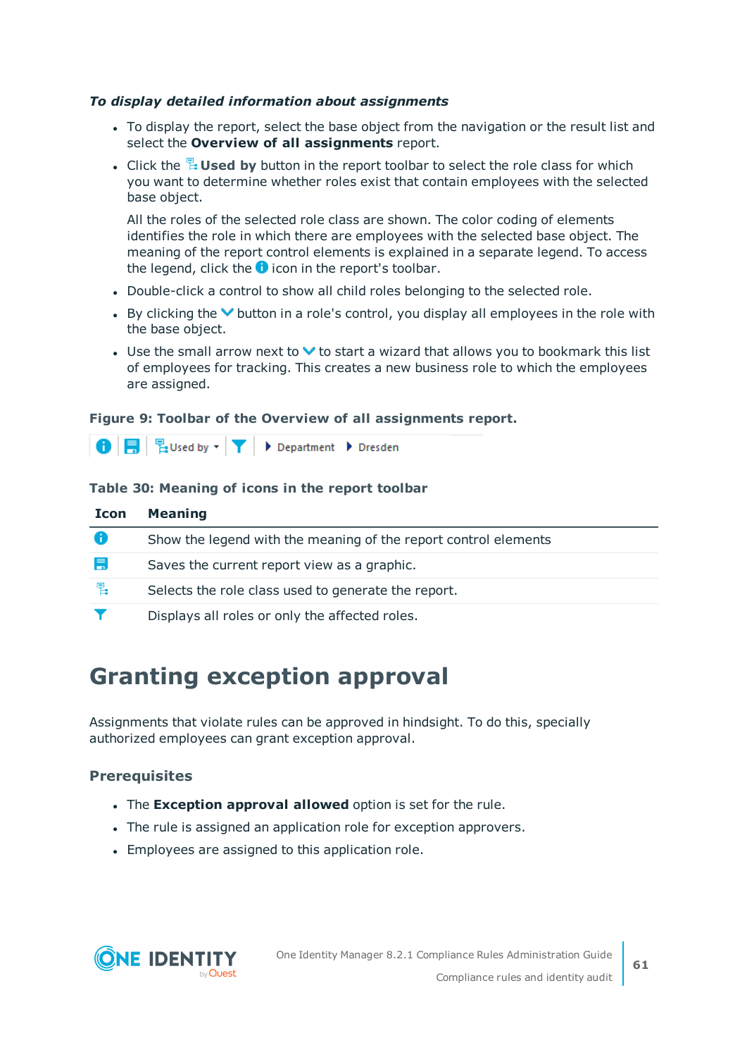*To display detailed information about assignments*

- To display the report, select the base object from the navigation or the result list and select the **Overview of all assignments** report.
- Click the **Used by** button in the report toolbar to select the role class for which you want to determine whether roles exist that contain employees with the selected base object.

  All the roles of the selected role class are shown. The color coding of elements identifies the role in which there are employees with the selected base object. The meaning of the report control elements is explained in a separate legend. To access the legend, click the icon in the report's toolbar.
- Double-click a control to show all child roles belonging to the selected role.
- By clicking the button in a role's control, you display all employees in the role with the base object.
- Use the small arrow next to to start a wizard that allows you to bookmark this list of employees for tracking. This creates a new business role to which the employees are assigned.

**Figure 9: Toolbar of the Overview of all assignments report.**

Used by ▾ ▸ Department ▸ Dresden

**Table 30: Meaning of icons in the report toolbar**

| Icon | Meaning |
|---|---|
| | Show the legend with the meaning of the report control elements |
| | Saves the current report view as a graphic. |
| | Selects the role class used to generate the report. |
| | Displays all roles or only the affected roles. |

# Granting exception approval

Assignments that violate rules can be approved in hindsight. To do this, specially authorized employees can grant exception approval.

### Prerequisites

- The **Exception approval allowed** option is set for the rule.
- The rule is assigned an application role for exception approvers.
- Employees are assigned to this application role.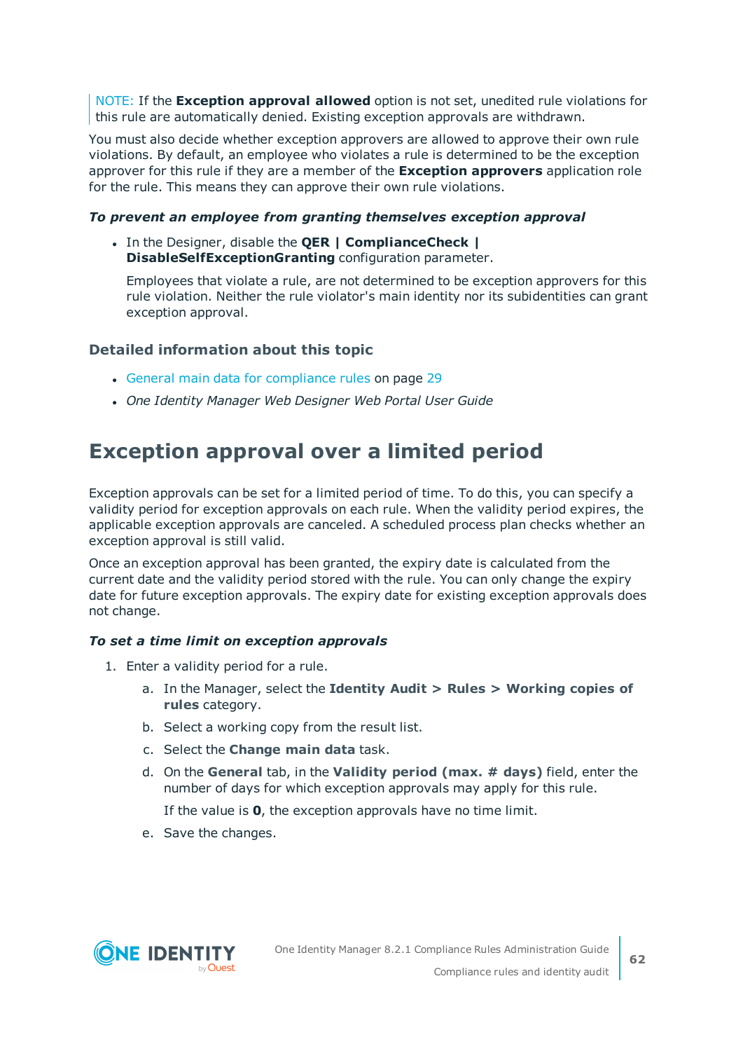NOTE: If the **Exception approval allowed** option is not set, unedited rule violations for this rule are automatically denied. Existing exception approvals are withdrawn.

You must also decide whether exception approvers are allowed to approve their own rule violations. By default, an employee who violates a rule is determined to be the exception approver for this rule if they are a member of the **Exception approvers** application role for the rule. This means they can approve their own rule violations.

***To prevent an employee from granting themselves exception approval***

- In the Designer, disable the **QER | ComplianceCheck | DisableSelfExceptionGranting** configuration parameter.

  Employees that violate a rule, are not determined to be exception approvers for this rule violation. Neither the rule violator's main identity nor its subidentities can grant exception approval.

### Detailed information about this topic

- General main data for compliance rules on page 29
- *One Identity Manager Web Designer Web Portal User Guide*

## Exception approval over a limited period

Exception approvals can be set for a limited period of time. To do this, you can specify a validity period for exception approvals on each rule. When the validity period expires, the applicable exception approvals are canceled. A scheduled process plan checks whether an exception approval is still valid.

Once an exception approval has been granted, the expiry date is calculated from the current date and the validity period stored with the rule. You can only change the expiry date for future exception approvals. The expiry date for existing exception approvals does not change.

***To set a time limit on exception approvals***

1. Enter a validity period for a rule.
   a. In the Manager, select the **Identity Audit > Rules > Working copies of rules** category.
   b. Select a working copy from the result list.
   c. Select the **Change main data** task.
   d. On the **General** tab, in the **Validity period (max. # days)** field, enter the number of days for which exception approvals may apply for this rule.

      If the value is **0**, the exception approvals have no time limit.
   e. Save the changes.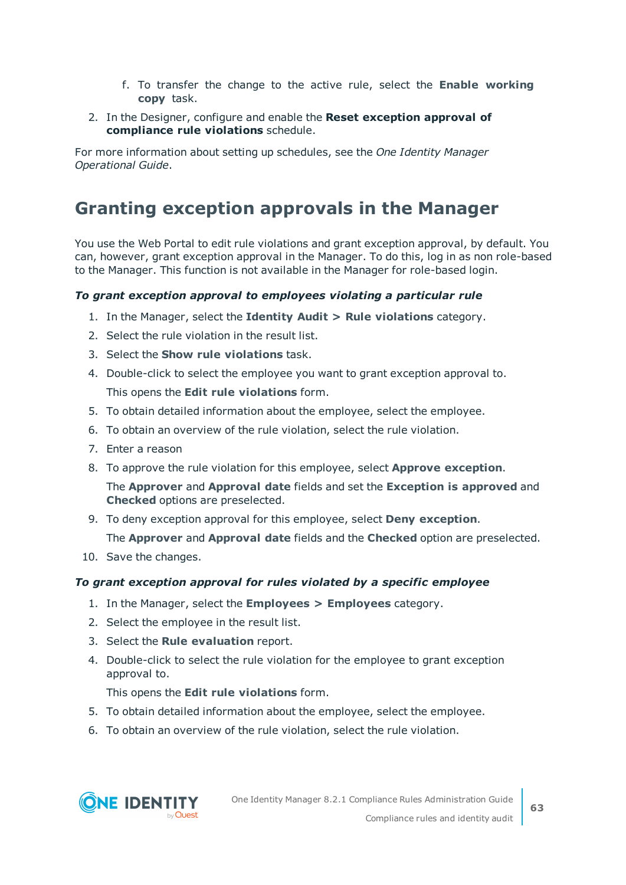f. To transfer the change to the active rule, select the **Enable working copy** task.

2. In the Designer, configure and enable the **Reset exception approval of compliance rule violations** schedule.

For more information about setting up schedules, see the *One Identity Manager Operational Guide*.

# Granting exception approvals in the Manager

You use the Web Portal to edit rule violations and grant exception approval, by default. You can, however, grant exception approval in the Manager. To do this, log in as non role-based to the Manager. This function is not available in the Manager for role-based login.

***To grant exception approval to employees violating a particular rule***

1. In the Manager, select the **Identity Audit > Rule violations** category.
2. Select the rule violation in the result list.
3. Select the **Show rule violations** task.
4. Double-click to select the employee you want to grant exception approval to.

   This opens the **Edit rule violations** form.
5. To obtain detailed information about the employee, select the employee.
6. To obtain an overview of the rule violation, select the rule violation.
7. Enter a reason
8. To approve the rule violation for this employee, select **Approve exception**.

   The **Approver** and **Approval date** fields and set the **Exception is approved** and **Checked** options are preselected.
9. To deny exception approval for this employee, select **Deny exception**.

   The **Approver** and **Approval date** fields and the **Checked** option are preselected.
10. Save the changes.

***To grant exception approval for rules violated by a specific employee***

1. In the Manager, select the **Employees > Employees** category.
2. Select the employee in the result list.
3. Select the **Rule evaluation** report.
4. Double-click to select the rule violation for the employee to grant exception approval to.

   This opens the **Edit rule violations** form.
5. To obtain detailed information about the employee, select the employee.
6. To obtain an overview of the rule violation, select the rule violation.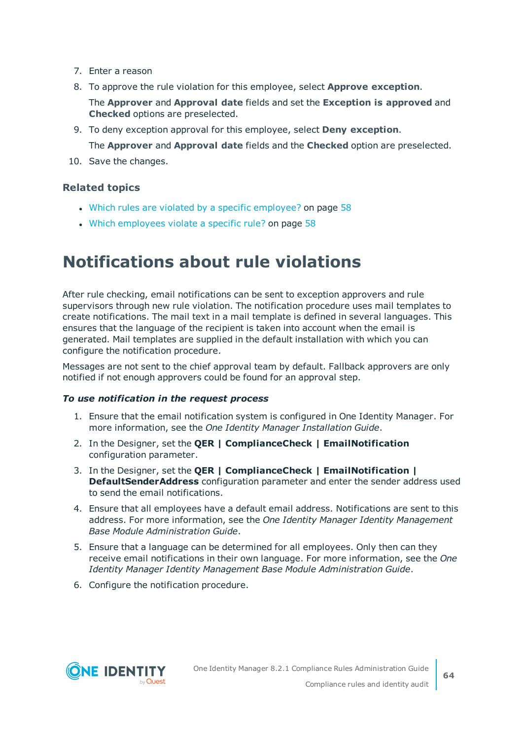7. Enter a reason
8. To approve the rule violation for this employee, select **Approve exception**.

   The **Approver** and **Approval date** fields and set the **Exception is approved** and **Checked** options are preselected.
9. To deny exception approval for this employee, select **Deny exception**.

   The **Approver** and **Approval date** fields and the **Checked** option are preselected.
10. Save the changes.

### Related topics

- Which rules are violated by a specific employee? on page 58
- Which employees violate a specific rule? on page 58

# Notifications about rule violations

After rule checking, email notifications can be sent to exception approvers and rule supervisors through new rule violation. The notification procedure uses mail templates to create notifications. The mail text in a mail template is defined in several languages. This ensures that the language of the recipient is taken into account when the email is generated. Mail templates are supplied in the default installation with which you can configure the notification procedure.

Messages are not sent to the chief approval team by default. Fallback approvers are only notified if not enough approvers could be found for an approval step.

***To use notification in the request process***

1. Ensure that the email notification system is configured in One Identity Manager. For more information, see the *One Identity Manager Installation Guide*.
2. In the Designer, set the **QER | ComplianceCheck | EmailNotification** configuration parameter.
3. In the Designer, set the **QER | ComplianceCheck | EmailNotification | DefaultSenderAddress** configuration parameter and enter the sender address used to send the email notifications.
4. Ensure that all employees have a default email address. Notifications are sent to this address. For more information, see the *One Identity Manager Identity Management Base Module Administration Guide*.
5. Ensure that a language can be determined for all employees. Only then can they receive email notifications in their own language. For more information, see the *One Identity Manager Identity Management Base Module Administration Guide*.
6. Configure the notification procedure.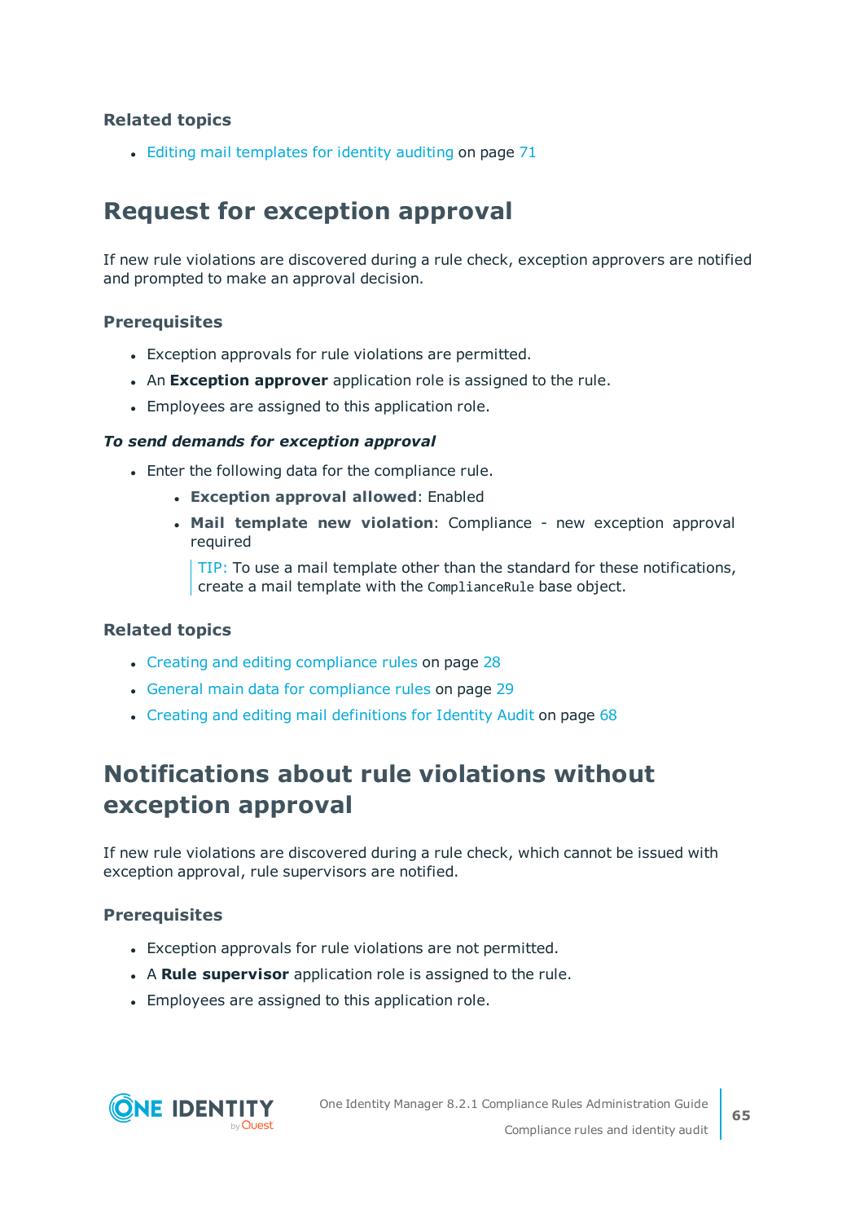### Related topics

- Editing mail templates for identity auditing on page 71

## Request for exception approval

If new rule violations are discovered during a rule check, exception approvers are notified and prompted to make an approval decision.

### Prerequisites

- Exception approvals for rule violations are permitted.
- An **Exception approver** application role is assigned to the rule.
- Employees are assigned to this application role.

***To send demands for exception approval***

- Enter the following data for the compliance rule.
  - **Exception approval allowed**: Enabled
  - **Mail template new violation**: Compliance - new exception approval required

    TIP: To use a mail template other than the standard for these notifications, create a mail template with the `ComplianceRule` base object.

### Related topics

- Creating and editing compliance rules on page 28
- General main data for compliance rules on page 29
- Creating and editing mail definitions for Identity Audit on page 68

## Notifications about rule violations without exception approval

If new rule violations are discovered during a rule check, which cannot be issued with exception approval, rule supervisors are notified.

### Prerequisites

- Exception approvals for rule violations are not permitted.
- A **Rule supervisor** application role is assigned to the rule.
- Employees are assigned to this application role.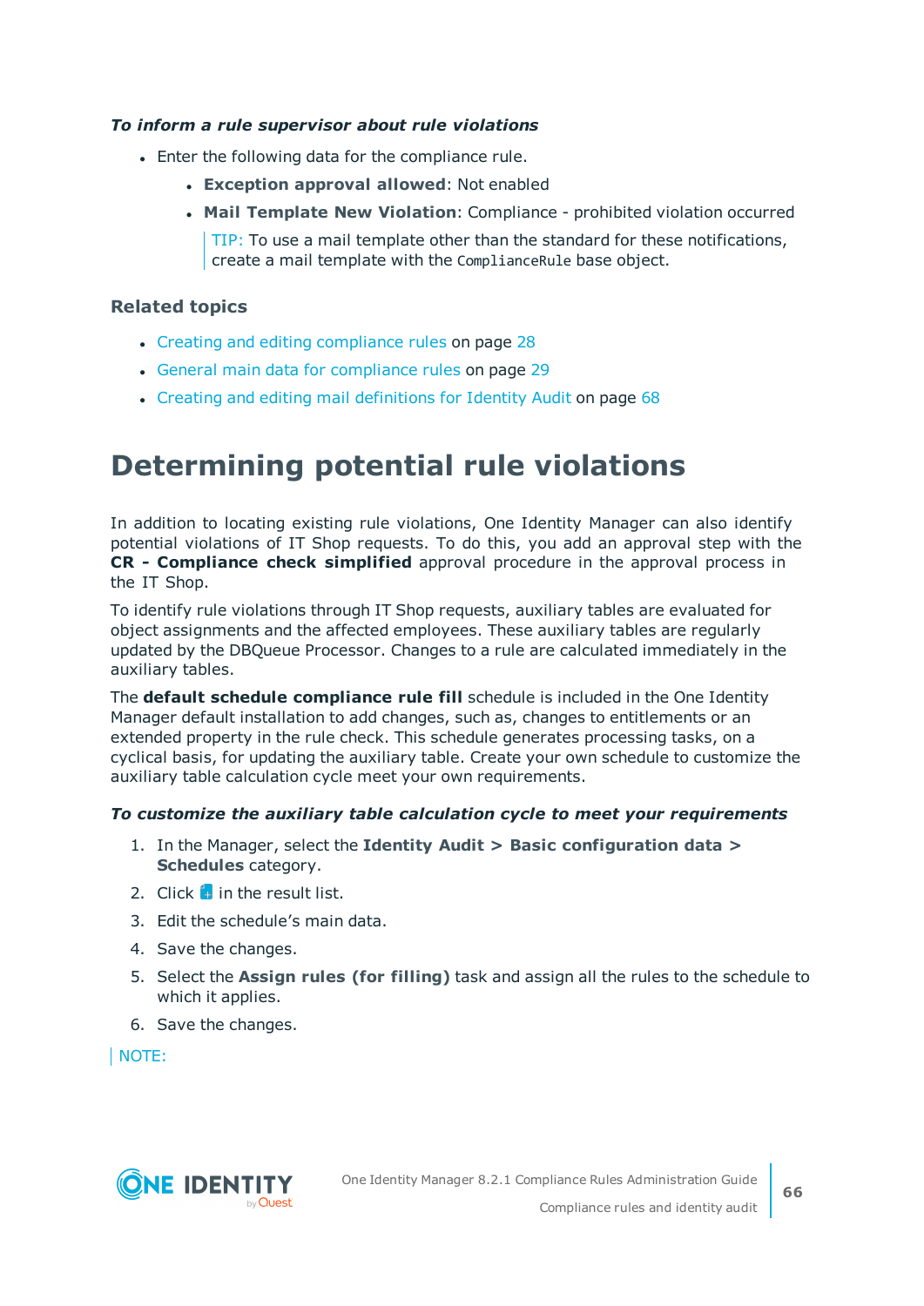***To inform a rule supervisor about rule violations***

- Enter the following data for the compliance rule.
  - **Exception approval allowed**: Not enabled
  - **Mail Template New Violation**: Compliance - prohibited violation occurred

    TIP: To use a mail template other than the standard for these notifications, create a mail template with the `ComplianceRule` base object.

### Related topics

- Creating and editing compliance rules on page 28
- General main data for compliance rules on page 29
- Creating and editing mail definitions for Identity Audit on page 68

# Determining potential rule violations

In addition to locating existing rule violations, One Identity Manager can also identify potential violations of IT Shop requests. To do this, you add an approval step with the **CR - Compliance check simplified** approval procedure in the approval process in the IT Shop.

To identify rule violations through IT Shop requests, auxiliary tables are evaluated for object assignments and the affected employees. These auxiliary tables are regularly updated by the DBQueue Processor. Changes to a rule are calculated immediately in the auxiliary tables.

The **default schedule compliance rule fill** schedule is included in the One Identity Manager default installation to add changes, such as, changes to entitlements or an extended property in the rule check. This schedule generates processing tasks, on a cyclical basis, for updating the auxiliary table. Create your own schedule to customize the auxiliary table calculation cycle meet your own requirements.

***To customize the auxiliary table calculation cycle to meet your requirements***

1. In the Manager, select the **Identity Audit > Basic configuration data > Schedules** category.
2. Click in the result list.
3. Edit the schedule's main data.
4. Save the changes.
5. Select the **Assign rules (for filling)** task and assign all the rules to the schedule to which it applies.
6. Save the changes.

NOTE: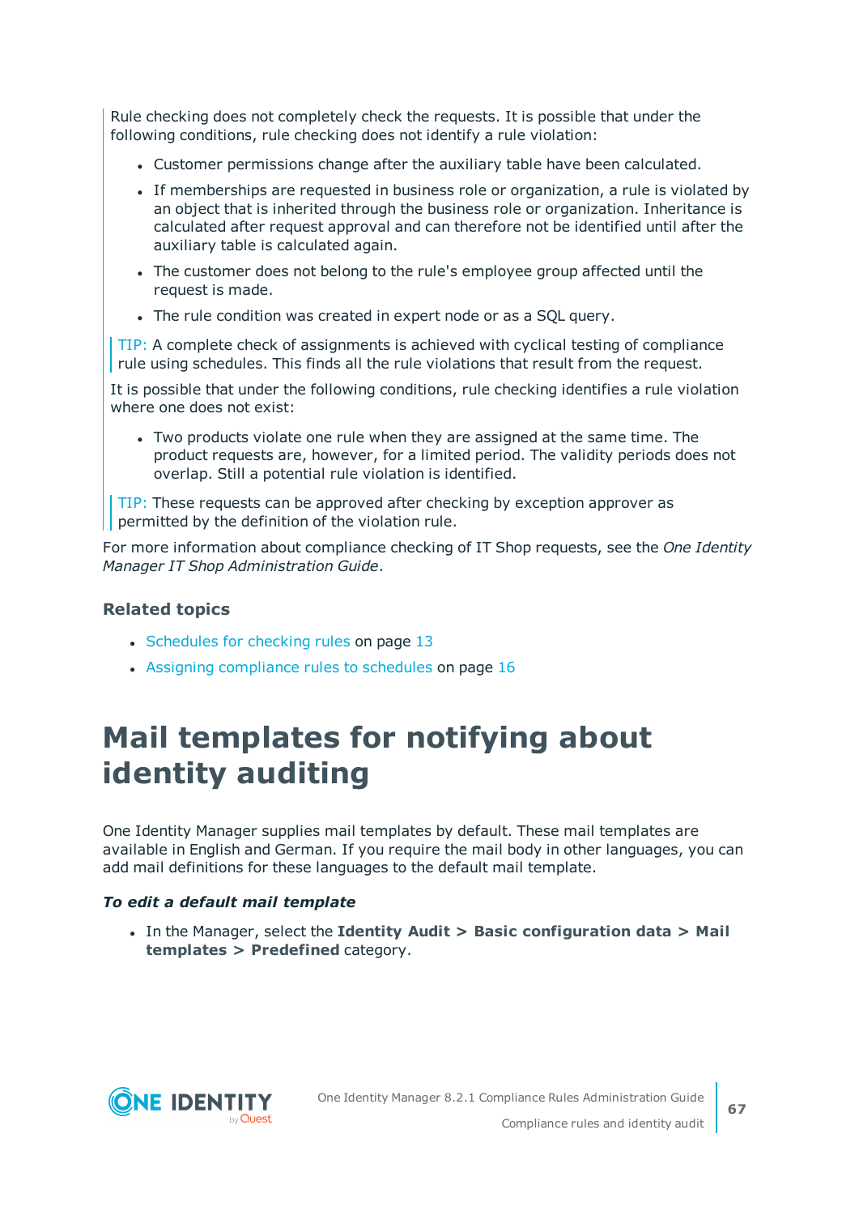Rule checking does not completely check the requests. It is possible that under the following conditions, rule checking does not identify a rule violation:

- Customer permissions change after the auxiliary table have been calculated.
- If memberships are requested in business role or organization, a rule is violated by an object that is inherited through the business role or organization. Inheritance is calculated after request approval and can therefore not be identified until after the auxiliary table is calculated again.
- The customer does not belong to the rule's employee group affected until the request is made.
- The rule condition was created in expert node or as a SQL query.

TIP: A complete check of assignments is achieved with cyclical testing of compliance rule using schedules. This finds all the rule violations that result from the request.

It is possible that under the following conditions, rule checking identifies a rule violation where one does not exist:

- Two products violate one rule when they are assigned at the same time. The product requests are, however, for a limited period. The validity periods does not overlap. Still a potential rule violation is identified.

TIP: These requests can be approved after checking by exception approver as permitted by the definition of the violation rule.

For more information about compliance checking of IT Shop requests, see the *One Identity Manager IT Shop Administration Guide*.

### Related topics

- Schedules for checking rules on page 13
- Assigning compliance rules to schedules on page 16

# Mail templates for notifying about identity auditing

One Identity Manager supplies mail templates by default. These mail templates are available in English and German. If you require the mail body in other languages, you can add mail definitions for these languages to the default mail template.

***To edit a default mail template***

- In the Manager, select the **Identity Audit > Basic configuration data > Mail templates > Predefined** category.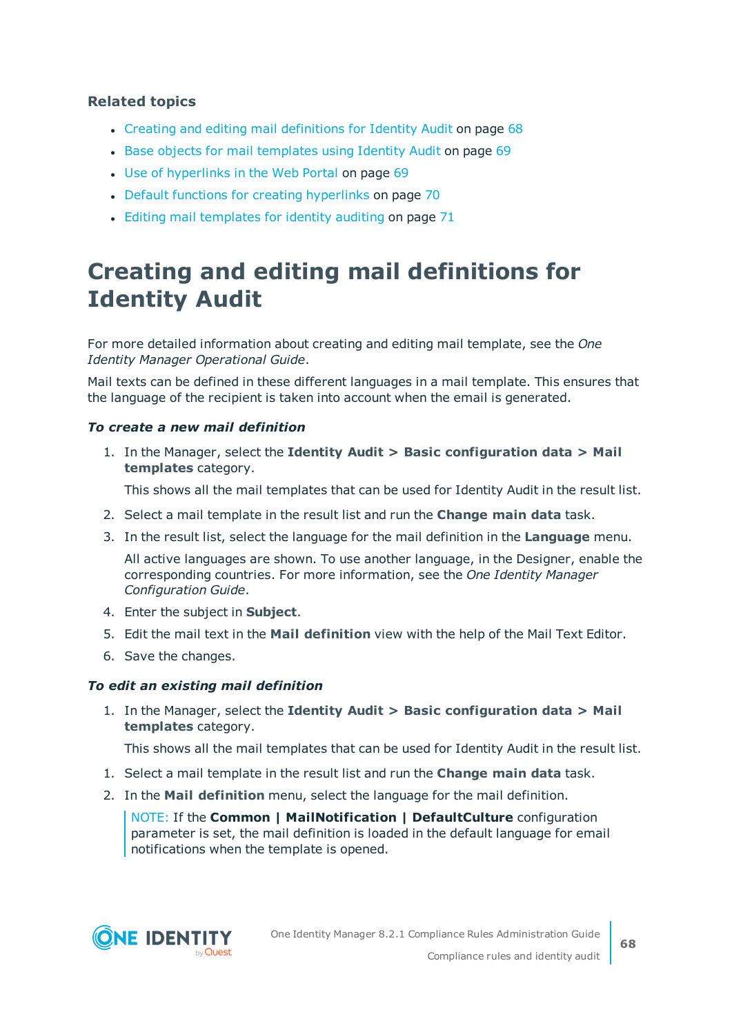### Related topics

- Creating and editing mail definitions for Identity Audit on page 68
- Base objects for mail templates using Identity Audit on page 69
- Use of hyperlinks in the Web Portal on page 69
- Default functions for creating hyperlinks on page 70
- Editing mail templates for identity auditing on page 71

## Creating and editing mail definitions for Identity Audit

For more detailed information about creating and editing mail template, see the *One Identity Manager Operational Guide*.

Mail texts can be defined in these different languages in a mail template. This ensures that the language of the recipient is taken into account when the email is generated.

***To create a new mail definition***

1. In the Manager, select the **Identity Audit > Basic configuration data > Mail templates** category.

   This shows all the mail templates that can be used for Identity Audit in the result list.

2. Select a mail template in the result list and run the **Change main data** task.
3. In the result list, select the language for the mail definition in the **Language** menu.

   All active languages are shown. To use another language, in the Designer, enable the corresponding countries. For more information, see the *One Identity Manager Configuration Guide*.

4. Enter the subject in **Subject**.
5. Edit the mail text in the **Mail definition** view with the help of the Mail Text Editor.
6. Save the changes.

***To edit an existing mail definition***

1. In the Manager, select the **Identity Audit > Basic configuration data > Mail templates** category.

   This shows all the mail templates that can be used for Identity Audit in the result list.

1. Select a mail template in the result list and run the **Change main data** task.
2. In the **Mail definition** menu, select the language for the mail definition.

   NOTE: If the **Common | MailNotification | DefaultCulture** configuration parameter is set, the mail definition is loaded in the default language for email notifications when the template is opened.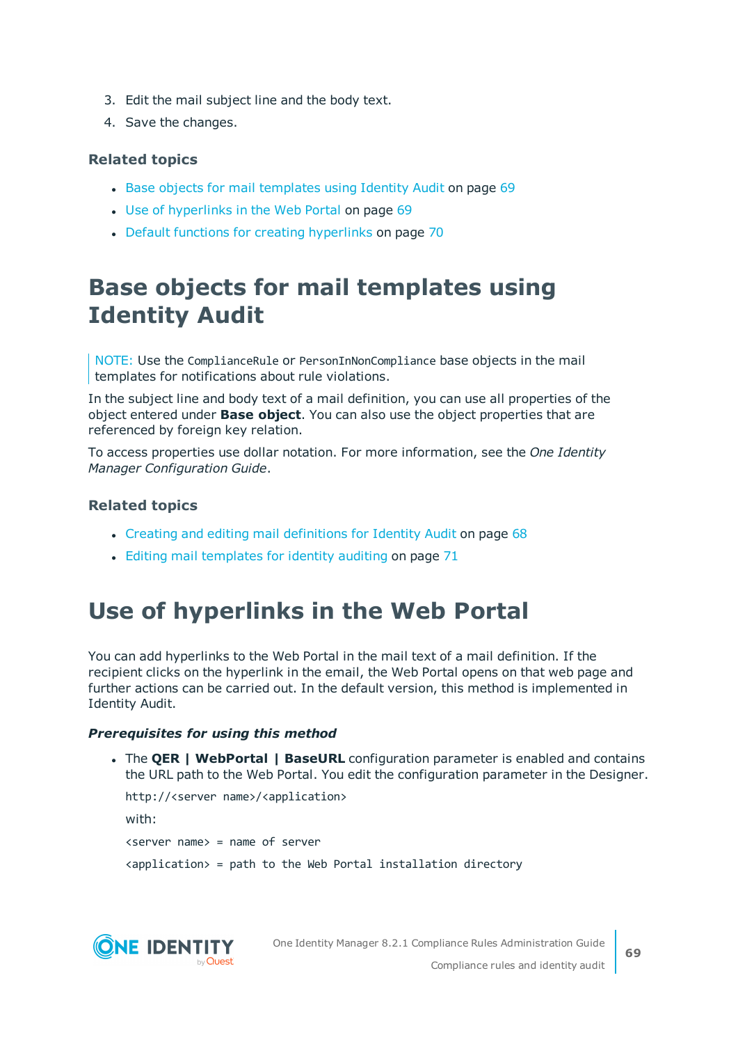3. Edit the mail subject line and the body text.
4. Save the changes.

### Related topics

- Base objects for mail templates using Identity Audit on page 69
- Use of hyperlinks in the Web Portal on page 69
- Default functions for creating hyperlinks on page 70

# Base objects for mail templates using Identity Audit

NOTE: Use the `ComplianceRule` or `PersonInNonCompliance` base objects in the mail templates for notifications about rule violations.

In the subject line and body text of a mail definition, you can use all properties of the object entered under **Base object**. You can also use the object properties that are referenced by foreign key relation.

To access properties use dollar notation. For more information, see the *One Identity Manager Configuration Guide*.

### Related topics

- Creating and editing mail definitions for Identity Audit on page 68
- Editing mail templates for identity auditing on page 71

# Use of hyperlinks in the Web Portal

You can add hyperlinks to the Web Portal in the mail text of a mail definition. If the recipient clicks on the hyperlink in the email, the Web Portal opens on that web page and further actions can be carried out. In the default version, this method is implemented in Identity Audit.

***Prerequisites for using this method***

- The **QER | WebPortal | BaseURL** configuration parameter is enabled and contains the URL path to the Web Portal. You edit the configuration parameter in the Designer.

  `http://<server name>/<application>`

  with:

  `<server name> = name of server`

  `<application> = path to the Web Portal installation directory`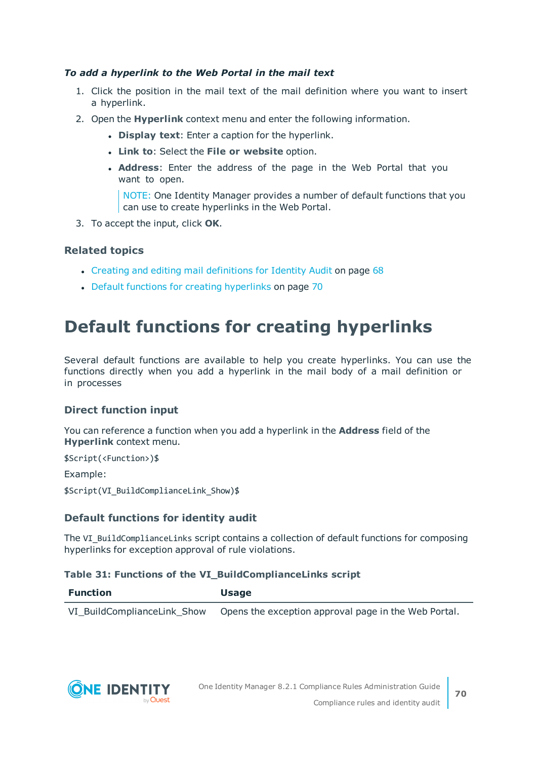***To add a hyperlink to the Web Portal in the mail text***

1. Click the position in the mail text of the mail definition where you want to insert a hyperlink.
2. Open the **Hyperlink** context menu and enter the following information.
   - **Display text**: Enter a caption for the hyperlink.
   - **Link to**: Select the **File or website** option.
   - **Address**: Enter the address of the page in the Web Portal that you want to open.

     NOTE: One Identity Manager provides a number of default functions that you can use to create hyperlinks in the Web Portal.
3. To accept the input, click **OK**.

### Related topics

- Creating and editing mail definitions for Identity Audit on page 68
- Default functions for creating hyperlinks on page 70

# Default functions for creating hyperlinks

Several default functions are available to help you create hyperlinks. You can use the functions directly when you add a hyperlink in the mail body of a mail definition or in processes

### Direct function input

You can reference a function when you add a hyperlink in the **Address** field of the **Hyperlink** context menu.

```
$Script(<Function>)$
```

Example:

```
$Script(VI_BuildComplianceLink_Show)$
```

### Default functions for identity audit

The `VI_BuildComplianceLinks` script contains a collection of default functions for composing hyperlinks for exception approval of rule violations.

**Table 31: Functions of the VI_BuildComplianceLinks script**

| Function | Usage |
|---|---|
| VI_BuildComplianceLink_Show | Opens the exception approval page in the Web Portal. |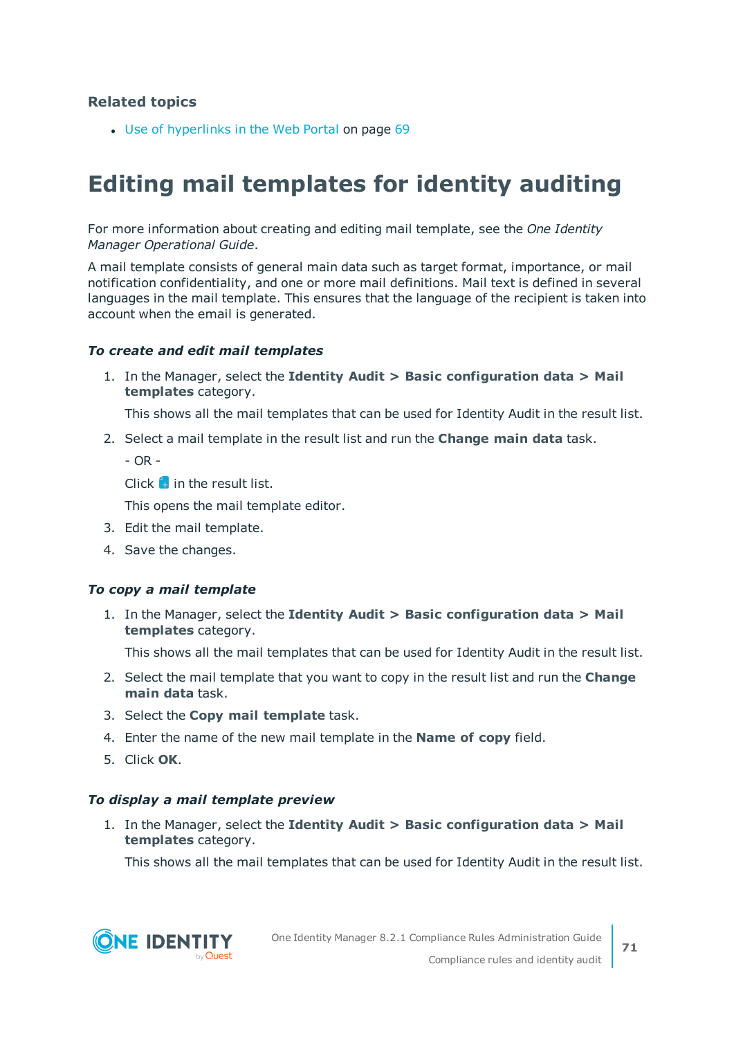**Related topics**

- Use of hyperlinks in the Web Portal on page 69

# Editing mail templates for identity auditing

For more information about creating and editing mail template, see the *One Identity Manager Operational Guide*.

A mail template consists of general main data such as target format, importance, or mail notification confidentiality, and one or more mail definitions. Mail text is defined in several languages in the mail template. This ensures that the language of the recipient is taken into account when the email is generated.

***To create and edit mail templates***

1. In the Manager, select the **Identity Audit > Basic configuration data > Mail templates** category.

   This shows all the mail templates that can be used for Identity Audit in the result list.

2. Select a mail template in the result list and run the **Change main data** task.

   - OR -

   Click  in the result list.

   This opens the mail template editor.

3. Edit the mail template.
4. Save the changes.

***To copy a mail template***

1. In the Manager, select the **Identity Audit > Basic configuration data > Mail templates** category.

   This shows all the mail templates that can be used for Identity Audit in the result list.

2. Select the mail template that you want to copy in the result list and run the **Change main data** task.
3. Select the **Copy mail template** task.
4. Enter the name of the new mail template in the **Name of copy** field.
5. Click **OK**.

***To display a mail template preview***

1. In the Manager, select the **Identity Audit > Basic configuration data > Mail templates** category.

   This shows all the mail templates that can be used for Identity Audit in the result list.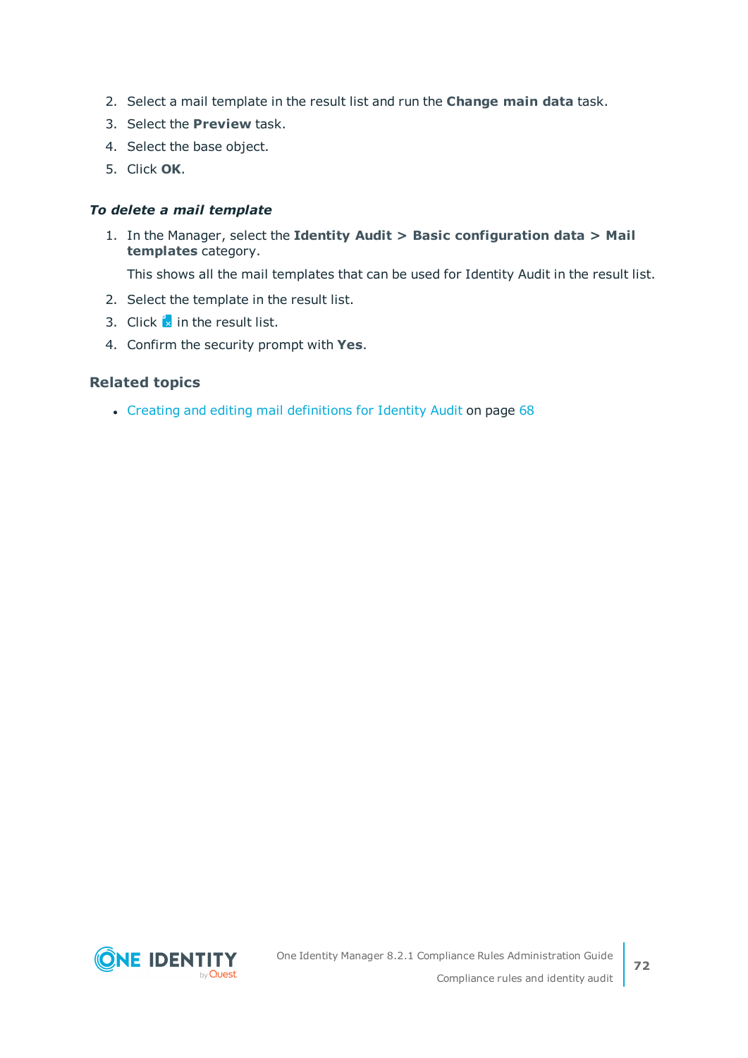2. Select a mail template in the result list and run the **Change main data** task.
3. Select the **Preview** task.
4. Select the base object.
5. Click **OK**.

***To delete a mail template***

1. In the Manager, select the **Identity Audit > Basic configuration data > Mail templates** category.

   This shows all the mail templates that can be used for Identity Audit in the result list.

2. Select the template in the result list.
3. Click  in the result list.
4. Confirm the security prompt with **Yes**.

### Related topics

- Creating and editing mail definitions for Identity Audit on page 68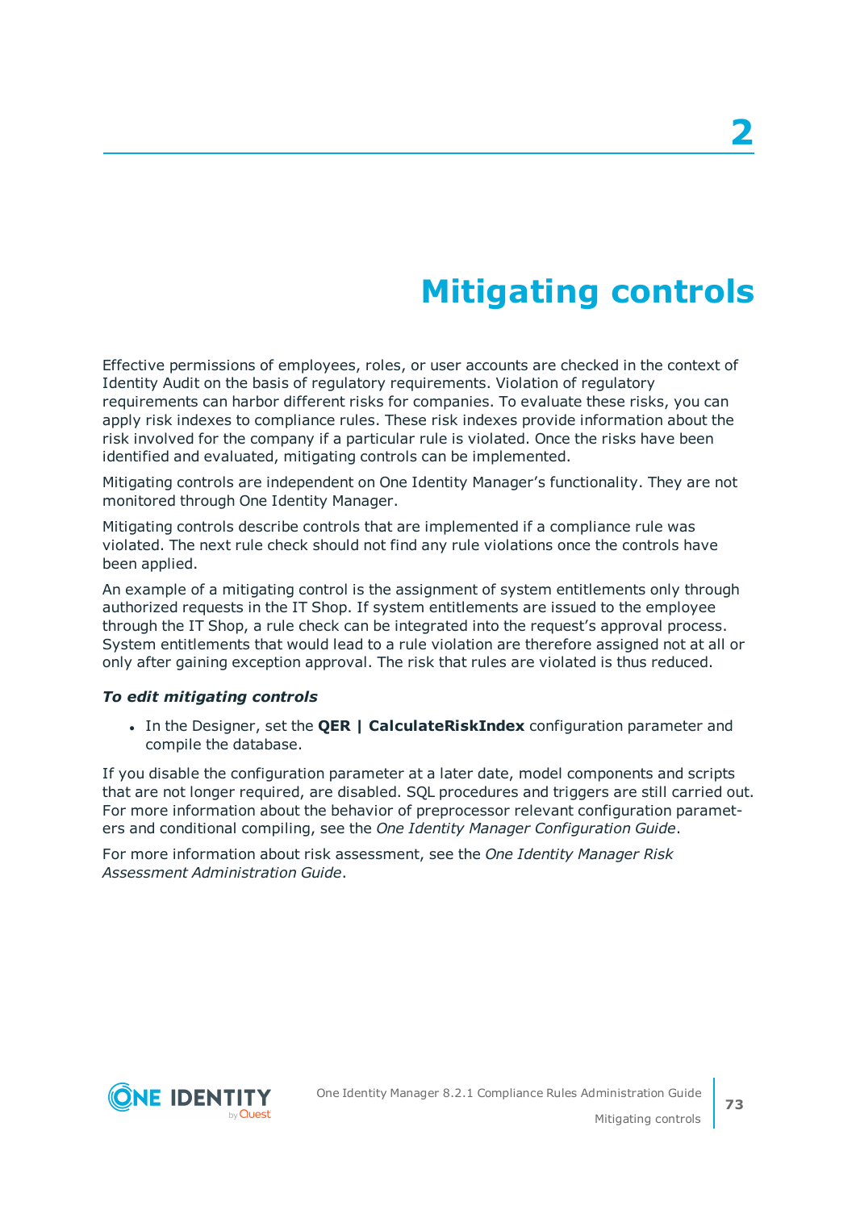# 2 Mitigating controls

Effective permissions of employees, roles, or user accounts are checked in the context of Identity Audit on the basis of regulatory requirements. Violation of regulatory requirements can harbor different risks for companies. To evaluate these risks, you can apply risk indexes to compliance rules. These risk indexes provide information about the risk involved for the company if a particular rule is violated. Once the risks have been identified and evaluated, mitigating controls can be implemented.

Mitigating controls are independent on One Identity Manager's functionality. They are not monitored through One Identity Manager.

Mitigating controls describe controls that are implemented if a compliance rule was violated. The next rule check should not find any rule violations once the controls have been applied.

An example of a mitigating control is the assignment of system entitlements only through authorized requests in the IT Shop. If system entitlements are issued to the employee through the IT Shop, a rule check can be integrated into the request's approval process. System entitlements that would lead to a rule violation are therefore assigned not at all or only after gaining exception approval. The risk that rules are violated is thus reduced.

***To edit mitigating controls***

- In the Designer, set the **QER | CalculateRiskIndex** configuration parameter and compile the database.

If you disable the configuration parameter at a later date, model components and scripts that are not longer required, are disabled. SQL procedures and triggers are still carried out. For more information about the behavior of preprocessor relevant configuration parameters and conditional compiling, see the *One Identity Manager Configuration Guide*.

For more information about risk assessment, see the *One Identity Manager Risk Assessment Administration Guide*.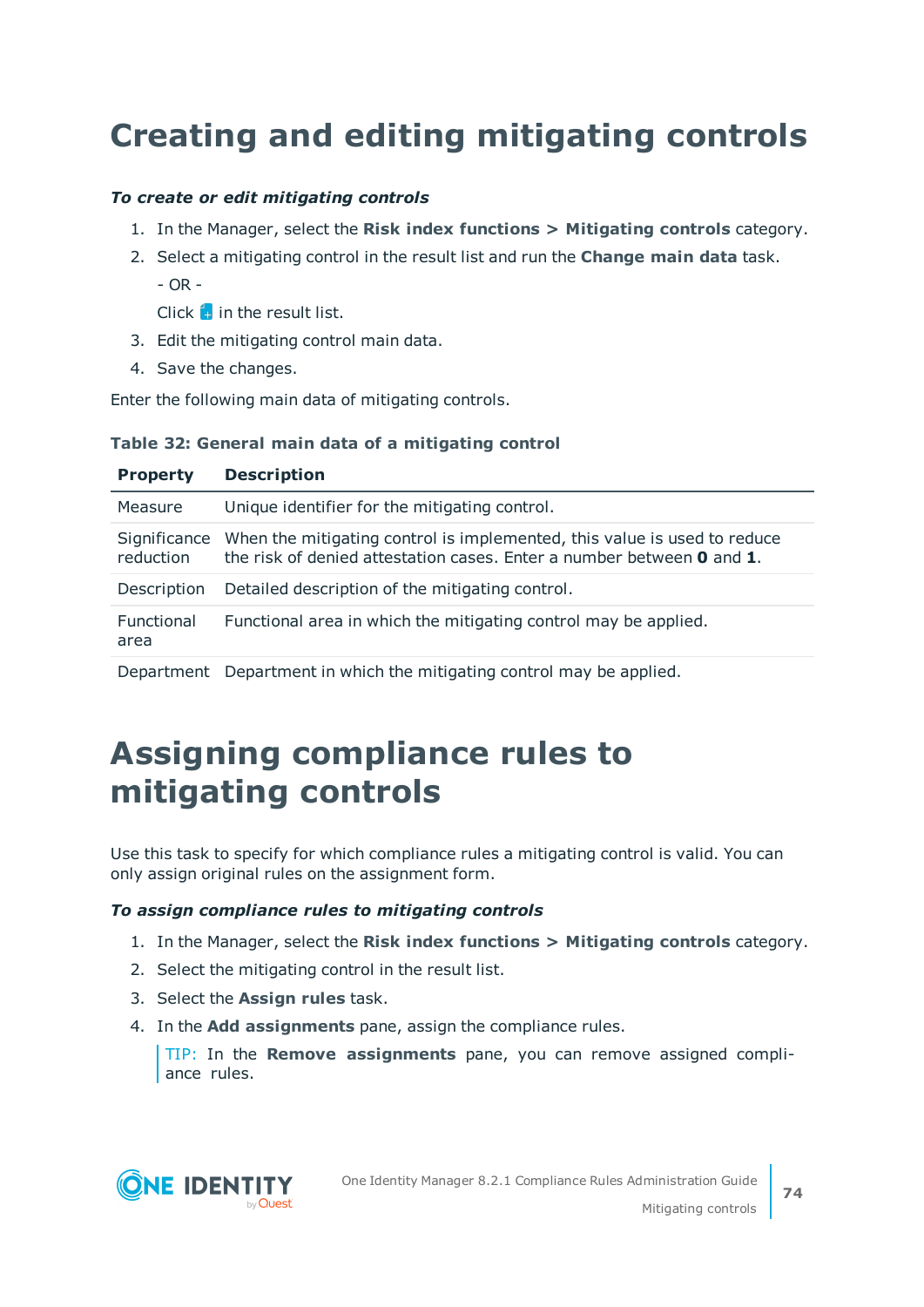# Creating and editing mitigating controls

***To create or edit mitigating controls***

1. In the Manager, select the **Risk index functions > Mitigating controls** category.
2. Select a mitigating control in the result list and run the **Change main data** task.

   - OR -

   Click in the result list.
3. Edit the mitigating control main data.
4. Save the changes.

Enter the following main data of mitigating controls.

**Table 32: General main data of a mitigating control**

| Property | Description |
|---|---|
| Measure | Unique identifier for the mitigating control. |
| Significance reduction | When the mitigating control is implemented, this value is used to reduce the risk of denied attestation cases. Enter a number between **0** and **1**. |
| Description | Detailed description of the mitigating control. |
| Functional area | Functional area in which the mitigating control may be applied. |
| Department | Department in which the mitigating control may be applied. |

# Assigning compliance rules to mitigating controls

Use this task to specify for which compliance rules a mitigating control is valid. You can only assign original rules on the assignment form.

***To assign compliance rules to mitigating controls***

1. In the Manager, select the **Risk index functions > Mitigating controls** category.
2. Select the mitigating control in the result list.
3. Select the **Assign rules** task.
4. In the **Add assignments** pane, assign the compliance rules.

   TIP: In the **Remove assignments** pane, you can remove assigned compliance rules.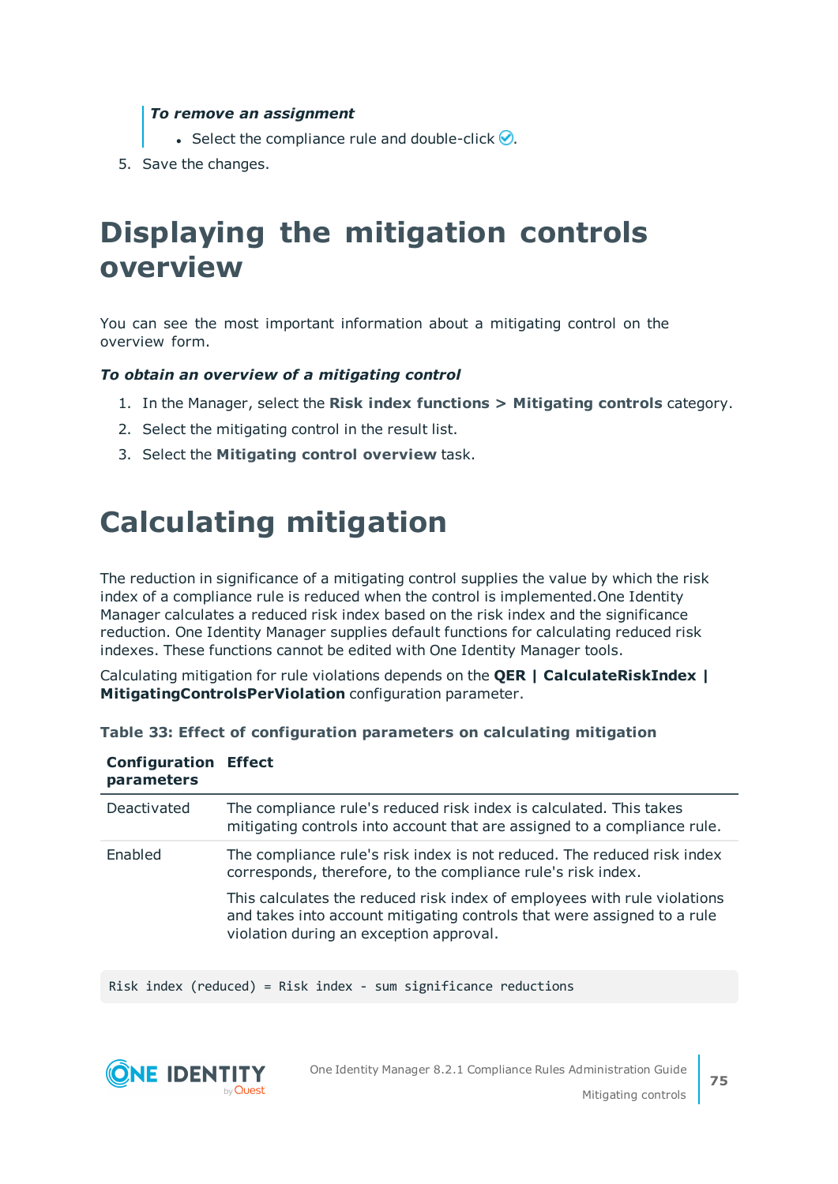*To remove an assignment*

- Select the compliance rule and double-click ✅.

5. Save the changes.

# Displaying the mitigation controls overview

You can see the most important information about a mitigating control on the overview form.

***To obtain an overview of a mitigating control***

1. In the Manager, select the **Risk index functions > Mitigating controls** category.
2. Select the mitigating control in the result list.
3. Select the **Mitigating control overview** task.

# Calculating mitigation

The reduction in significance of a mitigating control supplies the value by which the risk index of a compliance rule is reduced when the control is implemented.One Identity Manager calculates a reduced risk index based on the risk index and the significance reduction. One Identity Manager supplies default functions for calculating reduced risk indexes. These functions cannot be edited with One Identity Manager tools.

Calculating mitigation for rule violations depends on the **QER | CalculateRiskIndex | MitigatingControlsPerViolation** configuration parameter.

**Table 33: Effect of configuration parameters on calculating mitigation**

| Configuration parameters | Effect |
|---|---|
| Deactivated | The compliance rule's reduced risk index is calculated. This takes mitigating controls into account that are assigned to a compliance rule. |
| Enabled | The compliance rule's risk index is not reduced. The reduced risk index corresponds, therefore, to the compliance rule's risk index.<br><br>This calculates the reduced risk index of employees with rule violations and takes into account mitigating controls that were assigned to a rule violation during an exception approval. |

```
Risk index (reduced) = Risk index - sum significance reductions
```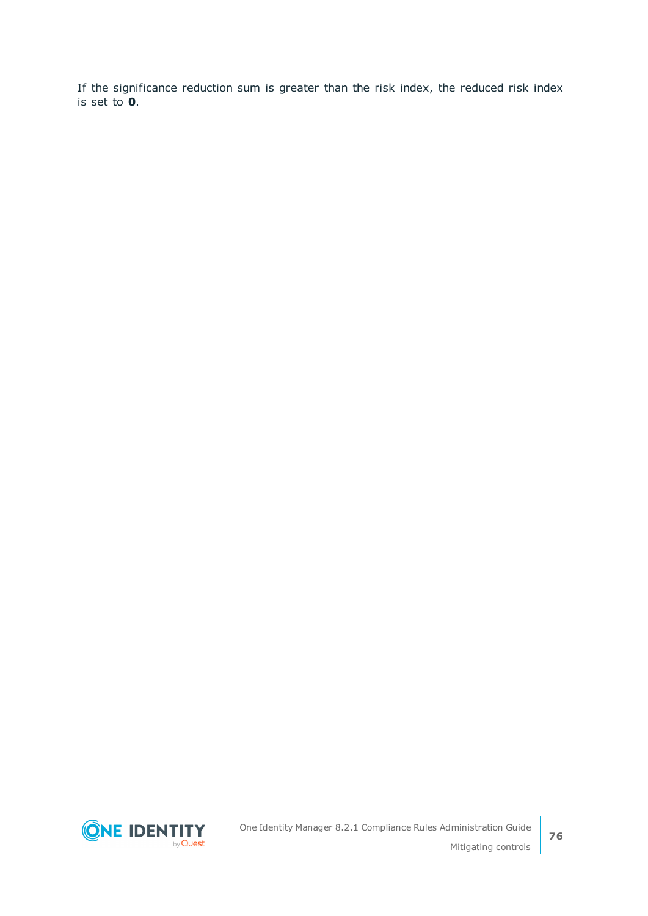If the significance reduction sum is greater than the risk index, the reduced risk index is set to **0**.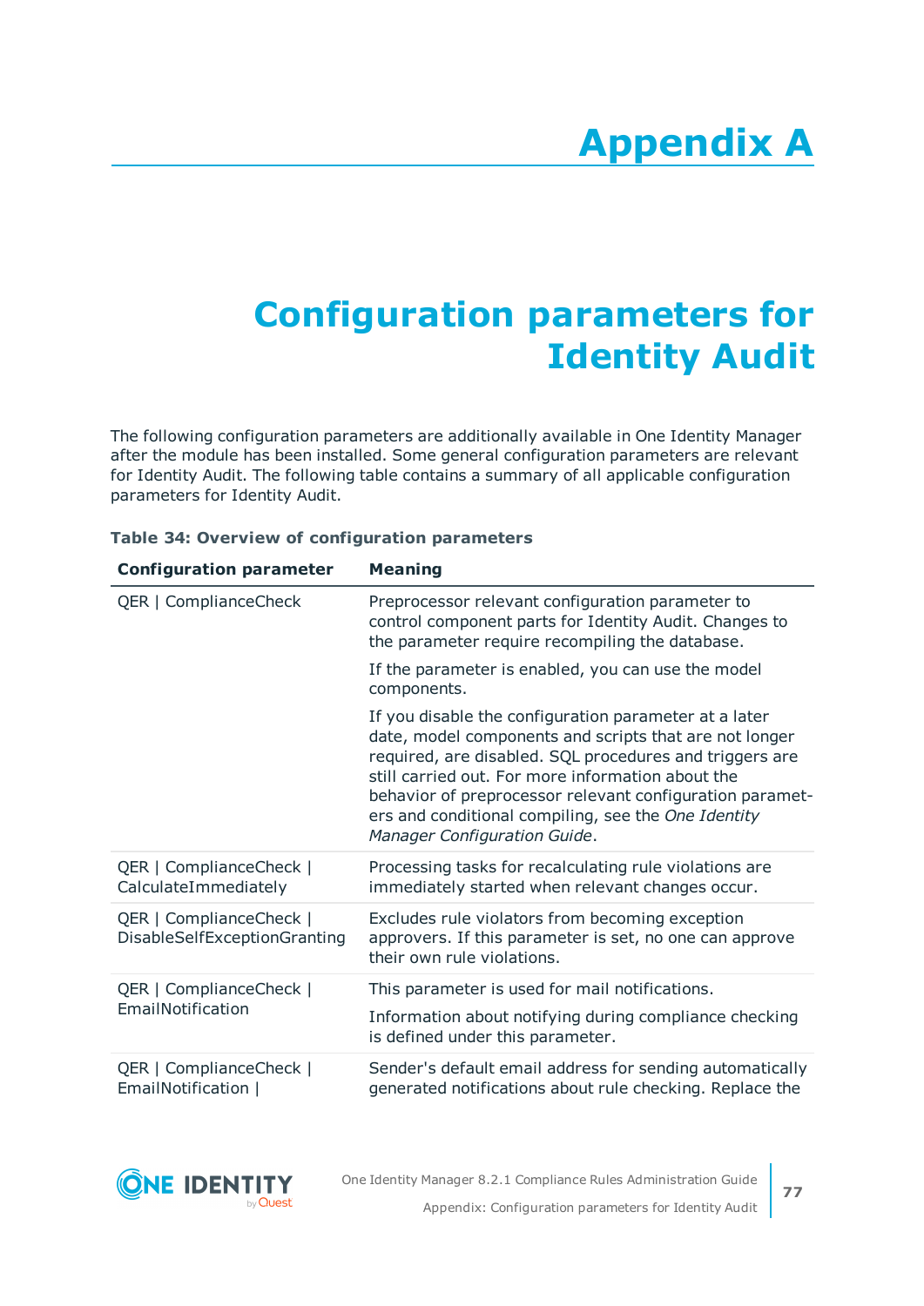# Appendix A

# Configuration parameters for Identity Audit

The following configuration parameters are additionally available in One Identity Manager after the module has been installed. Some general configuration parameters are relevant for Identity Audit. The following table contains a summary of all applicable configuration parameters for Identity Audit.

**Table 34: Overview of configuration parameters**

| Configuration parameter | Meaning |
|---|---|
| QER \| ComplianceCheck | Preprocessor relevant configuration parameter to control component parts for Identity Audit. Changes to the parameter require recompiling the database.<br><br>If the parameter is enabled, you can use the model components.<br><br>If you disable the configuration parameter at a later date, model components and scripts that are not longer required, are disabled. SQL procedures and triggers are still carried out. For more information about the behavior of preprocessor relevant configuration parameters and conditional compiling, see the *One Identity Manager Configuration Guide*. |
| QER \| ComplianceCheck \| CalculateImmediately | Processing tasks for recalculating rule violations are immediately started when relevant changes occur. |
| QER \| ComplianceCheck \| DisableSelfExceptionGranting | Excludes rule violators from becoming exception approvers. If this parameter is set, no one can approve their own rule violations. |
| QER \| ComplianceCheck \| EmailNotification | This parameter is used for mail notifications.<br><br>Information about notifying during compliance checking is defined under this parameter. |
| QER \| ComplianceCheck \| EmailNotification \| | Sender's default email address for sending automatically generated notifications about rule checking. Replace the |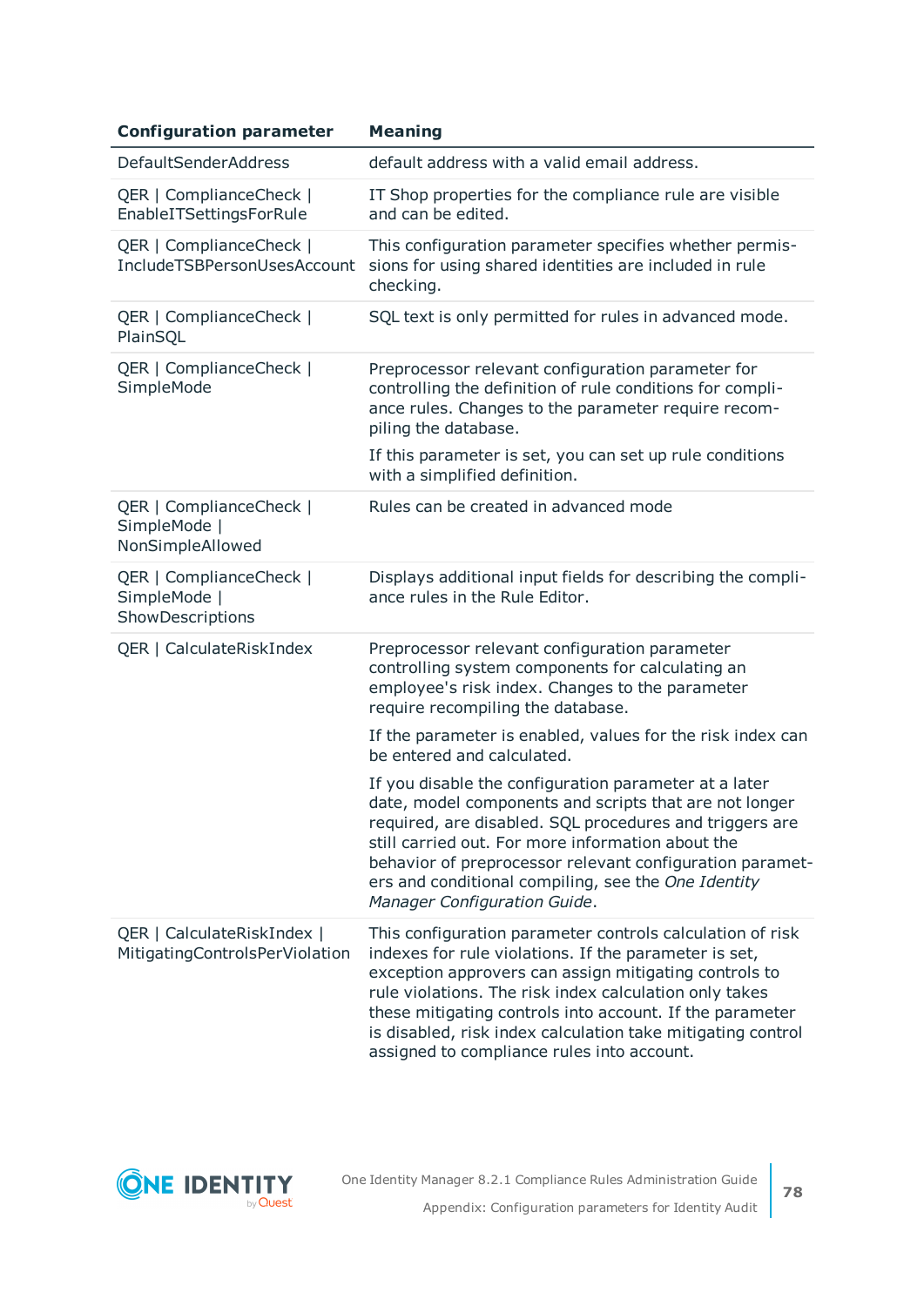| Configuration parameter | Meaning |
| --- | --- |
| DefaultSenderAddress | default address with a valid email address. |
| QER \| ComplianceCheck \| EnableITSettingsForRule | IT Shop properties for the compliance rule are visible and can be edited. |
| QER \| ComplianceCheck \| IncludeTSBPersonUsesAccount | This configuration parameter specifies whether permissions for using shared identities are included in rule checking. |
| QER \| ComplianceCheck \| PlainSQL | SQL text is only permitted for rules in advanced mode. |
| QER \| ComplianceCheck \| SimpleMode | Preprocessor relevant configuration parameter for controlling the definition of rule conditions for compliance rules. Changes to the parameter require recompiling the database.<br><br>If this parameter is set, you can set up rule conditions with a simplified definition. |
| QER \| ComplianceCheck \| SimpleMode \| NonSimpleAllowed | Rules can be created in advanced mode |
| QER \| ComplianceCheck \| SimpleMode \| ShowDescriptions | Displays additional input fields for describing the compliance rules in the Rule Editor. |
| QER \| CalculateRiskIndex | Preprocessor relevant configuration parameter controlling system components for calculating an employee's risk index. Changes to the parameter require recompiling the database.<br><br>If the parameter is enabled, values for the risk index can be entered and calculated.<br><br>If you disable the configuration parameter at a later date, model components and scripts that are not longer required, are disabled. SQL procedures and triggers are still carried out. For more information about the behavior of preprocessor relevant configuration parameters and conditional compiling, see the *One Identity Manager Configuration Guide*. |
| QER \| CalculateRiskIndex \| MitigatingControlsPerViolation | This configuration parameter controls calculation of risk indexes for rule violations. If the parameter is set, exception approvers can assign mitigating controls to rule violations. The risk index calculation only takes these mitigating controls into account. If the parameter is disabled, risk index calculation take mitigating control assigned to compliance rules into account. |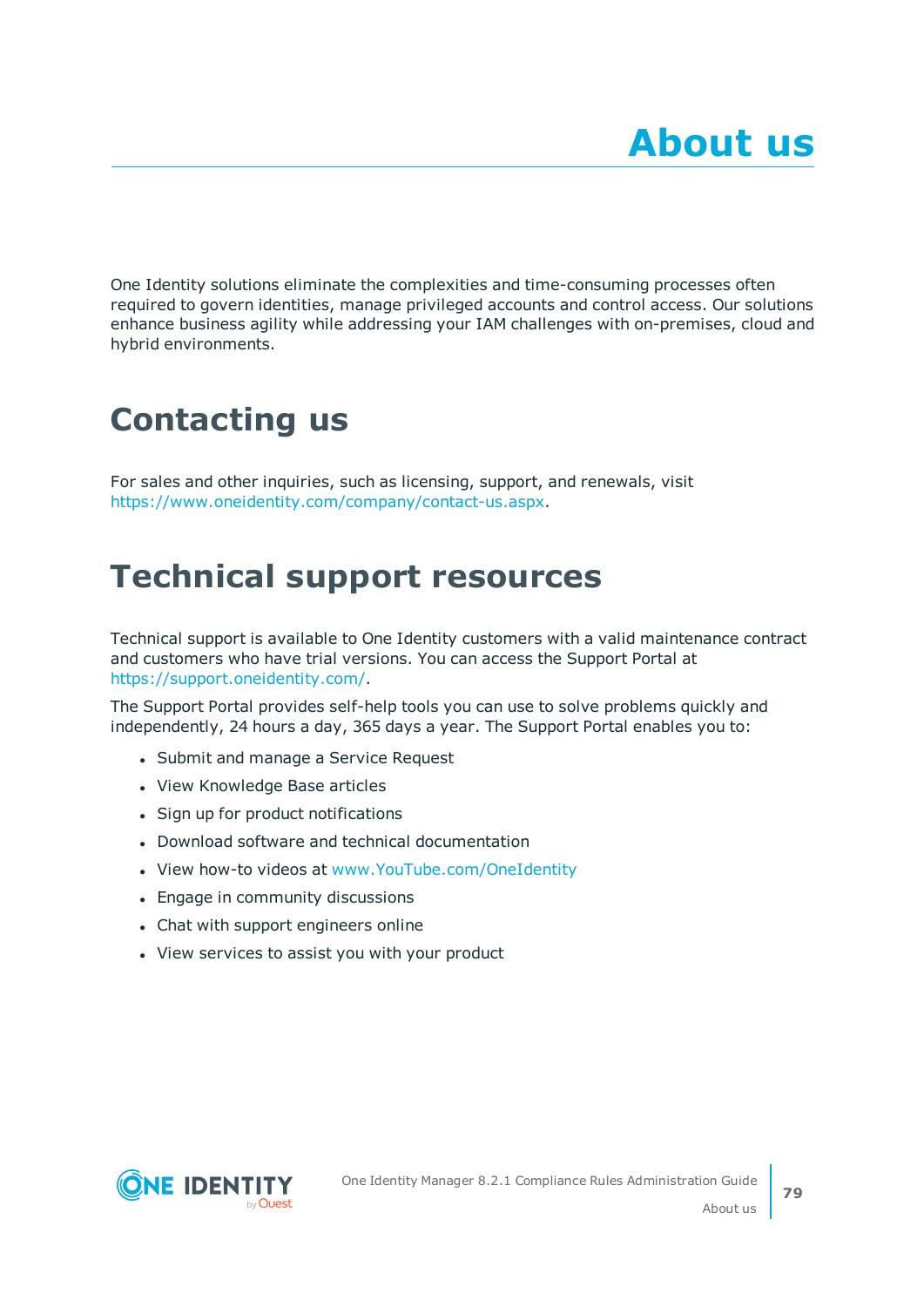# About us

One Identity solutions eliminate the complexities and time-consuming processes often required to govern identities, manage privileged accounts and control access. Our solutions enhance business agility while addressing your IAM challenges with on-premises, cloud and hybrid environments.

## Contacting us

For sales and other inquiries, such as licensing, support, and renewals, visit https://www.oneidentity.com/company/contact-us.aspx.

## Technical support resources

Technical support is available to One Identity customers with a valid maintenance contract and customers who have trial versions. You can access the Support Portal at https://support.oneidentity.com/.

The Support Portal provides self-help tools you can use to solve problems quickly and independently, 24 hours a day, 365 days a year. The Support Portal enables you to:

- Submit and manage a Service Request
- View Knowledge Base articles
- Sign up for product notifications
- Download software and technical documentation
- View how-to videos at www.YouTube.com/OneIdentity
- Engage in community discussions
- Chat with support engineers online
- View services to assist you with your product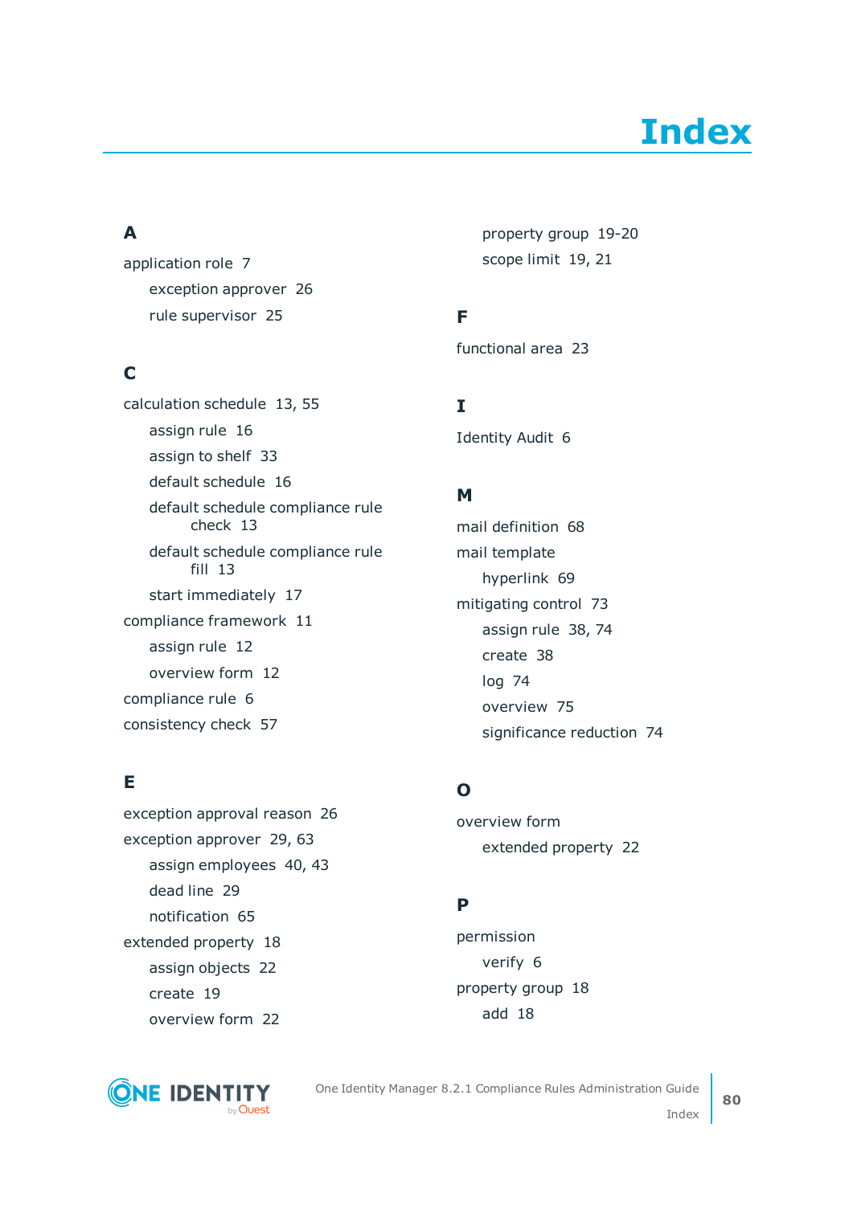# Index

## A

application role 7

- exception approver 26
- rule supervisor 25

## C

calculation schedule 13, 55

- assign rule 16
- assign to shelf 33
- default schedule 16
- default schedule compliance rule check 13
- default schedule compliance rule fill 13
- start immediately 17

compliance framework 11

- assign rule 12
- overview form 12

compliance rule 6

consistency check 57

## E

exception approval reason 26

exception approver 29, 63

- assign employees 40, 43
- dead line 29
- notification 65

extended property 18

- assign objects 22
- create 19
- overview form 22
- property group 19-20
- scope limit 19, 21

## F

functional area 23

## I

Identity Audit 6

## M

mail definition 68

mail template

- hyperlink 69

mitigating control 73

- assign rule 38, 74
- create 38
- log 74
- overview 75
- significance reduction 74

## O

overview form

- extended property 22

## P

permission

- verify 6

property group 18

- add 18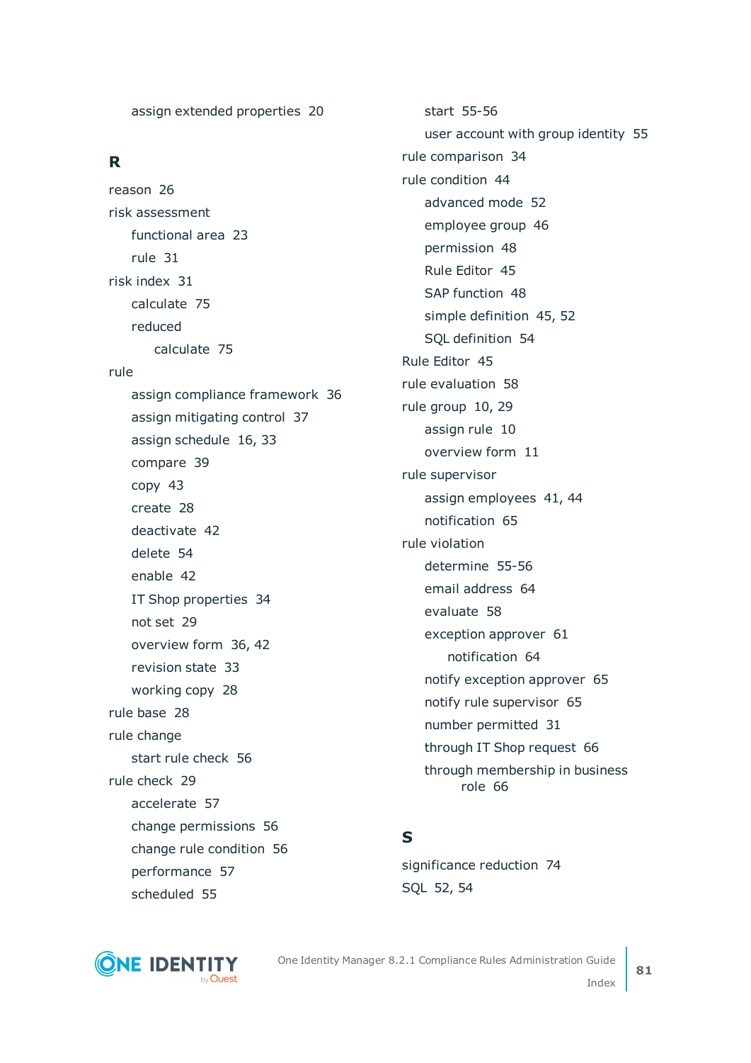assign extended properties 20

## R

reason 26

risk assessment

- functional area 23
- rule 31

risk index 31

- calculate 75
- reduced
  - calculate 75

rule

- assign compliance framework 36
- assign mitigating control 37
- assign schedule 16, 33
- compare 39
- copy 43
- create 28
- deactivate 42
- delete 54
- enable 42
- IT Shop properties 34
- not set 29
- overview form 36, 42
- revision state 33
- working copy 28

rule base 28

rule change

- start rule check 56

rule check 29

- accelerate 57
- change permissions 56
- change rule condition 56
- performance 57
- scheduled 55
- start 55-56
- user account with group identity 55

rule comparison 34

rule condition 44

- advanced mode 52
- employee group 46
- permission 48
- Rule Editor 45
- SAP function 48
- simple definition 45, 52
- SQL definition 54

Rule Editor 45

rule evaluation 58

rule group 10, 29

- assign rule 10
- overview form 11

rule supervisor

- assign employees 41, 44
- notification 65

rule violation

- determine 55-56
- email address 64
- evaluate 58
- exception approver 61
  - notification 64
- notify exception approver 65
- notify rule supervisor 65
- number permitted 31
- through IT Shop request 66
- through membership in business role 66

## S

significance reduction 74

SQL 52, 54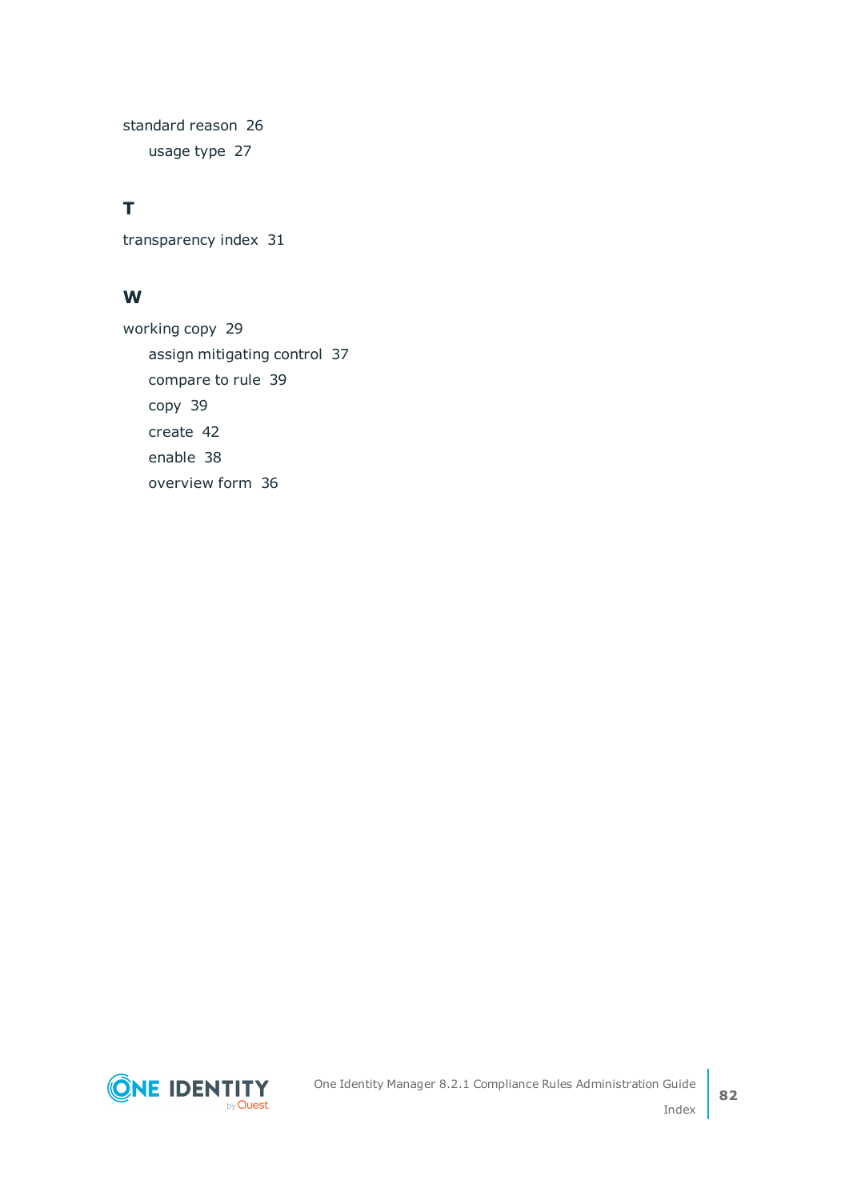standard reason 26

- usage type 27

## T

transparency index 31

## W

working copy 29

- assign mitigating control 37
- compare to rule 39
- copy 39
- create 42
- enable 38
- overview form 36